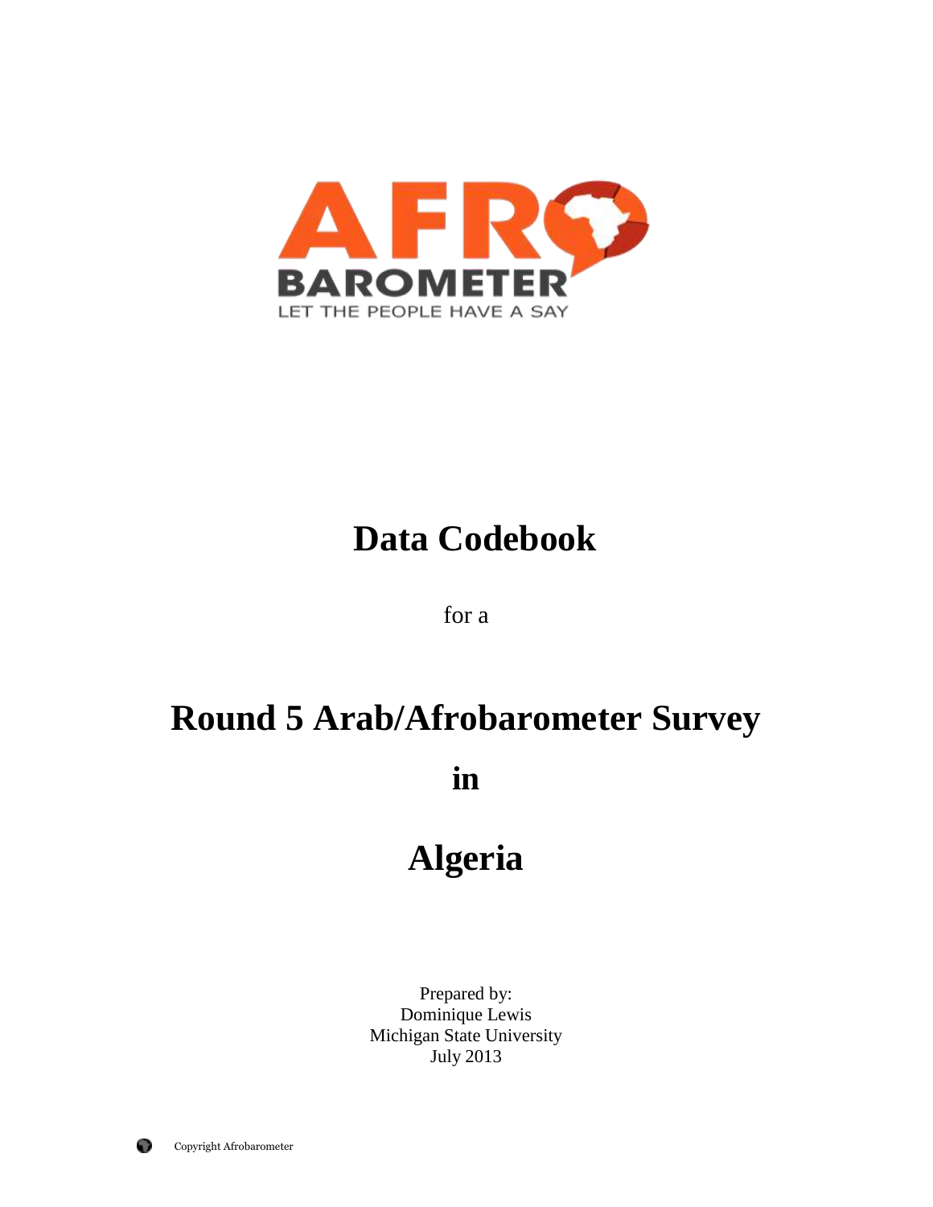AFRO BAROMETER
LET THE PEOPLE HAVE A SAY

# Data Codebook

for a

# Round 5 Arab/Afrobarometer Survey

# in

# Algeria

Prepared by:
Dominique Lewis
Michigan State University
July 2013

Copyright Afrobarometer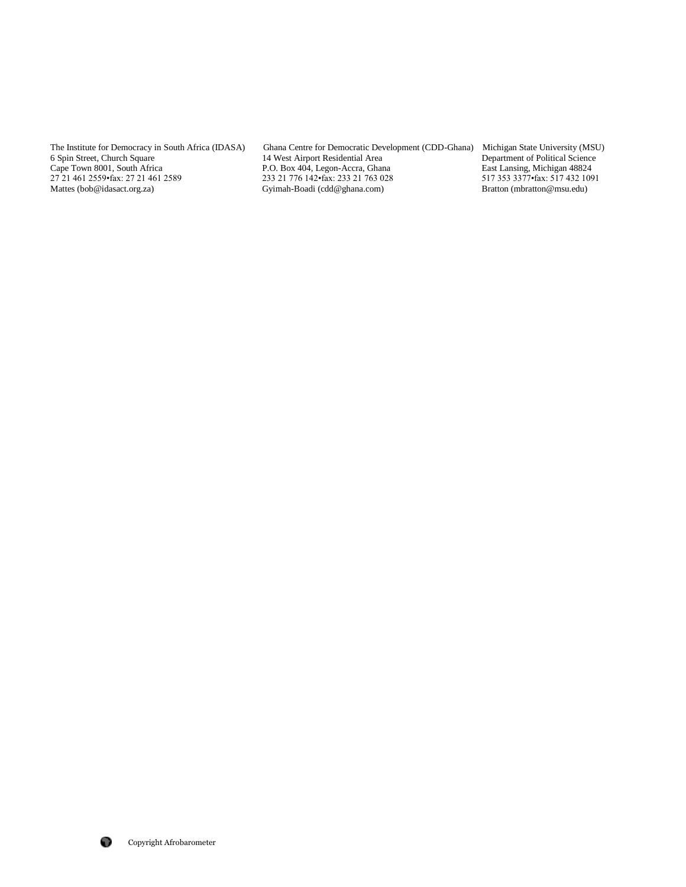The Institute for Democracy in South Africa (IDASA)
6 Spin Street, Church Square
Cape Town 8001, South Africa
27 21 461 2559•fax: 27 21 461 2589
Mattes (bob@idasact.org.za)

Ghana Centre for Democratic Development (CDD-Ghana)
14 West Airport Residential Area
P.O. Box 404, Legon-Accra, Ghana
233 21 776 142•fax: 233 21 763 028
Gyimah-Boadi (cdd@ghana.com)

Michigan State University (MSU)
Department of Political Science
East Lansing, Michigan 48824
517 353 3377•fax: 517 432 1091
Bratton (mbratton@msu.edu)

Copyright Afrobarometer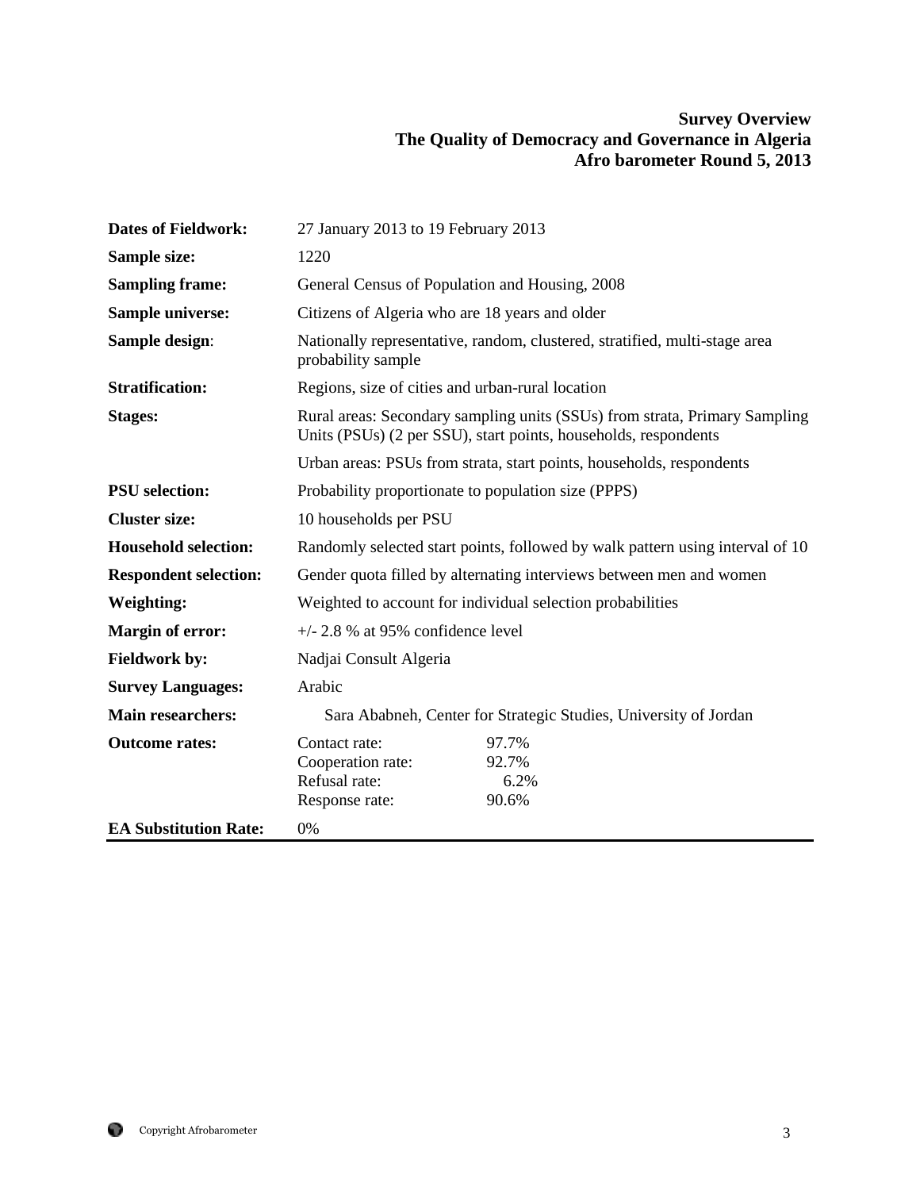## Survey Overview
## The Quality of Democracy and Governance in Algeria
## Afro barometer Round 5, 2013

| | |
|---|---|
| **Dates of Fieldwork:** | 27 January 2013 to 19 February 2013 |
| **Sample size:** | 1220 |
| **Sampling frame:** | General Census of Population and Housing, 2008 |
| **Sample universe:** | Citizens of Algeria who are 18 years and older |
| **Sample design**: | Nationally representative, random, clustered, stratified, multi-stage area probability sample |
| **Stratification:** | Regions, size of cities and urban-rural location |
| **Stages:** | Rural areas: Secondary sampling units (SSUs) from strata, Primary Sampling Units (PSUs) (2 per SSU), start points, households, respondents |
| | Urban areas: PSUs from strata, start points, households, respondents |
| **PSU selection:** | Probability proportionate to population size (PPPS) |
| **Cluster size:** | 10 households per PSU |
| **Household selection:** | Randomly selected start points, followed by walk pattern using interval of 10 |
| **Respondent selection:** | Gender quota filled by alternating interviews between men and women |
| **Weighting:** | Weighted to account for individual selection probabilities |
| **Margin of error:** | +/- 2.8 % at 95% confidence level |
| **Fieldwork by:** | Nadjai Consult Algeria |
| **Survey Languages:** | Arabic |
| **Main researchers:** | Sara Ababneh, Center for Strategic Studies, University of Jordan |
| **Outcome rates:** | Contact rate: 97.7%<br>Cooperation rate: 92.7%<br>Refusal rate: 6.2%<br>Response rate: 90.6% |
| **EA Substitution Rate:** | 0% |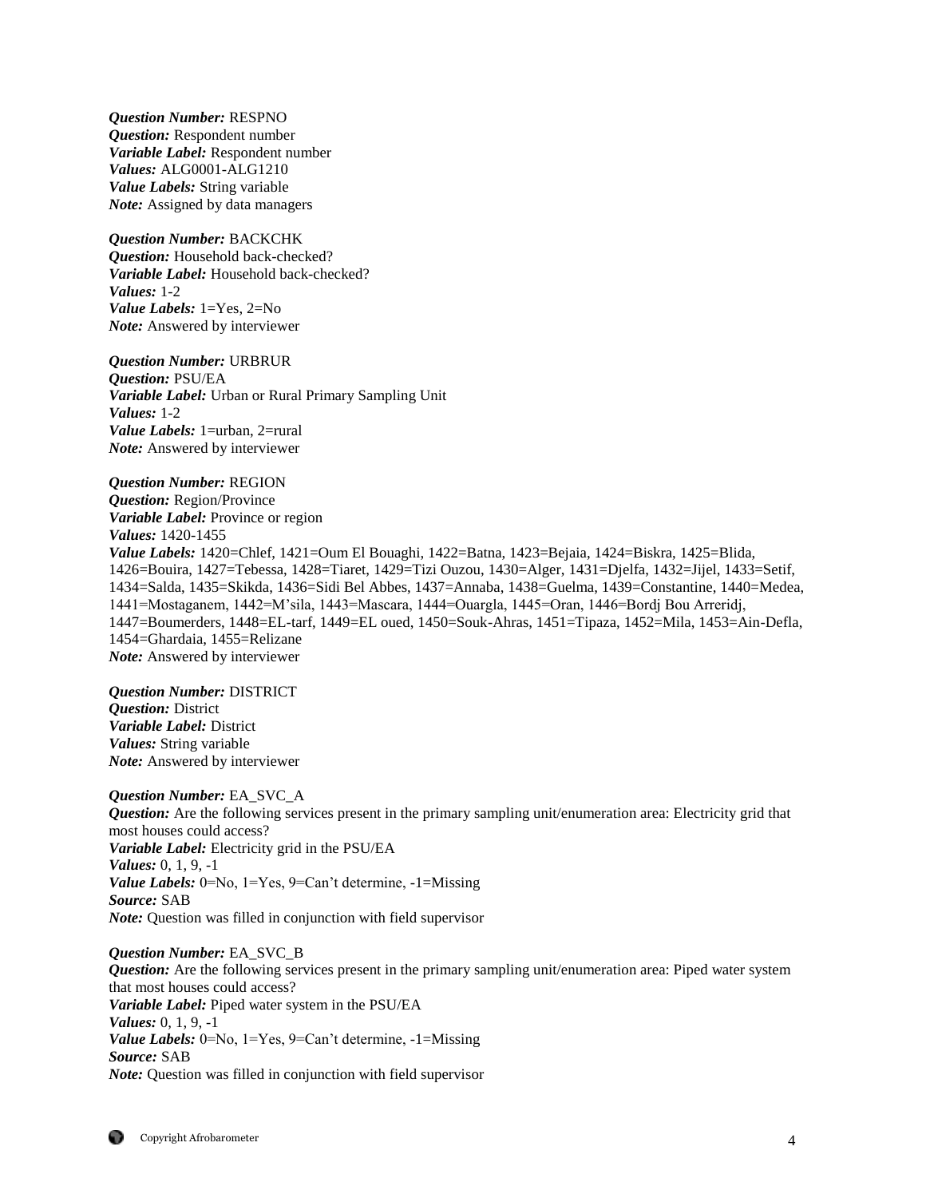***Question Number:*** RESPNO
***Question:*** Respondent number
***Variable Label:*** Respondent number
***Values:*** ALG0001-ALG1210
***Value Labels:*** String variable
***Note:*** Assigned by data managers

***Question Number:*** BACKCHK
***Question:*** Household back-checked?
***Variable Label:*** Household back-checked?
***Values:*** 1-2
***Value Labels:*** 1=Yes, 2=No
***Note:*** Answered by interviewer

***Question Number:*** URBRUR
***Question:*** PSU/EA
***Variable Label:*** Urban or Rural Primary Sampling Unit
***Values:*** 1-2
***Value Labels:*** 1=urban, 2=rural
***Note:*** Answered by interviewer

***Question Number:*** REGION
***Question:*** Region/Province
***Variable Label:*** Province or region
***Values:*** 1420-1455
***Value Labels:*** 1420=Chlef, 1421=Oum El Bouaghi, 1422=Batna, 1423=Bejaia, 1424=Biskra, 1425=Blida, 1426=Bouira, 1427=Tebessa, 1428=Tiaret, 1429=Tizi Ouzou, 1430=Alger, 1431=Djelfa, 1432=Jijel, 1433=Setif, 1434=Salda, 1435=Skikda, 1436=Sidi Bel Abbes, 1437=Annaba, 1438=Guelma, 1439=Constantine, 1440=Medea, 1441=Mostaganem, 1442=M'sila, 1443=Mascara, 1444=Ouargla, 1445=Oran, 1446=Bordj Bou Arreridj, 1447=Boumerders, 1448=EL-tarf, 1449=EL oued, 1450=Souk-Ahras, 1451=Tipaza, 1452=Mila, 1453=Ain-Defla, 1454=Ghardaia, 1455=Relizane
***Note:*** Answered by interviewer

***Question Number:*** DISTRICT
***Question:*** District
***Variable Label:*** District
***Values:*** String variable
***Note:*** Answered by interviewer

***Question Number:*** EA_SVC_A
***Question:*** Are the following services present in the primary sampling unit/enumeration area: Electricity grid that most houses could access?
***Variable Label:*** Electricity grid in the PSU/EA
***Values:*** 0, 1, 9, -1
***Value Labels:*** 0=No, 1=Yes, 9=Can't determine, -1=Missing
***Source:*** SAB
***Note:*** Question was filled in conjunction with field supervisor

***Question Number:*** EA_SVC_B
***Question:*** Are the following services present in the primary sampling unit/enumeration area: Piped water system that most houses could access?
***Variable Label:*** Piped water system in the PSU/EA
***Values:*** 0, 1, 9, -1
***Value Labels:*** 0=No, 1=Yes, 9=Can't determine, -1=Missing
***Source:*** SAB
***Note:*** Question was filled in conjunction with field supervisor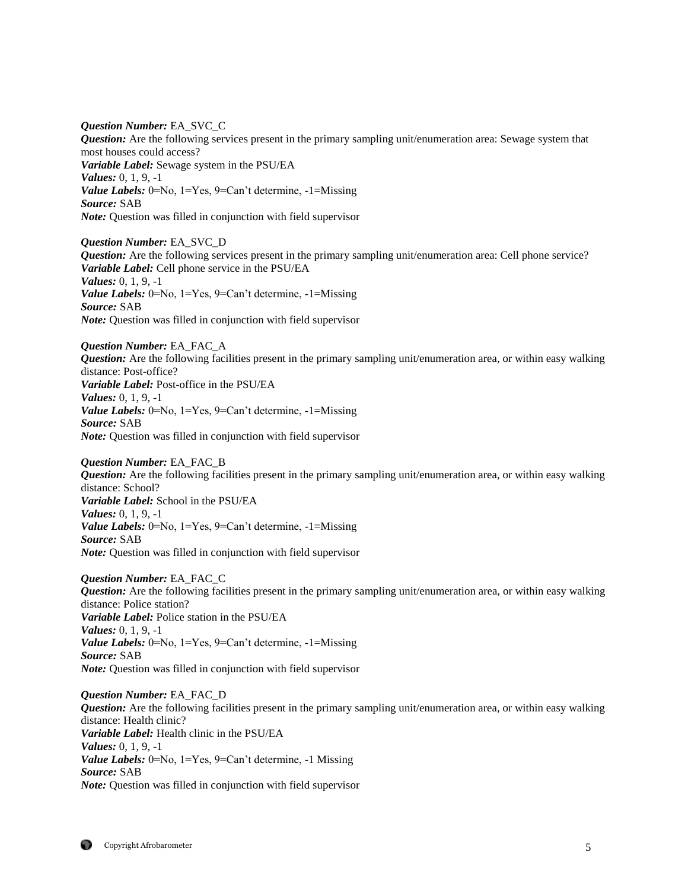***Question Number:*** EA_SVC_C
***Question:*** Are the following services present in the primary sampling unit/enumeration area: Sewage system that most houses could access?
***Variable Label:*** Sewage system in the PSU/EA
***Values:*** 0, 1, 9, -1
***Value Labels:*** 0=No, 1=Yes, 9=Can't determine, -1=Missing
***Source:*** SAB
***Note:*** Question was filled in conjunction with field supervisor

***Question Number:*** EA_SVC_D
***Question:*** Are the following services present in the primary sampling unit/enumeration area: Cell phone service?
***Variable Label:*** Cell phone service in the PSU/EA
***Values:*** 0, 1, 9, -1
***Value Labels:*** 0=No, 1=Yes, 9=Can't determine, -1=Missing
***Source:*** SAB
***Note:*** Question was filled in conjunction with field supervisor

***Question Number:*** EA_FAC_A
***Question:*** Are the following facilities present in the primary sampling unit/enumeration area, or within easy walking distance: Post-office?
***Variable Label:*** Post-office in the PSU/EA
***Values:*** 0, 1, 9, -1
***Value Labels:*** 0=No, 1=Yes, 9=Can't determine, -1=Missing
***Source:*** SAB
***Note:*** Question was filled in conjunction with field supervisor

***Question Number:*** EA_FAC_B
***Question:*** Are the following facilities present in the primary sampling unit/enumeration area, or within easy walking distance: School?
***Variable Label:*** School in the PSU/EA
***Values:*** 0, 1, 9, -1
***Value Labels:*** 0=No, 1=Yes, 9=Can't determine, -1=Missing
***Source:*** SAB
***Note:*** Question was filled in conjunction with field supervisor

***Question Number:*** EA_FAC_C
***Question:*** Are the following facilities present in the primary sampling unit/enumeration area, or within easy walking distance: Police station?
***Variable Label:*** Police station in the PSU/EA
***Values:*** 0, 1, 9, -1
***Value Labels:*** 0=No, 1=Yes, 9=Can't determine, -1=Missing
***Source:*** SAB
***Note:*** Question was filled in conjunction with field supervisor

***Question Number:*** EA_FAC_D
***Question:*** Are the following facilities present in the primary sampling unit/enumeration area, or within easy walking distance: Health clinic?
***Variable Label:*** Health clinic in the PSU/EA
***Values:*** 0, 1, 9, -1
***Value Labels:*** 0=No, 1=Yes, 9=Can't determine, -1 Missing
***Source:*** SAB
***Note:*** Question was filled in conjunction with field supervisor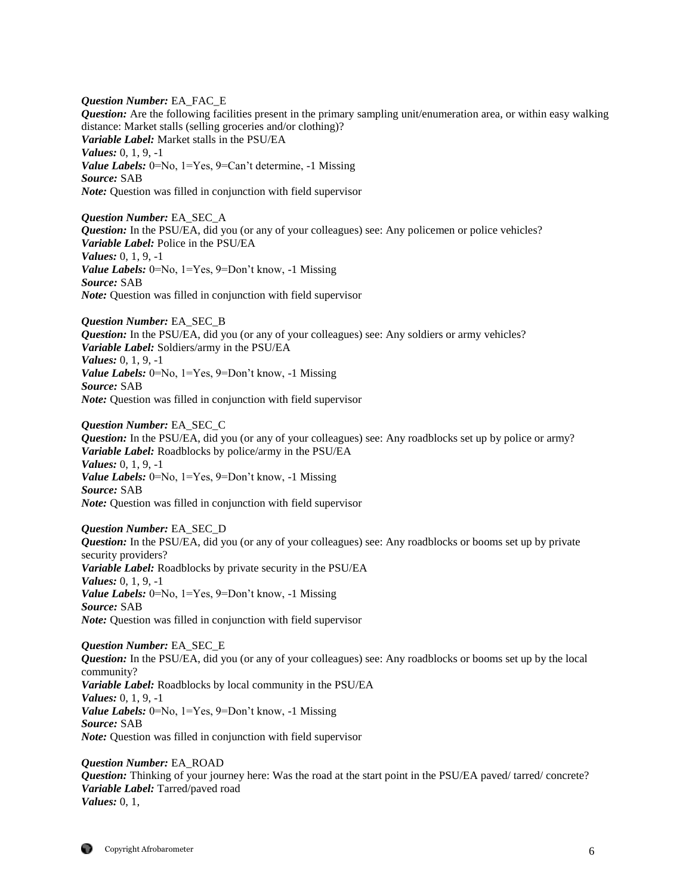***Question Number:*** EA_FAC_E
***Question:*** Are the following facilities present in the primary sampling unit/enumeration area, or within easy walking distance: Market stalls (selling groceries and/or clothing)?
***Variable Label:*** Market stalls in the PSU/EA
***Values:*** 0, 1, 9, -1
***Value Labels:*** 0=No, 1=Yes, 9=Can't determine, -1 Missing
***Source:*** SAB
***Note:*** Question was filled in conjunction with field supervisor

***Question Number:*** EA_SEC_A
***Question:*** In the PSU/EA, did you (or any of your colleagues) see: Any policemen or police vehicles?
***Variable Label:*** Police in the PSU/EA
***Values:*** 0, 1, 9, -1
***Value Labels:*** 0=No, 1=Yes, 9=Don't know, -1 Missing
***Source:*** SAB
***Note:*** Question was filled in conjunction with field supervisor

***Question Number:*** EA_SEC_B
***Question:*** In the PSU/EA, did you (or any of your colleagues) see: Any soldiers or army vehicles?
***Variable Label:*** Soldiers/army in the PSU/EA
***Values:*** 0, 1, 9, -1
***Value Labels:*** 0=No, 1=Yes, 9=Don't know, -1 Missing
***Source:*** SAB
***Note:*** Question was filled in conjunction with field supervisor

***Question Number:*** EA_SEC_C
***Question:*** In the PSU/EA, did you (or any of your colleagues) see: Any roadblocks set up by police or army?
***Variable Label:*** Roadblocks by police/army in the PSU/EA
***Values:*** 0, 1, 9, -1
***Value Labels:*** 0=No, 1=Yes, 9=Don't know, -1 Missing
***Source:*** SAB
***Note:*** Question was filled in conjunction with field supervisor

***Question Number:*** EA_SEC_D
***Question:*** In the PSU/EA, did you (or any of your colleagues) see: Any roadblocks or booms set up by private security providers?
***Variable Label:*** Roadblocks by private security in the PSU/EA
***Values:*** 0, 1, 9, -1
***Value Labels:*** 0=No, 1=Yes, 9=Don't know, -1 Missing
***Source:*** SAB
***Note:*** Question was filled in conjunction with field supervisor

***Question Number:*** EA_SEC_E
***Question:*** In the PSU/EA, did you (or any of your colleagues) see: Any roadblocks or booms set up by the local community?
***Variable Label:*** Roadblocks by local community in the PSU/EA
***Values:*** 0, 1, 9, -1
***Value Labels:*** 0=No, 1=Yes, 9=Don't know, -1 Missing
***Source:*** SAB
***Note:*** Question was filled in conjunction with field supervisor

***Question Number:*** EA_ROAD
***Question:*** Thinking of your journey here: Was the road at the start point in the PSU/EA paved/ tarred/ concrete?
***Variable Label:*** Tarred/paved road
***Values:*** 0, 1,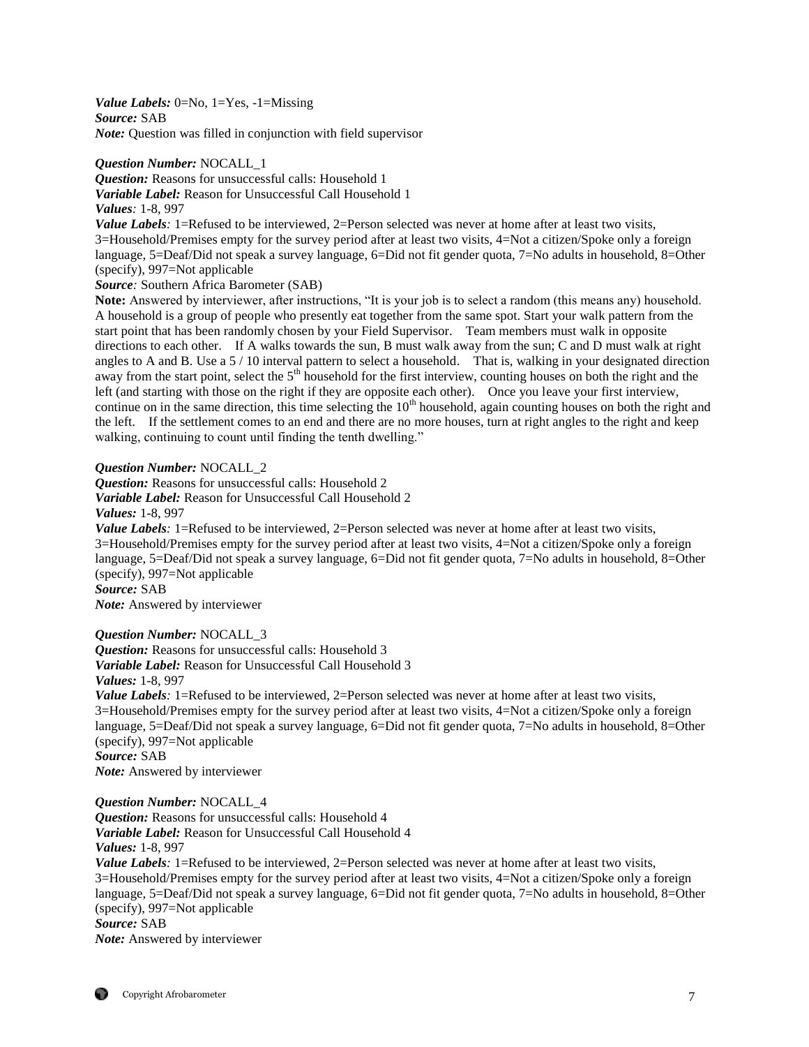***Value Labels:*** 0=No, 1=Yes, -1=Missing
***Source:*** SAB
***Note:*** Question was filled in conjunction with field supervisor

***Question Number:*** NOCALL_1
***Question:*** Reasons for unsuccessful calls: Household 1
***Variable Label:*** Reason for Unsuccessful Call Household 1
***Values:*** 1-8, 997
***Value Labels:*** 1=Refused to be interviewed, 2=Person selected was never at home after at least two visits, 3=Household/Premises empty for the survey period after at least two visits, 4=Not a citizen/Spoke only a foreign language, 5=Deaf/Did not speak a survey language, 6=Did not fit gender quota, 7=No adults in household, 8=Other (specify), 997=Not applicable
***Source:*** Southern Africa Barometer (SAB)
**Note:** Answered by interviewer, after instructions, "It is your job is to select a random (this means any) household. A household is a group of people who presently eat together from the same spot. Start your walk pattern from the start point that has been randomly chosen by your Field Supervisor. Team members must walk in opposite directions to each other. If A walks towards the sun, B must walk away from the sun; C and D must walk at right angles to A and B. Use a 5 / 10 interval pattern to select a household. That is, walking in your designated direction away from the start point, select the 5th household for the first interview, counting houses on both the right and the left (and starting with those on the right if they are opposite each other). Once you leave your first interview, continue on in the same direction, this time selecting the 10th household, again counting houses on both the right and the left. If the settlement comes to an end and there are no more houses, turn at right angles to the right and keep walking, continuing to count until finding the tenth dwelling."

***Question Number:*** NOCALL_2
***Question:*** Reasons for unsuccessful calls: Household 2
***Variable Label:*** Reason for Unsuccessful Call Household 2
***Values:*** 1-8, 997
***Value Labels:*** 1=Refused to be interviewed, 2=Person selected was never at home after at least two visits, 3=Household/Premises empty for the survey period after at least two visits, 4=Not a citizen/Spoke only a foreign language, 5=Deaf/Did not speak a survey language, 6=Did not fit gender quota, 7=No adults in household, 8=Other (specify), 997=Not applicable
***Source:*** SAB
***Note:*** Answered by interviewer

***Question Number:*** NOCALL_3
***Question:*** Reasons for unsuccessful calls: Household 3
***Variable Label:*** Reason for Unsuccessful Call Household 3
***Values:*** 1-8, 997
***Value Labels:*** 1=Refused to be interviewed, 2=Person selected was never at home after at least two visits, 3=Household/Premises empty for the survey period after at least two visits, 4=Not a citizen/Spoke only a foreign language, 5=Deaf/Did not speak a survey language, 6=Did not fit gender quota, 7=No adults in household, 8=Other (specify), 997=Not applicable
***Source:*** SAB
***Note:*** Answered by interviewer

***Question Number:*** NOCALL_4
***Question:*** Reasons for unsuccessful calls: Household 4
***Variable Label:*** Reason for Unsuccessful Call Household 4
***Values:*** 1-8, 997
***Value Labels:*** 1=Refused to be interviewed, 2=Person selected was never at home after at least two visits, 3=Household/Premises empty for the survey period after at least two visits, 4=Not a citizen/Spoke only a foreign language, 5=Deaf/Did not speak a survey language, 6=Did not fit gender quota, 7=No adults in household, 8=Other (specify), 997=Not applicable
***Source:*** SAB
***Note:*** Answered by interviewer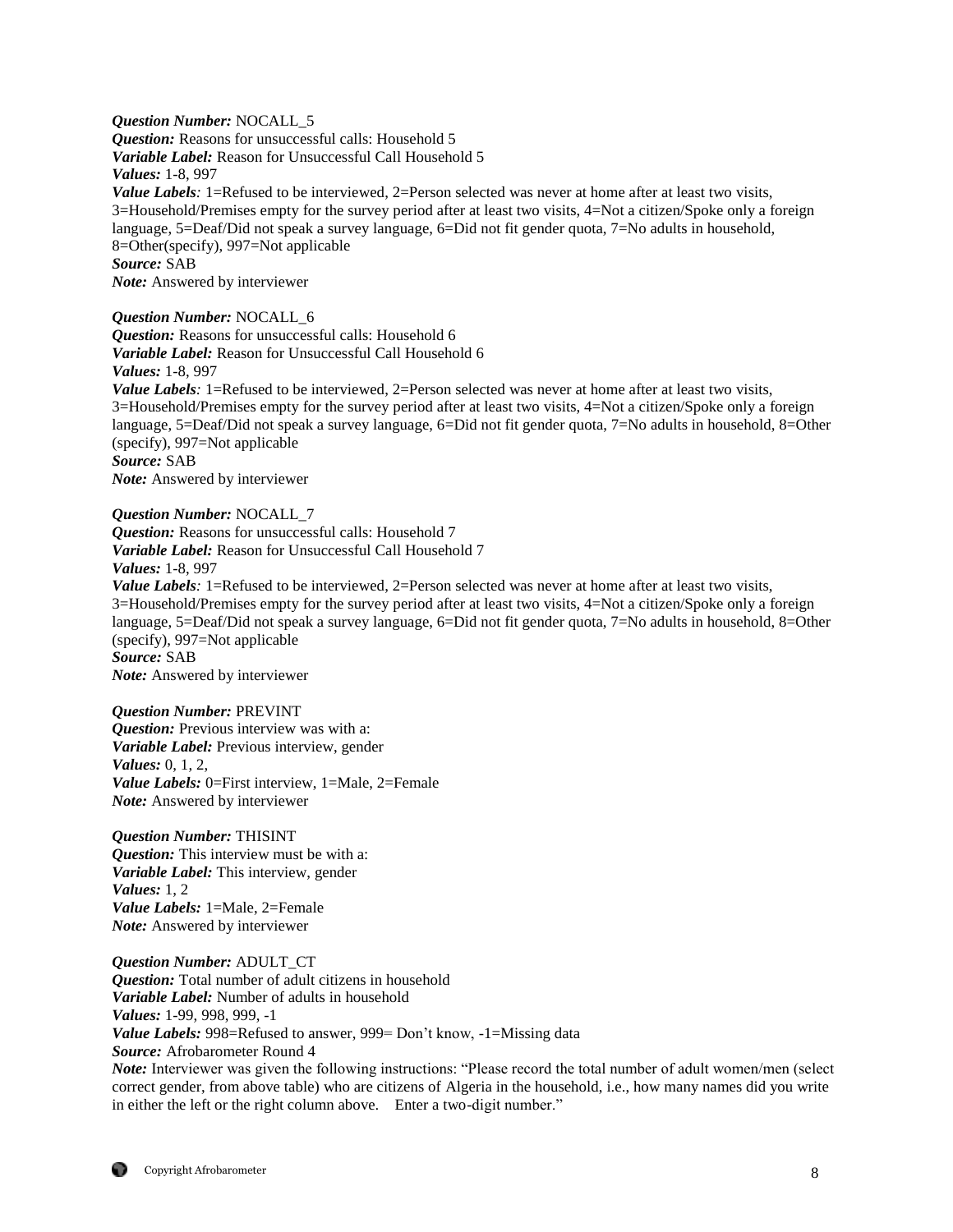***Question Number:*** NOCALL_5
***Question:*** Reasons for unsuccessful calls: Household 5
***Variable Label:*** Reason for Unsuccessful Call Household 5
***Values:*** 1-8, 997
***Value Labels**:* 1=Refused to be interviewed, 2=Person selected was never at home after at least two visits, 3=Household/Premises empty for the survey period after at least two visits, 4=Not a citizen/Spoke only a foreign language, 5=Deaf/Did not speak a survey language, 6=Did not fit gender quota, 7=No adults in household, 8=Other(specify), 997=Not applicable
***Source:*** SAB
***Note:*** Answered by interviewer

***Question Number:*** NOCALL_6
***Question:*** Reasons for unsuccessful calls: Household 6
***Variable Label:*** Reason for Unsuccessful Call Household 6
***Values:*** 1-8, 997
***Value Labels**:* 1=Refused to be interviewed, 2=Person selected was never at home after at least two visits, 3=Household/Premises empty for the survey period after at least two visits, 4=Not a citizen/Spoke only a foreign language, 5=Deaf/Did not speak a survey language, 6=Did not fit gender quota, 7=No adults in household, 8=Other (specify), 997=Not applicable
***Source:*** SAB
***Note:*** Answered by interviewer

***Question Number:*** NOCALL_7
***Question:*** Reasons for unsuccessful calls: Household 7
***Variable Label:*** Reason for Unsuccessful Call Household 7
***Values:*** 1-8, 997
***Value Labels**:* 1=Refused to be interviewed, 2=Person selected was never at home after at least two visits, 3=Household/Premises empty for the survey period after at least two visits, 4=Not a citizen/Spoke only a foreign language, 5=Deaf/Did not speak a survey language, 6=Did not fit gender quota, 7=No adults in household, 8=Other (specify), 997=Not applicable
***Source:*** SAB
***Note:*** Answered by interviewer

***Question Number:*** PREVINT
***Question:*** Previous interview was with a:
***Variable Label:*** Previous interview, gender
***Values:*** 0, 1, 2,
***Value Labels:*** 0=First interview, 1=Male, 2=Female
***Note:*** Answered by interviewer

***Question Number:*** THISINT
***Question:*** This interview must be with a:
***Variable Label:*** This interview, gender
***Values:*** 1, 2
***Value Labels:*** 1=Male, 2=Female
***Note:*** Answered by interviewer

***Question Number:*** ADULT_CT
***Question:*** Total number of adult citizens in household
***Variable Label:*** Number of adults in household
***Values:*** 1-99, 998, 999, -1
***Value Labels:*** 998=Refused to answer, 999= Don't know, -1=Missing data
***Source:*** Afrobarometer Round 4
***Note:*** Interviewer was given the following instructions: "Please record the total number of adult women/men (select correct gender, from above table) who are citizens of Algeria in the household, i.e., how many names did you write in either the left or the right column above. Enter a two-digit number."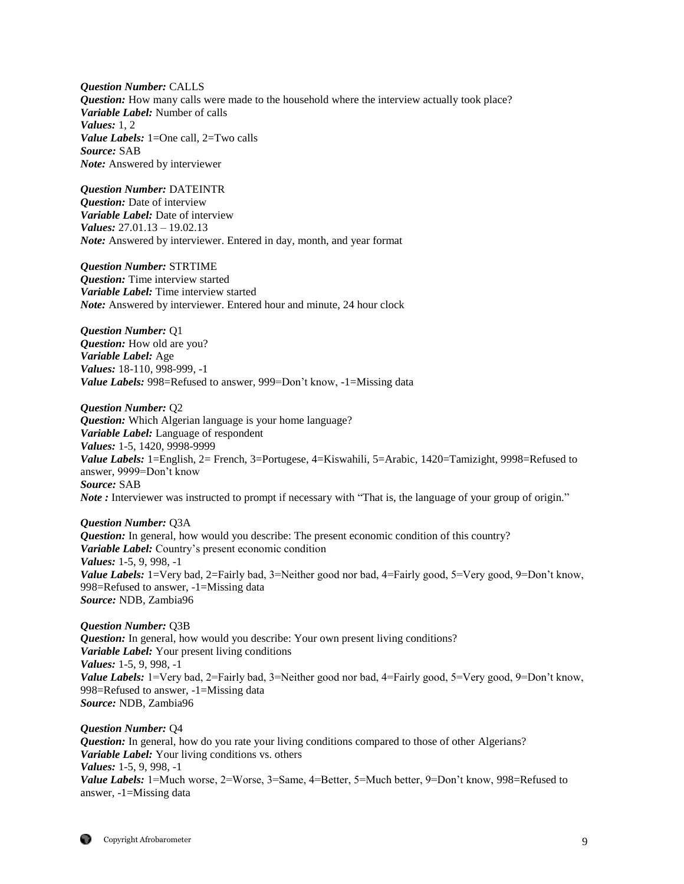***Question Number:*** CALLS
***Question:*** How many calls were made to the household where the interview actually took place?
***Variable Label:*** Number of calls
***Values:*** 1, 2
***Value Labels:*** 1=One call, 2=Two calls
***Source:*** SAB
***Note:*** Answered by interviewer

***Question Number:*** DATEINTR
***Question:*** Date of interview
***Variable Label:*** Date of interview
***Values:*** 27.01.13 – 19.02.13
***Note:*** Answered by interviewer. Entered in day, month, and year format

***Question Number:*** STRTIME
***Question:*** Time interview started
***Variable Label:*** Time interview started
***Note:*** Answered by interviewer. Entered hour and minute, 24 hour clock

***Question Number:*** Q1
***Question:*** How old are you?
***Variable Label:*** Age
***Values:*** 18-110, 998-999, -1
***Value Labels:*** 998=Refused to answer, 999=Don't know, -1=Missing data

***Question Number:*** Q2
***Question:*** Which Algerian language is your home language?
***Variable Label:*** Language of respondent
***Values:*** 1-5, 1420, 9998-9999
***Value Labels:*** 1=English, 2= French, 3=Portugese, 4=Kiswahili, 5=Arabic, 1420=Tamizight, 9998=Refused to answer, 9999=Don't know
***Source:*** SAB
***Note :*** Interviewer was instructed to prompt if necessary with "That is, the language of your group of origin."

***Question Number:*** Q3A
***Question:*** In general, how would you describe: The present economic condition of this country?
***Variable Label:*** Country's present economic condition
***Values:*** 1-5, 9, 998, -1
***Value Labels:*** 1=Very bad, 2=Fairly bad, 3=Neither good nor bad, 4=Fairly good, 5=Very good, 9=Don't know, 998=Refused to answer, -1=Missing data
***Source:*** NDB, Zambia96

***Question Number:*** Q3B
***Question:*** In general, how would you describe: Your own present living conditions?
***Variable Label:*** Your present living conditions
***Values:*** 1-5, 9, 998, -1
***Value Labels:*** 1=Very bad, 2=Fairly bad, 3=Neither good nor bad, 4=Fairly good, 5=Very good, 9=Don't know, 998=Refused to answer, -1=Missing data
***Source:*** NDB, Zambia96

***Question Number:*** Q4
***Question:*** In general, how do you rate your living conditions compared to those of other Algerians?
***Variable Label:*** Your living conditions vs. others
***Values:*** 1-5, 9, 998, -1
***Value Labels:*** 1=Much worse, 2=Worse, 3=Same, 4=Better, 5=Much better, 9=Don't know, 998=Refused to answer, -1=Missing data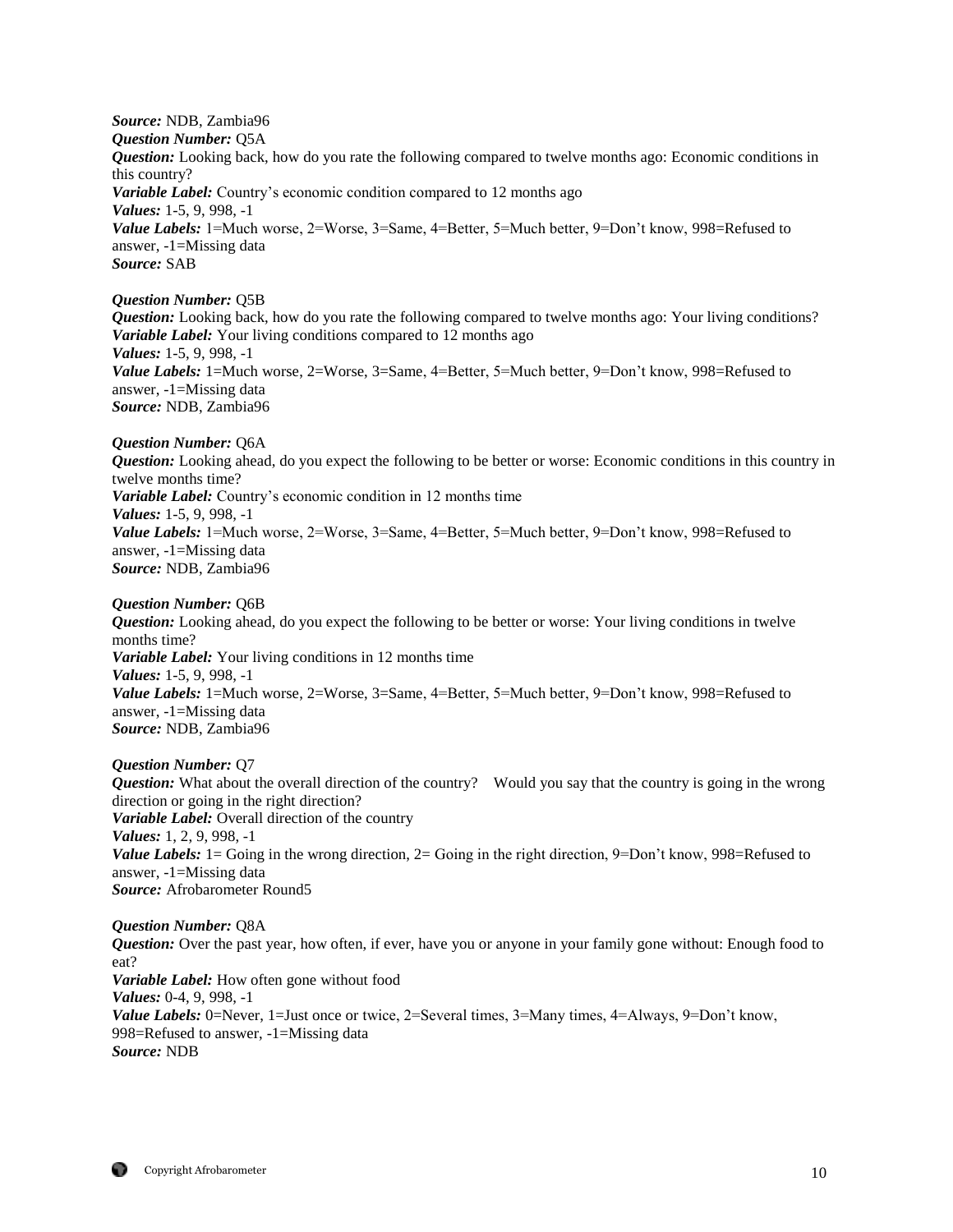***Source:*** NDB, Zambia96
***Question Number:*** Q5A
***Question:*** Looking back, how do you rate the following compared to twelve months ago: Economic conditions in this country?
***Variable Label:*** Country's economic condition compared to 12 months ago
***Values:*** 1-5, 9, 998, -1
***Value Labels:*** 1=Much worse, 2=Worse, 3=Same, 4=Better, 5=Much better, 9=Don't know, 998=Refused to answer, -1=Missing data
***Source:*** SAB

***Question Number:*** Q5B
***Question:*** Looking back, how do you rate the following compared to twelve months ago: Your living conditions?
***Variable Label:*** Your living conditions compared to 12 months ago
***Values:*** 1-5, 9, 998, -1
***Value Labels:*** 1=Much worse, 2=Worse, 3=Same, 4=Better, 5=Much better, 9=Don't know, 998=Refused to answer, -1=Missing data
***Source:*** NDB, Zambia96

***Question Number:*** Q6A
***Question:*** Looking ahead, do you expect the following to be better or worse: Economic conditions in this country in twelve months time?
***Variable Label:*** Country's economic condition in 12 months time
***Values:*** 1-5, 9, 998, -1
***Value Labels:*** 1=Much worse, 2=Worse, 3=Same, 4=Better, 5=Much better, 9=Don't know, 998=Refused to answer, -1=Missing data
***Source:*** NDB, Zambia96

***Question Number:*** Q6B
***Question:*** Looking ahead, do you expect the following to be better or worse: Your living conditions in twelve months time?
***Variable Label:*** Your living conditions in 12 months time
***Values:*** 1-5, 9, 998, -1
***Value Labels:*** 1=Much worse, 2=Worse, 3=Same, 4=Better, 5=Much better, 9=Don't know, 998=Refused to answer, -1=Missing data
***Source:*** NDB, Zambia96

***Question Number:*** Q7
***Question:*** What about the overall direction of the country? Would you say that the country is going in the wrong direction or going in the right direction?
***Variable Label:*** Overall direction of the country
***Values:*** 1, 2, 9, 998, -1
***Value Labels:*** 1= Going in the wrong direction, 2= Going in the right direction, 9=Don't know, 998=Refused to answer, -1=Missing data
***Source:*** Afrobarometer Round5

***Question Number:*** Q8A
***Question:*** Over the past year, how often, if ever, have you or anyone in your family gone without: Enough food to eat?
***Variable Label:*** How often gone without food
***Values:*** 0-4, 9, 998, -1
***Value Labels:*** 0=Never, 1=Just once or twice, 2=Several times, 3=Many times, 4=Always, 9=Don't know, 998=Refused to answer, -1=Missing data
***Source:*** NDB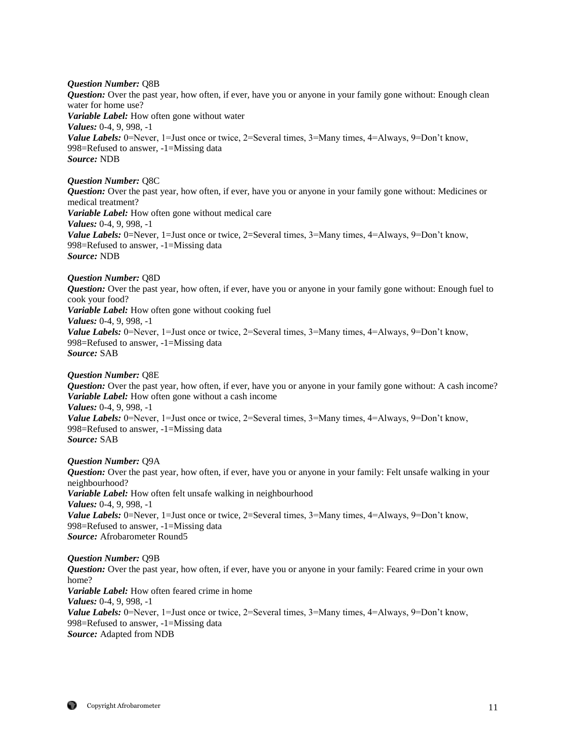***Question Number:*** Q8B
***Question:*** Over the past year, how often, if ever, have you or anyone in your family gone without: Enough clean water for home use?
***Variable Label:*** How often gone without water
***Values:*** 0-4, 9, 998, -1
***Value Labels:*** 0=Never, 1=Just once or twice, 2=Several times, 3=Many times, 4=Always, 9=Don't know, 998=Refused to answer, -1=Missing data
***Source:*** NDB

***Question Number:*** Q8C
***Question:*** Over the past year, how often, if ever, have you or anyone in your family gone without: Medicines or medical treatment?
***Variable Label:*** How often gone without medical care
***Values:*** 0-4, 9, 998, -1
***Value Labels:*** 0=Never, 1=Just once or twice, 2=Several times, 3=Many times, 4=Always, 9=Don't know, 998=Refused to answer, -1=Missing data
***Source:*** NDB

***Question Number:*** Q8D
***Question:*** Over the past year, how often, if ever, have you or anyone in your family gone without: Enough fuel to cook your food?
***Variable Label:*** How often gone without cooking fuel
***Values:*** 0-4, 9, 998, -1
***Value Labels:*** 0=Never, 1=Just once or twice, 2=Several times, 3=Many times, 4=Always, 9=Don't know, 998=Refused to answer, -1=Missing data
***Source:*** SAB

***Question Number:*** Q8E
***Question:*** Over the past year, how often, if ever, have you or anyone in your family gone without: A cash income?
***Variable Label:*** How often gone without a cash income
***Values:*** 0-4, 9, 998, -1
***Value Labels:*** 0=Never, 1=Just once or twice, 2=Several times, 3=Many times, 4=Always, 9=Don't know, 998=Refused to answer, -1=Missing data
***Source:*** SAB

***Question Number:*** Q9A
***Question:*** Over the past year, how often, if ever, have you or anyone in your family: Felt unsafe walking in your neighbourhood?
***Variable Label:*** How often felt unsafe walking in neighbourhood
***Values:*** 0-4, 9, 998, -1
***Value Labels:*** 0=Never, 1=Just once or twice, 2=Several times, 3=Many times, 4=Always, 9=Don't know, 998=Refused to answer, -1=Missing data
***Source:*** Afrobarometer Round5

***Question Number:*** Q9B
***Question:*** Over the past year, how often, if ever, have you or anyone in your family: Feared crime in your own home?
***Variable Label:*** How often feared crime in home
***Values:*** 0-4, 9, 998, -1
***Value Labels:*** 0=Never, 1=Just once or twice, 2=Several times, 3=Many times, 4=Always, 9=Don't know, 998=Refused to answer, -1=Missing data
***Source:*** Adapted from NDB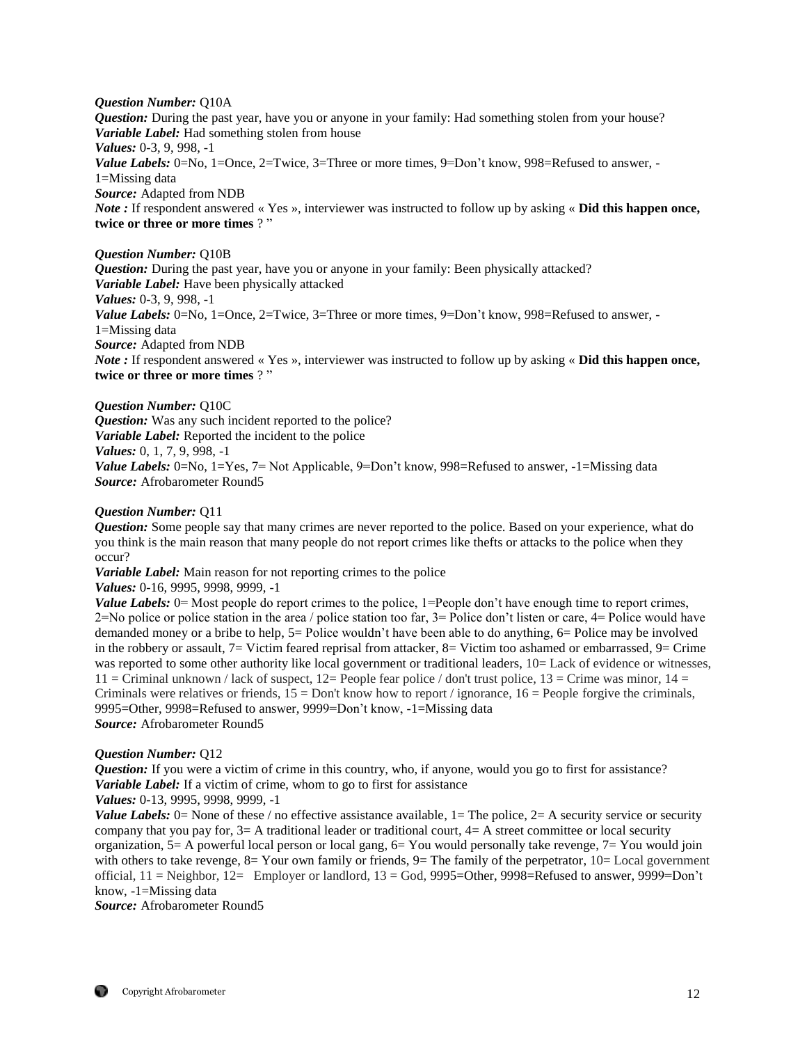***Question Number:*** Q10A
***Question:*** During the past year, have you or anyone in your family: Had something stolen from your house?
***Variable Label:*** Had something stolen from house
***Values:*** 0-3, 9, 998, -1
***Value Labels:*** 0=No, 1=Once, 2=Twice, 3=Three or more times, 9=Don't know, 998=Refused to answer, -1=Missing data
***Source:*** Adapted from NDB
***Note :*** If respondent answered « Yes », interviewer was instructed to follow up by asking « **Did this happen once, twice or three or more times** ? "

***Question Number:*** Q10B
***Question:*** During the past year, have you or anyone in your family: Been physically attacked?
***Variable Label:*** Have been physically attacked
***Values:*** 0-3, 9, 998, -1
***Value Labels:*** 0=No, 1=Once, 2=Twice, 3=Three or more times, 9=Don't know, 998=Refused to answer, -1=Missing data
***Source:*** Adapted from NDB
***Note :*** If respondent answered « Yes », interviewer was instructed to follow up by asking « **Did this happen once, twice or three or more times** ? "

***Question Number:*** Q10C
***Question:*** Was any such incident reported to the police?
***Variable Label:*** Reported the incident to the police
***Values:*** 0, 1, 7, 9, 998, -1
***Value Labels:*** 0=No, 1=Yes, 7= Not Applicable, 9=Don't know, 998=Refused to answer, -1=Missing data
***Source:*** Afrobarometer Round5

***Question Number:*** Q11
***Question:*** Some people say that many crimes are never reported to the police. Based on your experience, what do you think is the main reason that many people do not report crimes like thefts or attacks to the police when they occur?
***Variable Label:*** Main reason for not reporting crimes to the police
***Values:*** 0-16, 9995, 9998, 9999, -1
***Value Labels:*** 0= Most people do report crimes to the police, 1=People don't have enough time to report crimes, 2=No police or police station in the area / police station too far, 3= Police don't listen or care, 4= Police would have demanded money or a bribe to help, 5= Police wouldn't have been able to do anything, 6= Police may be involved in the robbery or assault, 7= Victim feared reprisal from attacker, 8= Victim too ashamed or embarrassed, 9= Crime was reported to some other authority like local government or traditional leaders, 10= Lack of evidence or witnesses, 11 = Criminal unknown / lack of suspect, 12= People fear police / don't trust police, 13 = Crime was minor, 14 = Criminals were relatives or friends, 15 = Don't know how to report / ignorance, 16 = People forgive the criminals, 9995=Other, 9998=Refused to answer, 9999=Don't know, -1=Missing data
***Source:*** Afrobarometer Round5

***Question Number:*** Q12
***Question:*** If you were a victim of crime in this country, who, if anyone, would you go to first for assistance?
***Variable Label:*** If a victim of crime, whom to go to first for assistance
***Values:*** 0-13, 9995, 9998, 9999, -1
***Value Labels:*** 0= None of these / no effective assistance available, 1= The police, 2= A security service or security company that you pay for, 3= A traditional leader or traditional court, 4= A street committee or local security organization, 5= A powerful local person or local gang, 6= You would personally take revenge, 7= You would join with others to take revenge, 8= Your own family or friends, 9= The family of the perpetrator, 10= Local government official, 11 = Neighbor, 12= Employer or landlord, 13 = God, 9995=Other, 9998=Refused to answer, 9999=Don't know, -1=Missing data
***Source:*** Afrobarometer Round5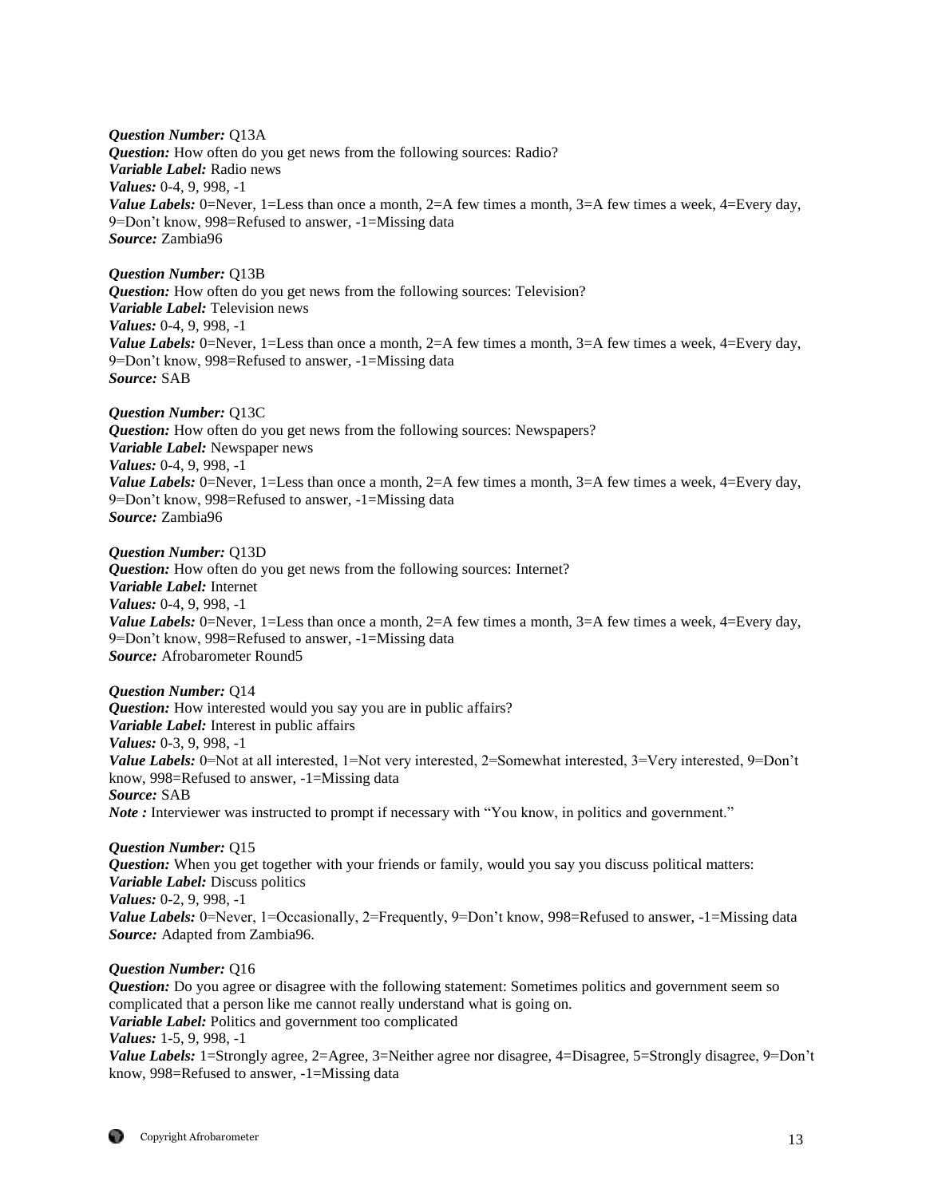***Question Number:*** Q13A
***Question:*** How often do you get news from the following sources: Radio?
***Variable Label:*** Radio news
***Values:*** 0-4, 9, 998, -1
***Value Labels:*** 0=Never, 1=Less than once a month, 2=A few times a month, 3=A few times a week, 4=Every day, 9=Don't know, 998=Refused to answer, -1=Missing data
***Source:*** Zambia96

***Question Number:*** Q13B
***Question:*** How often do you get news from the following sources: Television?
***Variable Label:*** Television news
***Values:*** 0-4, 9, 998, -1
***Value Labels:*** 0=Never, 1=Less than once a month, 2=A few times a month, 3=A few times a week, 4=Every day, 9=Don't know, 998=Refused to answer, -1=Missing data
***Source:*** SAB

***Question Number:*** Q13C
***Question:*** How often do you get news from the following sources: Newspapers?
***Variable Label:*** Newspaper news
***Values:*** 0-4, 9, 998, -1
***Value Labels:*** 0=Never, 1=Less than once a month, 2=A few times a month, 3=A few times a week, 4=Every day, 9=Don't know, 998=Refused to answer, -1=Missing data
***Source:*** Zambia96

***Question Number:*** Q13D
***Question:*** How often do you get news from the following sources: Internet?
***Variable Label:*** Internet
***Values:*** 0-4, 9, 998, -1
***Value Labels:*** 0=Never, 1=Less than once a month, 2=A few times a month, 3=A few times a week, 4=Every day, 9=Don't know, 998=Refused to answer, -1=Missing data
***Source:*** Afrobarometer Round5

***Question Number:*** Q14
***Question:*** How interested would you say you are in public affairs?
***Variable Label:*** Interest in public affairs
***Values:*** 0-3, 9, 998, -1
***Value Labels:*** 0=Not at all interested, 1=Not very interested, 2=Somewhat interested, 3=Very interested, 9=Don't know, 998=Refused to answer, -1=Missing data
***Source:*** SAB
***Note :*** Interviewer was instructed to prompt if necessary with "You know, in politics and government."

***Question Number:*** Q15
***Question:*** When you get together with your friends or family, would you say you discuss political matters:
***Variable Label:*** Discuss politics
***Values:*** 0-2, 9, 998, -1
***Value Labels:*** 0=Never, 1=Occasionally, 2=Frequently, 9=Don't know, 998=Refused to answer, -1=Missing data
***Source:*** Adapted from Zambia96.

***Question Number:*** Q16
***Question:*** Do you agree or disagree with the following statement: Sometimes politics and government seem so complicated that a person like me cannot really understand what is going on.
***Variable Label:*** Politics and government too complicated
***Values:*** 1-5, 9, 998, -1
***Value Labels:*** 1=Strongly agree, 2=Agree, 3=Neither agree nor disagree, 4=Disagree, 5=Strongly disagree, 9=Don't know, 998=Refused to answer, -1=Missing data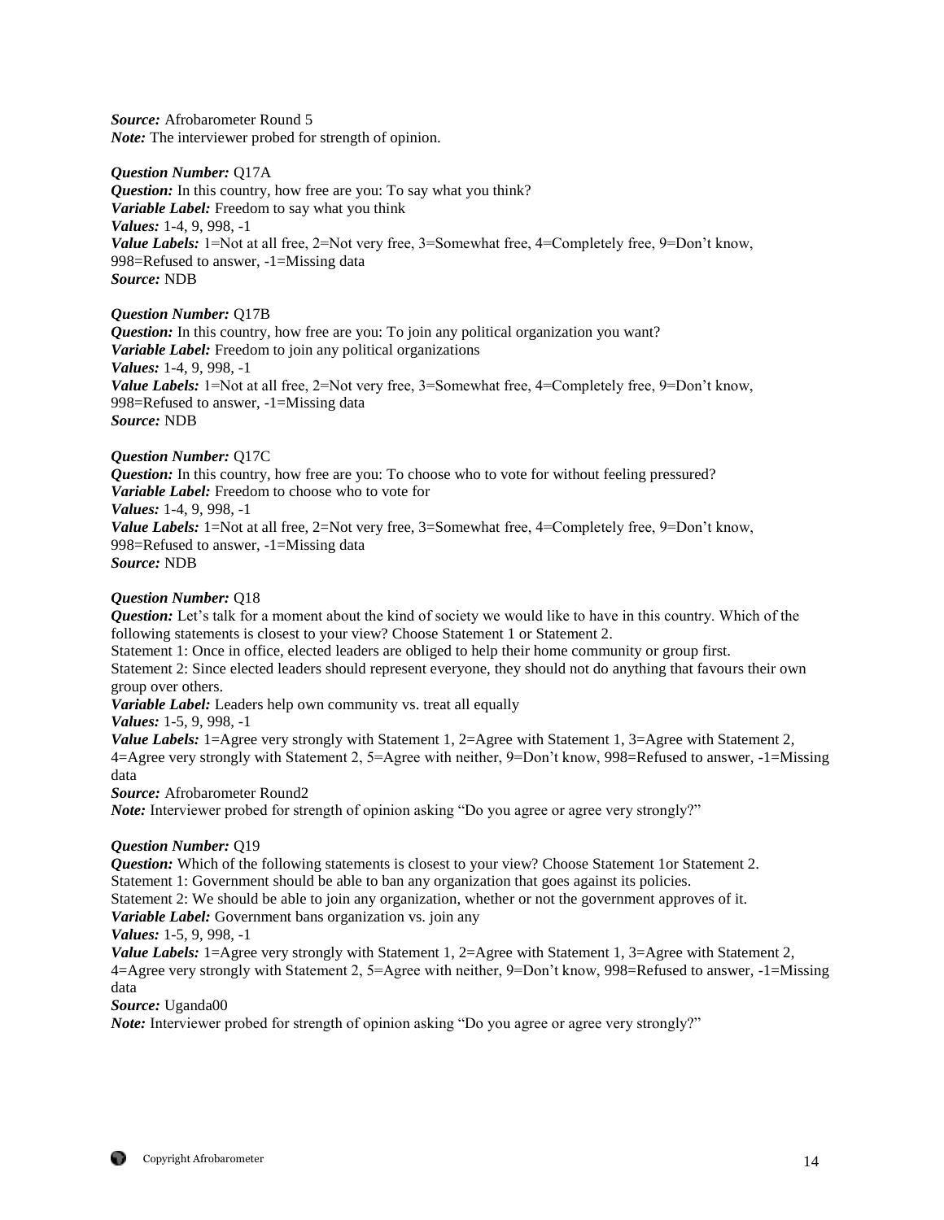***Source:*** Afrobarometer Round 5
***Note:*** The interviewer probed for strength of opinion.

***Question Number:*** Q17A
***Question:*** In this country, how free are you: To say what you think?
***Variable Label:*** Freedom to say what you think
***Values:*** 1-4, 9, 998, -1
***Value Labels:*** 1=Not at all free, 2=Not very free, 3=Somewhat free, 4=Completely free, 9=Don't know, 998=Refused to answer, -1=Missing data
***Source:*** NDB

***Question Number:*** Q17B
***Question:*** In this country, how free are you: To join any political organization you want?
***Variable Label:*** Freedom to join any political organizations
***Values:*** 1-4, 9, 998, -1
***Value Labels:*** 1=Not at all free, 2=Not very free, 3=Somewhat free, 4=Completely free, 9=Don't know, 998=Refused to answer, -1=Missing data
***Source:*** NDB

***Question Number:*** Q17C
***Question:*** In this country, how free are you: To choose who to vote for without feeling pressured?
***Variable Label:*** Freedom to choose who to vote for
***Values:*** 1-4, 9, 998, -1
***Value Labels:*** 1=Not at all free, 2=Not very free, 3=Somewhat free, 4=Completely free, 9=Don't know, 998=Refused to answer, -1=Missing data
***Source:*** NDB

***Question Number:*** Q18
***Question:*** Let's talk for a moment about the kind of society we would like to have in this country. Which of the following statements is closest to your view? Choose Statement 1 or Statement 2.
Statement 1: Once in office, elected leaders are obliged to help their home community or group first.
Statement 2: Since elected leaders should represent everyone, they should not do anything that favours their own group over others.
***Variable Label:*** Leaders help own community vs. treat all equally
***Values:*** 1-5, 9, 998, -1
***Value Labels:*** 1=Agree very strongly with Statement 1, 2=Agree with Statement 1, 3=Agree with Statement 2, 4=Agree very strongly with Statement 2, 5=Agree with neither, 9=Don't know, 998=Refused to answer, -1=Missing data
***Source:*** Afrobarometer Round2
***Note:*** Interviewer probed for strength of opinion asking "Do you agree or agree very strongly?"

***Question Number:*** Q19
***Question:*** Which of the following statements is closest to your view? Choose Statement 1or Statement 2.
Statement 1: Government should be able to ban any organization that goes against its policies.
Statement 2: We should be able to join any organization, whether or not the government approves of it.
***Variable Label:*** Government bans organization vs. join any
***Values:*** 1-5, 9, 998, -1
***Value Labels:*** 1=Agree very strongly with Statement 1, 2=Agree with Statement 1, 3=Agree with Statement 2, 4=Agree very strongly with Statement 2, 5=Agree with neither, 9=Don't know, 998=Refused to answer, -1=Missing data
***Source:*** Uganda00
***Note:*** Interviewer probed for strength of opinion asking "Do you agree or agree very strongly?"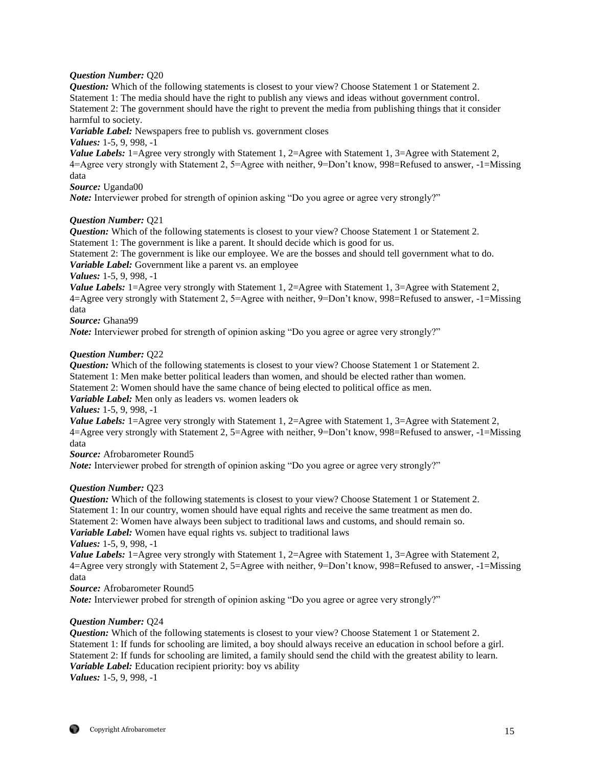***Question Number:*** Q20
***Question:*** Which of the following statements is closest to your view? Choose Statement 1 or Statement 2.
Statement 1: The media should have the right to publish any views and ideas without government control.
Statement 2: The government should have the right to prevent the media from publishing things that it consider harmful to society.
***Variable Label:*** Newspapers free to publish vs. government closes
***Values:*** 1-5, 9, 998, -1
***Value Labels:*** 1=Agree very strongly with Statement 1, 2=Agree with Statement 1, 3=Agree with Statement 2, 4=Agree very strongly with Statement 2, 5=Agree with neither, 9=Don't know, 998=Refused to answer, -1=Missing data
***Source:*** Uganda00
***Note:*** Interviewer probed for strength of opinion asking "Do you agree or agree very strongly?"

***Question Number:*** Q21
***Question:*** Which of the following statements is closest to your view? Choose Statement 1 or Statement 2.
Statement 1: The government is like a parent. It should decide which is good for us.
Statement 2: The government is like our employee. We are the bosses and should tell government what to do.
***Variable Label:*** Government like a parent vs. an employee
***Values:*** 1-5, 9, 998, -1
***Value Labels:*** 1=Agree very strongly with Statement 1, 2=Agree with Statement 1, 3=Agree with Statement 2, 4=Agree very strongly with Statement 2, 5=Agree with neither, 9=Don't know, 998=Refused to answer, -1=Missing data
***Source:*** Ghana99
***Note:*** Interviewer probed for strength of opinion asking "Do you agree or agree very strongly?"

***Question Number:*** Q22
***Question:*** Which of the following statements is closest to your view? Choose Statement 1 or Statement 2.
Statement 1: Men make better political leaders than women, and should be elected rather than women.
Statement 2: Women should have the same chance of being elected to political office as men.
***Variable Label:*** Men only as leaders vs. women leaders ok
***Values:*** 1-5, 9, 998, -1
***Value Labels:*** 1=Agree very strongly with Statement 1, 2=Agree with Statement 1, 3=Agree with Statement 2, 4=Agree very strongly with Statement 2, 5=Agree with neither, 9=Don't know, 998=Refused to answer, -1=Missing data
***Source:*** Afrobarometer Round5
***Note:*** Interviewer probed for strength of opinion asking "Do you agree or agree very strongly?"

***Question Number:*** Q23
***Question:*** Which of the following statements is closest to your view? Choose Statement 1 or Statement 2.
Statement 1: In our country, women should have equal rights and receive the same treatment as men do.
Statement 2: Women have always been subject to traditional laws and customs, and should remain so.
***Variable Label:*** Women have equal rights vs. subject to traditional laws
***Values:*** 1-5, 9, 998, -1
***Value Labels:*** 1=Agree very strongly with Statement 1, 2=Agree with Statement 1, 3=Agree with Statement 2, 4=Agree very strongly with Statement 2, 5=Agree with neither, 9=Don't know, 998=Refused to answer, -1=Missing data
***Source:*** Afrobarometer Round5
***Note:*** Interviewer probed for strength of opinion asking "Do you agree or agree very strongly?"

***Question Number:*** Q24
***Question:*** Which of the following statements is closest to your view? Choose Statement 1 or Statement 2.
Statement 1: If funds for schooling are limited, a boy should always receive an education in school before a girl.
Statement 2: If funds for schooling are limited, a family should send the child with the greatest ability to learn.
***Variable Label:*** Education recipient priority: boy vs ability
***Values:*** 1-5, 9, 998, -1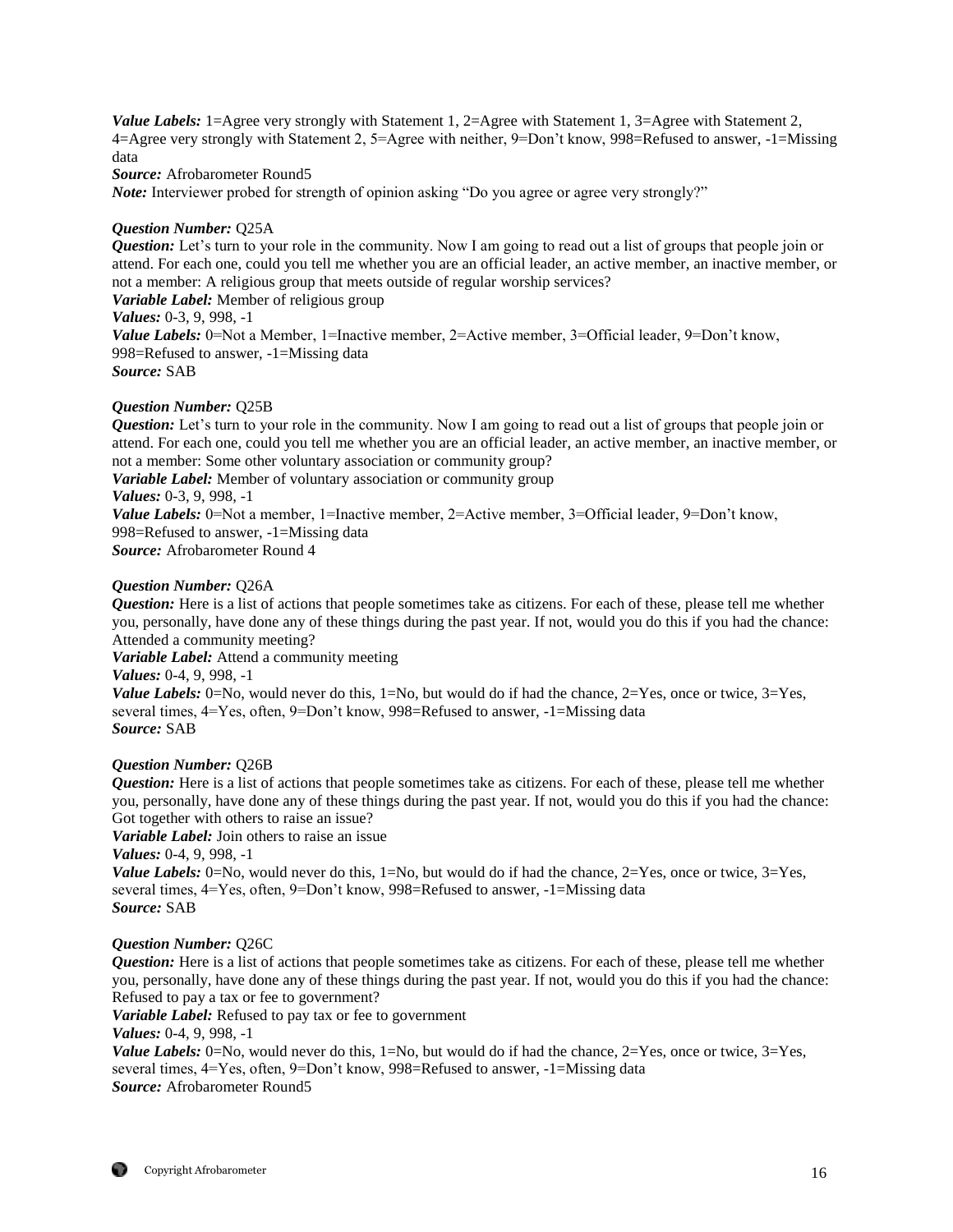***Value Labels:*** 1=Agree very strongly with Statement 1, 2=Agree with Statement 1, 3=Agree with Statement 2, 4=Agree very strongly with Statement 2, 5=Agree with neither, 9=Don't know, 998=Refused to answer, -1=Missing data
***Source:*** Afrobarometer Round5
***Note:*** Interviewer probed for strength of opinion asking "Do you agree or agree very strongly?"

***Question Number:*** Q25A
***Question:*** Let's turn to your role in the community. Now I am going to read out a list of groups that people join or attend. For each one, could you tell me whether you are an official leader, an active member, an inactive member, or not a member: A religious group that meets outside of regular worship services?
***Variable Label:*** Member of religious group
***Values:*** 0-3, 9, 998, -1
***Value Labels:*** 0=Not a Member, 1=Inactive member, 2=Active member, 3=Official leader, 9=Don't know, 998=Refused to answer, -1=Missing data
***Source:*** SAB

***Question Number:*** Q25B
***Question:*** Let's turn to your role in the community. Now I am going to read out a list of groups that people join or attend. For each one, could you tell me whether you are an official leader, an active member, an inactive member, or not a member: Some other voluntary association or community group?
***Variable Label:*** Member of voluntary association or community group
***Values:*** 0-3, 9, 998, -1
***Value Labels:*** 0=Not a member, 1=Inactive member, 2=Active member, 3=Official leader, 9=Don't know, 998=Refused to answer, -1=Missing data
***Source:*** Afrobarometer Round 4

***Question Number:*** Q26A
***Question:*** Here is a list of actions that people sometimes take as citizens. For each of these, please tell me whether you, personally, have done any of these things during the past year. If not, would you do this if you had the chance: Attended a community meeting?
***Variable Label:*** Attend a community meeting
***Values:*** 0-4, 9, 998, -1
***Value Labels:*** 0=No, would never do this, 1=No, but would do if had the chance, 2=Yes, once or twice, 3=Yes, several times, 4=Yes, often, 9=Don't know, 998=Refused to answer, -1=Missing data
***Source:*** SAB

***Question Number:*** Q26B
***Question:*** Here is a list of actions that people sometimes take as citizens. For each of these, please tell me whether you, personally, have done any of these things during the past year. If not, would you do this if you had the chance: Got together with others to raise an issue?
***Variable Label:*** Join others to raise an issue
***Values:*** 0-4, 9, 998, -1
***Value Labels:*** 0=No, would never do this, 1=No, but would do if had the chance, 2=Yes, once or twice, 3=Yes, several times, 4=Yes, often, 9=Don't know, 998=Refused to answer, -1=Missing data
***Source:*** SAB

***Question Number:*** Q26C
***Question:*** Here is a list of actions that people sometimes take as citizens. For each of these, please tell me whether you, personally, have done any of these things during the past year. If not, would you do this if you had the chance: Refused to pay a tax or fee to government?
***Variable Label:*** Refused to pay tax or fee to government
***Values:*** 0-4, 9, 998, -1
***Value Labels:*** 0=No, would never do this, 1=No, but would do if had the chance, 2=Yes, once or twice, 3=Yes, several times, 4=Yes, often, 9=Don't know, 998=Refused to answer, -1=Missing data
***Source:*** Afrobarometer Round5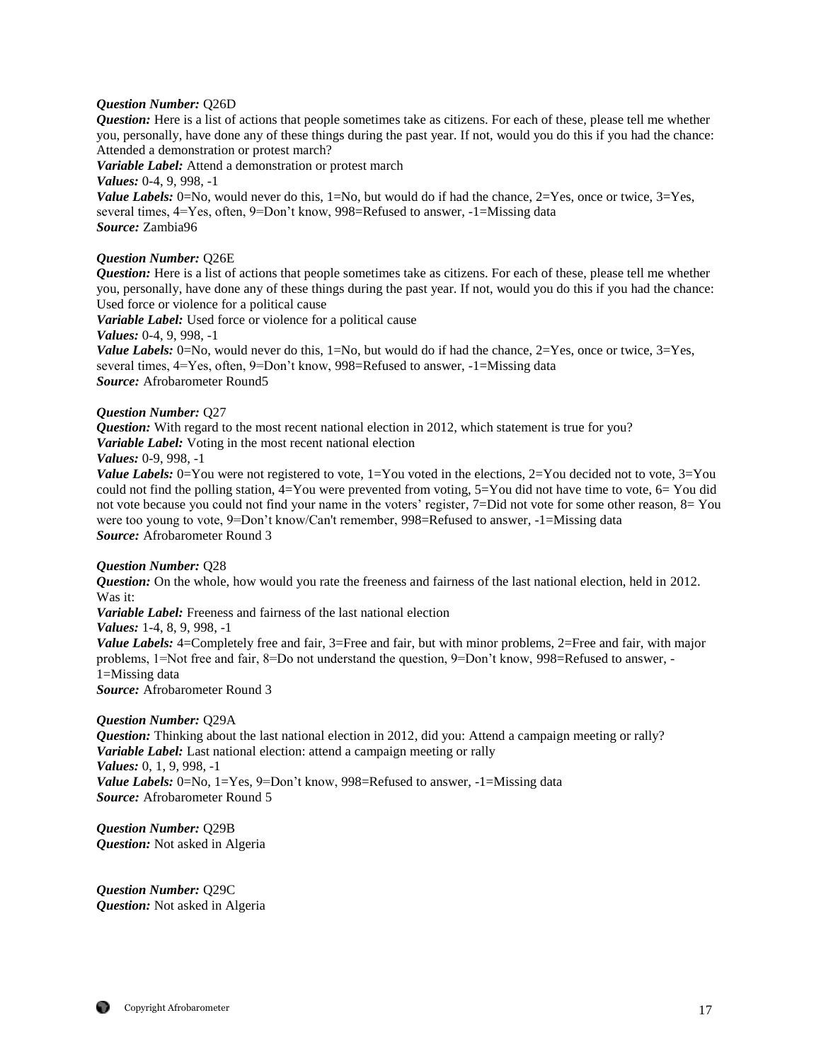***Question Number:*** Q26D
***Question:*** Here is a list of actions that people sometimes take as citizens. For each of these, please tell me whether you, personally, have done any of these things during the past year. If not, would you do this if you had the chance: Attended a demonstration or protest march?
***Variable Label:*** Attend a demonstration or protest march
***Values:*** 0-4, 9, 998, -1
***Value Labels:*** 0=No, would never do this, 1=No, but would do if had the chance, 2=Yes, once or twice, 3=Yes, several times, 4=Yes, often, 9=Don't know, 998=Refused to answer, -1=Missing data
***Source:*** Zambia96

***Question Number:*** Q26E
***Question:*** Here is a list of actions that people sometimes take as citizens. For each of these, please tell me whether you, personally, have done any of these things during the past year. If not, would you do this if you had the chance: Used force or violence for a political cause
***Variable Label:*** Used force or violence for a political cause
***Values:*** 0-4, 9, 998, -1
***Value Labels:*** 0=No, would never do this, 1=No, but would do if had the chance, 2=Yes, once or twice, 3=Yes, several times, 4=Yes, often, 9=Don't know, 998=Refused to answer, -1=Missing data
***Source:*** Afrobarometer Round5

***Question Number:*** Q27
***Question:*** With regard to the most recent national election in 2012, which statement is true for you?
***Variable Label:*** Voting in the most recent national election
***Values:*** 0-9, 998, -1
***Value Labels:*** 0=You were not registered to vote, 1=You voted in the elections, 2=You decided not to vote, 3=You could not find the polling station, 4=You were prevented from voting, 5=You did not have time to vote, 6= You did not vote because you could not find your name in the voters' register, 7=Did not vote for some other reason, 8= You were too young to vote, 9=Don't know/Can't remember, 998=Refused to answer, -1=Missing data
***Source:*** Afrobarometer Round 3

***Question Number:*** Q28
***Question:*** On the whole, how would you rate the freeness and fairness of the last national election, held in 2012. Was it:
***Variable Label:*** Freeness and fairness of the last national election
***Values:*** 1-4, 8, 9, 998, -1
***Value Labels:*** 4=Completely free and fair, 3=Free and fair, but with minor problems, 2=Free and fair, with major problems, 1=Not free and fair, 8=Do not understand the question, 9=Don't know, 998=Refused to answer, -1=Missing data
***Source:*** Afrobarometer Round 3

***Question Number:*** Q29A
***Question:*** Thinking about the last national election in 2012, did you: Attend a campaign meeting or rally?
***Variable Label:*** Last national election: attend a campaign meeting or rally
***Values:*** 0, 1, 9, 998, -1
***Value Labels:*** 0=No, 1=Yes, 9=Don't know, 998=Refused to answer, -1=Missing data
***Source:*** Afrobarometer Round 5

***Question Number:*** Q29B
***Question:*** Not asked in Algeria

***Question Number:*** Q29C
***Question:*** Not asked in Algeria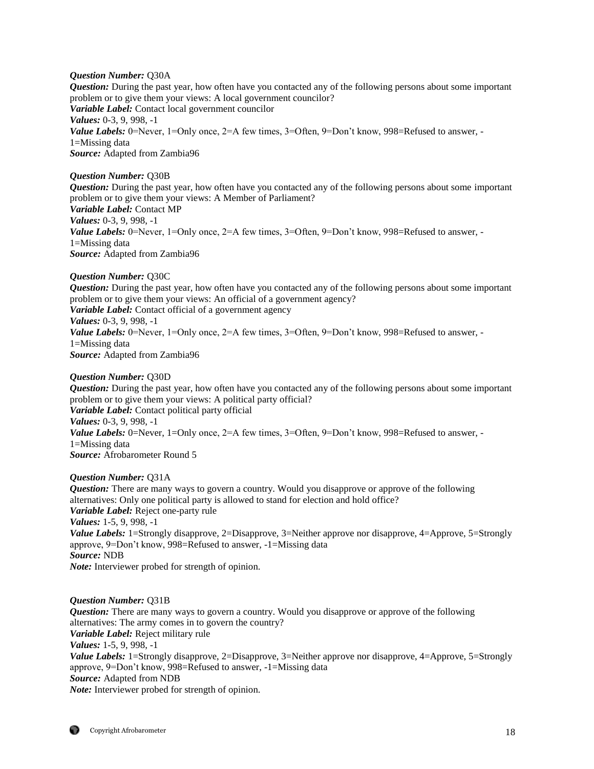***Question Number:*** Q30A
***Question:*** During the past year, how often have you contacted any of the following persons about some important problem or to give them your views: A local government councilor?
***Variable Label:*** Contact local government councilor
***Values:*** 0-3, 9, 998, -1
***Value Labels:*** 0=Never, 1=Only once, 2=A few times, 3=Often, 9=Don't know, 998=Refused to answer, -1=Missing data
***Source:*** Adapted from Zambia96

***Question Number:*** Q30B
***Question:*** During the past year, how often have you contacted any of the following persons about some important problem or to give them your views: A Member of Parliament?
***Variable Label:*** Contact MP
***Values:*** 0-3, 9, 998, -1
***Value Labels:*** 0=Never, 1=Only once, 2=A few times, 3=Often, 9=Don't know, 998=Refused to answer, -1=Missing data
***Source:*** Adapted from Zambia96

***Question Number:*** Q30C
***Question:*** During the past year, how often have you contacted any of the following persons about some important problem or to give them your views: An official of a government agency?
***Variable Label:*** Contact official of a government agency
***Values:*** 0-3, 9, 998, -1
***Value Labels:*** 0=Never, 1=Only once, 2=A few times, 3=Often, 9=Don't know, 998=Refused to answer, -1=Missing data
***Source:*** Adapted from Zambia96

***Question Number:*** Q30D
***Question:*** During the past year, how often have you contacted any of the following persons about some important problem or to give them your views: A political party official?
***Variable Label:*** Contact political party official
***Values:*** 0-3, 9, 998, -1
***Value Labels:*** 0=Never, 1=Only once, 2=A few times, 3=Often, 9=Don't know, 998=Refused to answer, -1=Missing data
***Source:*** Afrobarometer Round 5

***Question Number:*** Q31A
***Question:*** There are many ways to govern a country. Would you disapprove or approve of the following alternatives: Only one political party is allowed to stand for election and hold office?
***Variable Label:*** Reject one-party rule
***Values:*** 1-5, 9, 998, -1
***Value Labels:*** 1=Strongly disapprove, 2=Disapprove, 3=Neither approve nor disapprove, 4=Approve, 5=Strongly approve, 9=Don't know, 998=Refused to answer, -1=Missing data
***Source:*** NDB
***Note:*** Interviewer probed for strength of opinion.

***Question Number:*** Q31B
***Question:*** There are many ways to govern a country. Would you disapprove or approve of the following alternatives: The army comes in to govern the country?
***Variable Label:*** Reject military rule
***Values:*** 1-5, 9, 998, -1
***Value Labels:*** 1=Strongly disapprove, 2=Disapprove, 3=Neither approve nor disapprove, 4=Approve, 5=Strongly approve, 9=Don't know, 998=Refused to answer, -1=Missing data
***Source:*** Adapted from NDB
***Note:*** Interviewer probed for strength of opinion.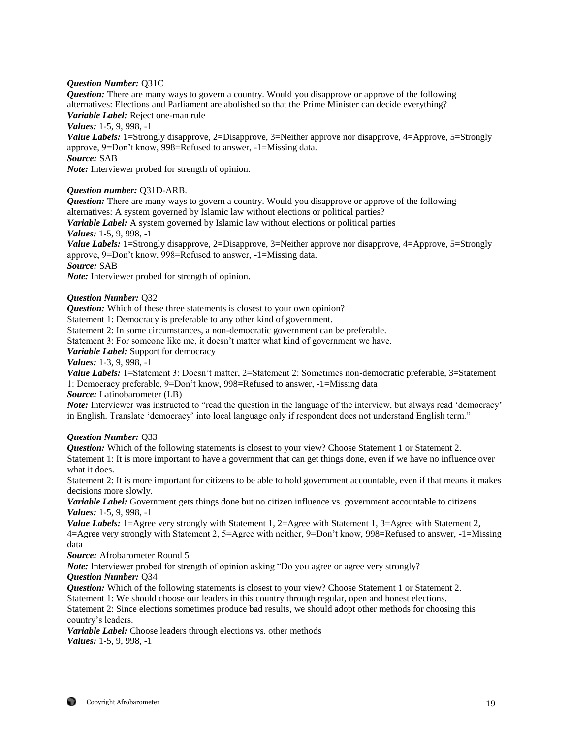***Question Number:*** Q31C
***Question:*** There are many ways to govern a country. Would you disapprove or approve of the following alternatives: Elections and Parliament are abolished so that the Prime Minister can decide everything?
***Variable Label:*** Reject one-man rule
***Values:*** 1-5, 9, 998, -1
***Value Labels:*** 1=Strongly disapprove, 2=Disapprove, 3=Neither approve nor disapprove, 4=Approve, 5=Strongly approve, 9=Don't know, 998=Refused to answer, -1=Missing data.
***Source:*** SAB
***Note:*** Interviewer probed for strength of opinion.

***Question number:*** Q31D-ARB.
***Question:*** There are many ways to govern a country. Would you disapprove or approve of the following alternatives: A system governed by Islamic law without elections or political parties?
***Variable Label:*** A system governed by Islamic law without elections or political parties
***Values:*** 1-5, 9, 998, -1
***Value Labels:*** 1=Strongly disapprove, 2=Disapprove, 3=Neither approve nor disapprove, 4=Approve, 5=Strongly approve, 9=Don't know, 998=Refused to answer, -1=Missing data.
***Source:*** SAB
***Note:*** Interviewer probed for strength of opinion.

***Question Number:*** Q32
***Question:*** Which of these three statements is closest to your own opinion?
Statement 1: Democracy is preferable to any other kind of government.
Statement 2: In some circumstances, a non-democratic government can be preferable.
Statement 3: For someone like me, it doesn't matter what kind of government we have.
***Variable Label:*** Support for democracy
***Values:*** 1-3, 9, 998, -1
***Value Labels:*** 1=Statement 3: Doesn't matter, 2=Statement 2: Sometimes non-democratic preferable, 3=Statement 1: Democracy preferable, 9=Don't know, 998=Refused to answer, -1=Missing data
***Source:*** Latinobarometer (LB)
***Note:*** Interviewer was instructed to "read the question in the language of the interview, but always read 'democracy' in English. Translate 'democracy' into local language only if respondent does not understand English term."

***Question Number:*** Q33
***Question:*** Which of the following statements is closest to your view? Choose Statement 1 or Statement 2.
Statement 1: It is more important to have a government that can get things done, even if we have no influence over what it does.
Statement 2: It is more important for citizens to be able to hold government accountable, even if that means it makes decisions more slowly.
***Variable Label:*** Government gets things done but no citizen influence vs. government accountable to citizens
***Values:*** 1-5, 9, 998, -1
***Value Labels:*** 1=Agree very strongly with Statement 1, 2=Agree with Statement 1, 3=Agree with Statement 2, 4=Agree very strongly with Statement 2, 5=Agree with neither, 9=Don't know, 998=Refused to answer, -1=Missing data
***Source:*** Afrobarometer Round 5
***Note:*** Interviewer probed for strength of opinion asking "Do you agree or agree very strongly?
***Question Number:*** Q34
***Question:*** Which of the following statements is closest to your view? Choose Statement 1 or Statement 2.
Statement 1: We should choose our leaders in this country through regular, open and honest elections.
Statement 2: Since elections sometimes produce bad results, we should adopt other methods for choosing this country's leaders.
***Variable Label:*** Choose leaders through elections vs. other methods
***Values:*** 1-5, 9, 998, -1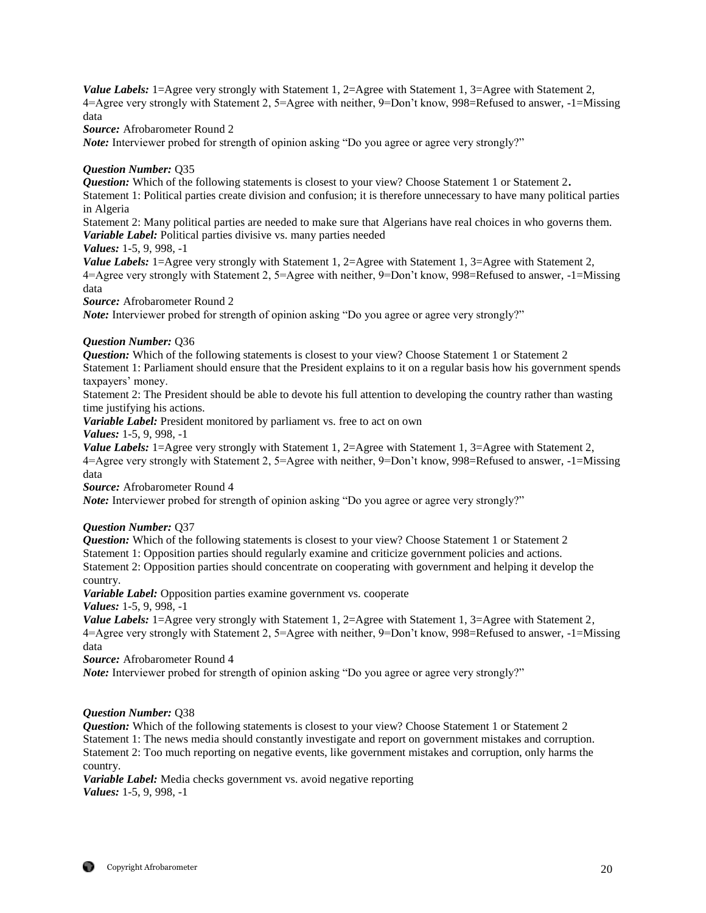***Value Labels:*** 1=Agree very strongly with Statement 1, 2=Agree with Statement 1, 3=Agree with Statement 2, 4=Agree very strongly with Statement 2, 5=Agree with neither, 9=Don't know, 998=Refused to answer, -1=Missing data

***Source:*** Afrobarometer Round 2

***Note:*** Interviewer probed for strength of opinion asking "Do you agree or agree very strongly?"

***Question Number:*** Q35

***Question:*** Which of the following statements is closest to your view? Choose Statement 1 or Statement 2**.**

Statement 1: Political parties create division and confusion; it is therefore unnecessary to have many political parties in Algeria

Statement 2: Many political parties are needed to make sure that Algerians have real choices in who governs them.

***Variable Label:*** Political parties divisive vs. many parties needed

***Values:*** 1-5, 9, 998, -1

***Value Labels:*** 1=Agree very strongly with Statement 1, 2=Agree with Statement 1, 3=Agree with Statement 2, 4=Agree very strongly with Statement 2, 5=Agree with neither, 9=Don't know, 998=Refused to answer, -1=Missing data

***Source:*** Afrobarometer Round 2

***Note:*** Interviewer probed for strength of opinion asking "Do you agree or agree very strongly?"

***Question Number:*** Q36

***Question:*** Which of the following statements is closest to your view? Choose Statement 1 or Statement 2

Statement 1: Parliament should ensure that the President explains to it on a regular basis how his government spends taxpayers' money.

Statement 2: The President should be able to devote his full attention to developing the country rather than wasting time justifying his actions.

***Variable Label:*** President monitored by parliament vs. free to act on own

***Values:*** 1-5, 9, 998, -1

***Value Labels:*** 1=Agree very strongly with Statement 1, 2=Agree with Statement 1, 3=Agree with Statement 2, 4=Agree very strongly with Statement 2, 5=Agree with neither, 9=Don't know, 998=Refused to answer, -1=Missing data

***Source:*** Afrobarometer Round 4

***Note:*** Interviewer probed for strength of opinion asking "Do you agree or agree very strongly?"

***Question Number:*** Q37

***Question:*** Which of the following statements is closest to your view? Choose Statement 1 or Statement 2

Statement 1: Opposition parties should regularly examine and criticize government policies and actions.

Statement 2: Opposition parties should concentrate on cooperating with government and helping it develop the country.

***Variable Label:*** Opposition parties examine government vs. cooperate

***Values:*** 1-5, 9, 998, -1

***Value Labels:*** 1=Agree very strongly with Statement 1, 2=Agree with Statement 1, 3=Agree with Statement 2, 4=Agree very strongly with Statement 2, 5=Agree with neither, 9=Don't know, 998=Refused to answer, -1=Missing data

***Source:*** Afrobarometer Round 4

***Note:*** Interviewer probed for strength of opinion asking "Do you agree or agree very strongly?"

***Question Number:*** Q38

***Question:*** Which of the following statements is closest to your view? Choose Statement 1 or Statement 2

Statement 1: The news media should constantly investigate and report on government mistakes and corruption.

Statement 2: Too much reporting on negative events, like government mistakes and corruption, only harms the country.

***Variable Label:*** Media checks government vs. avoid negative reporting

***Values:*** 1-5, 9, 998, -1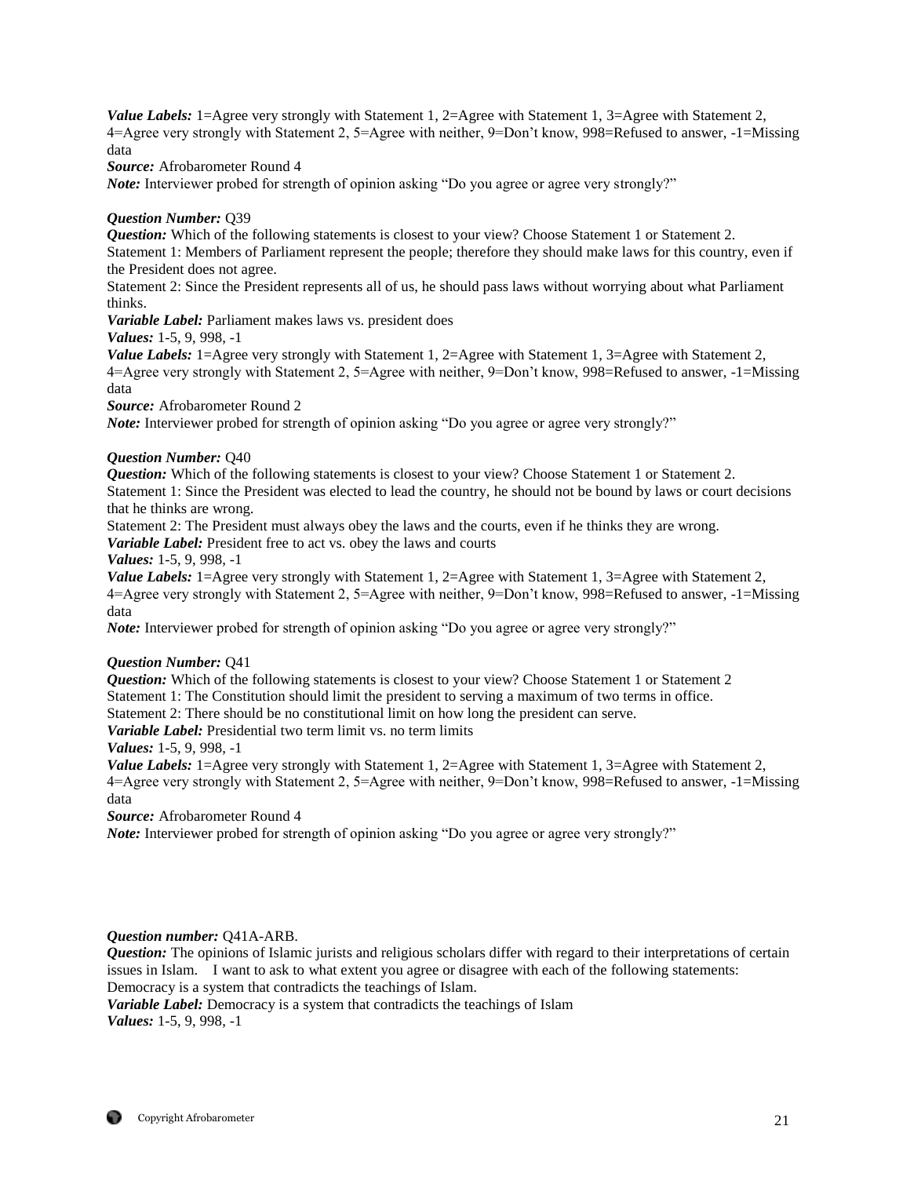***Value Labels:*** 1=Agree very strongly with Statement 1, 2=Agree with Statement 1, 3=Agree with Statement 2, 4=Agree very strongly with Statement 2, 5=Agree with neither, 9=Don't know, 998=Refused to answer, -1=Missing data
***Source:*** Afrobarometer Round 4
***Note:*** Interviewer probed for strength of opinion asking "Do you agree or agree very strongly?"

***Question Number:*** Q39
***Question:*** Which of the following statements is closest to your view? Choose Statement 1 or Statement 2.
Statement 1: Members of Parliament represent the people; therefore they should make laws for this country, even if the President does not agree.
Statement 2: Since the President represents all of us, he should pass laws without worrying about what Parliament thinks.
***Variable Label:*** Parliament makes laws vs. president does
***Values:*** 1-5, 9, 998, -1
***Value Labels:*** 1=Agree very strongly with Statement 1, 2=Agree with Statement 1, 3=Agree with Statement 2, 4=Agree very strongly with Statement 2, 5=Agree with neither, 9=Don't know, 998=Refused to answer, -1=Missing data
***Source:*** Afrobarometer Round 2
***Note:*** Interviewer probed for strength of opinion asking "Do you agree or agree very strongly?"

***Question Number:*** Q40
***Question:*** Which of the following statements is closest to your view? Choose Statement 1 or Statement 2.
Statement 1: Since the President was elected to lead the country, he should not be bound by laws or court decisions that he thinks are wrong.
Statement 2: The President must always obey the laws and the courts, even if he thinks they are wrong.
***Variable Label:*** President free to act vs. obey the laws and courts
***Values:*** 1-5, 9, 998, -1
***Value Labels:*** 1=Agree very strongly with Statement 1, 2=Agree with Statement 1, 3=Agree with Statement 2, 4=Agree very strongly with Statement 2, 5=Agree with neither, 9=Don't know, 998=Refused to answer, -1=Missing data
***Note:*** Interviewer probed for strength of opinion asking "Do you agree or agree very strongly?"

***Question Number:*** Q41
***Question:*** Which of the following statements is closest to your view? Choose Statement 1 or Statement 2
Statement 1: The Constitution should limit the president to serving a maximum of two terms in office.
Statement 2: There should be no constitutional limit on how long the president can serve.
***Variable Label:*** Presidential two term limit vs. no term limits
***Values:*** 1-5, 9, 998, -1
***Value Labels:*** 1=Agree very strongly with Statement 1, 2=Agree with Statement 1, 3=Agree with Statement 2, 4=Agree very strongly with Statement 2, 5=Agree with neither, 9=Don't know, 998=Refused to answer, -1=Missing data
***Source:*** Afrobarometer Round 4
***Note:*** Interviewer probed for strength of opinion asking "Do you agree or agree very strongly?"

***Question number:*** Q41A-ARB.
***Question:*** The opinions of Islamic jurists and religious scholars differ with regard to their interpretations of certain issues in Islam. I want to ask to what extent you agree or disagree with each of the following statements: Democracy is a system that contradicts the teachings of Islam.
***Variable Label:*** Democracy is a system that contradicts the teachings of Islam
***Values:*** 1-5, 9, 998, -1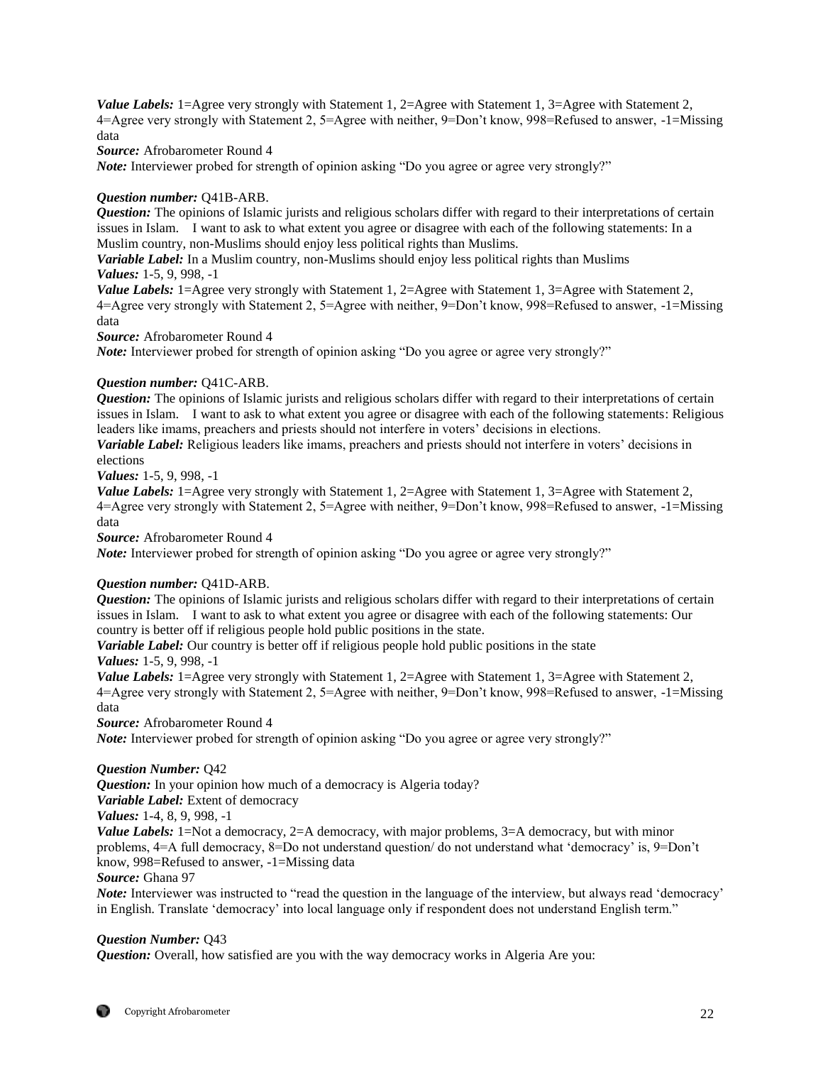***Value Labels:*** 1=Agree very strongly with Statement 1, 2=Agree with Statement 1, 3=Agree with Statement 2, 4=Agree very strongly with Statement 2, 5=Agree with neither, 9=Don't know, 998=Refused to answer, -1=Missing data

***Source:*** Afrobarometer Round 4

***Note:*** Interviewer probed for strength of opinion asking "Do you agree or agree very strongly?"

***Question number:*** Q41B-ARB.

***Question:*** The opinions of Islamic jurists and religious scholars differ with regard to their interpretations of certain issues in Islam. I want to ask to what extent you agree or disagree with each of the following statements: In a Muslim country, non-Muslims should enjoy less political rights than Muslims.

***Variable Label:*** In a Muslim country, non-Muslims should enjoy less political rights than Muslims

***Values:*** 1-5, 9, 998, -1

***Value Labels:*** 1=Agree very strongly with Statement 1, 2=Agree with Statement 1, 3=Agree with Statement 2, 4=Agree very strongly with Statement 2, 5=Agree with neither, 9=Don't know, 998=Refused to answer, -1=Missing data

***Source:*** Afrobarometer Round 4

***Note:*** Interviewer probed for strength of opinion asking "Do you agree or agree very strongly?"

***Question number:*** Q41C-ARB.

***Question:*** The opinions of Islamic jurists and religious scholars differ with regard to their interpretations of certain issues in Islam. I want to ask to what extent you agree or disagree with each of the following statements: Religious leaders like imams, preachers and priests should not interfere in voters' decisions in elections.

***Variable Label:*** Religious leaders like imams, preachers and priests should not interfere in voters' decisions in elections

***Values:*** 1-5, 9, 998, -1

***Value Labels:*** 1=Agree very strongly with Statement 1, 2=Agree with Statement 1, 3=Agree with Statement 2, 4=Agree very strongly with Statement 2, 5=Agree with neither, 9=Don't know, 998=Refused to answer, -1=Missing data

***Source:*** Afrobarometer Round 4

***Note:*** Interviewer probed for strength of opinion asking "Do you agree or agree very strongly?"

***Question number:*** Q41D-ARB.

***Question:*** The opinions of Islamic jurists and religious scholars differ with regard to their interpretations of certain issues in Islam. I want to ask to what extent you agree or disagree with each of the following statements: Our country is better off if religious people hold public positions in the state.

***Variable Label:*** Our country is better off if religious people hold public positions in the state

***Values:*** 1-5, 9, 998, -1

***Value Labels:*** 1=Agree very strongly with Statement 1, 2=Agree with Statement 1, 3=Agree with Statement 2, 4=Agree very strongly with Statement 2, 5=Agree with neither, 9=Don't know, 998=Refused to answer, -1=Missing data

***Source:*** Afrobarometer Round 4

***Note:*** Interviewer probed for strength of opinion asking "Do you agree or agree very strongly?"

***Question Number:*** Q42

***Question:*** In your opinion how much of a democracy is Algeria today?

***Variable Label:*** Extent of democracy

***Values:*** 1-4, 8, 9, 998, -1

***Value Labels:*** 1=Not a democracy, 2=A democracy, with major problems, 3=A democracy, but with minor problems, 4=A full democracy, 8=Do not understand question/ do not understand what 'democracy' is, 9=Don't know, 998=Refused to answer, -1=Missing data

***Source:*** Ghana 97

***Note:*** Interviewer was instructed to "read the question in the language of the interview, but always read 'democracy' in English. Translate 'democracy' into local language only if respondent does not understand English term."

***Question Number:*** Q43

***Question:*** Overall, how satisfied are you with the way democracy works in Algeria Are you: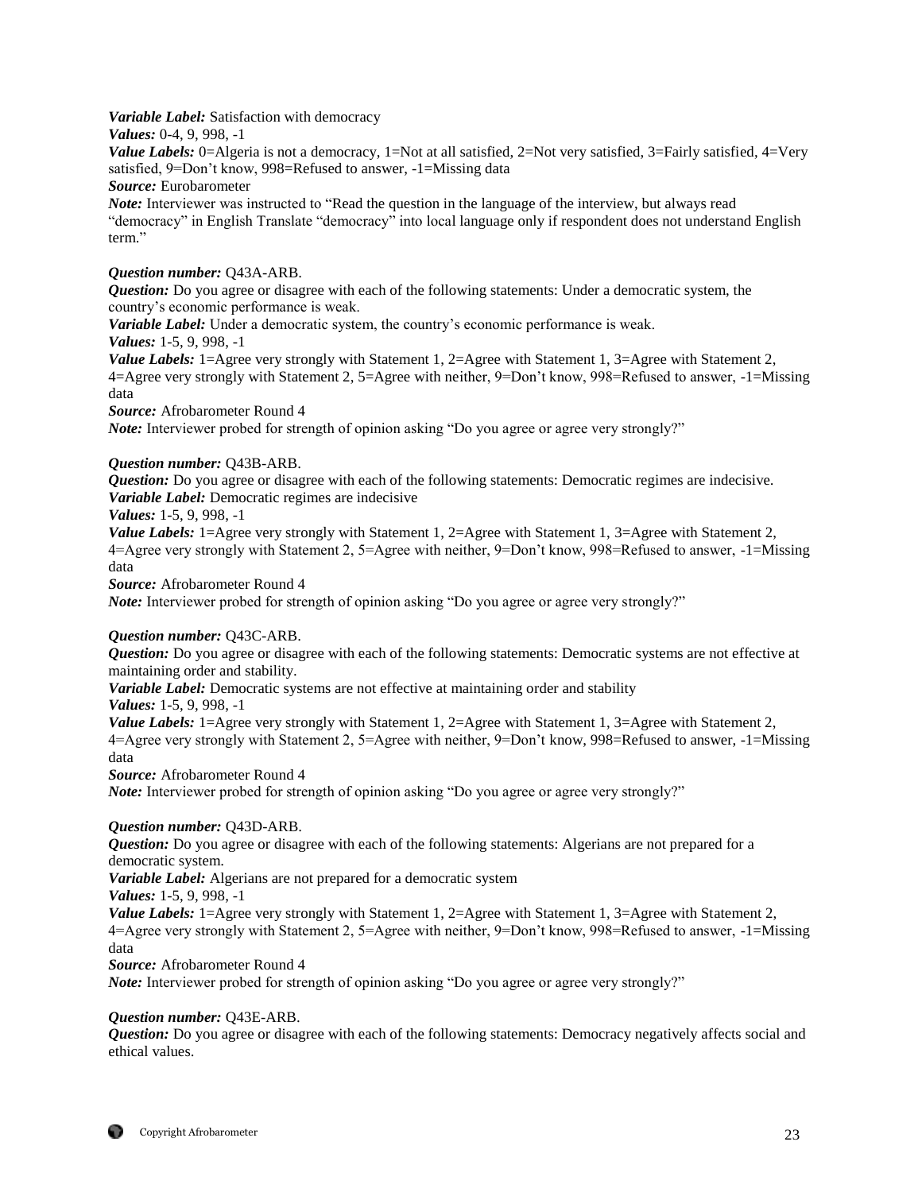***Variable Label:*** Satisfaction with democracy

***Values:*** 0-4, 9, 998, -1

***Value Labels:*** 0=Algeria is not a democracy, 1=Not at all satisfied, 2=Not very satisfied, 3=Fairly satisfied, 4=Very satisfied, 9=Don't know, 998=Refused to answer, -1=Missing data

***Source:*** Eurobarometer

***Note:*** Interviewer was instructed to "Read the question in the language of the interview, but always read "democracy" in English Translate "democracy" into local language only if respondent does not understand English term."

***Question number:*** Q43A-ARB.

***Question:*** Do you agree or disagree with each of the following statements: Under a democratic system, the country's economic performance is weak.

***Variable Label:*** Under a democratic system, the country's economic performance is weak.

***Values:*** 1-5, 9, 998, -1

***Value Labels:*** 1=Agree very strongly with Statement 1, 2=Agree with Statement 1, 3=Agree with Statement 2, 4=Agree very strongly with Statement 2, 5=Agree with neither, 9=Don't know, 998=Refused to answer, -1=Missing data

***Source:*** Afrobarometer Round 4

***Note:*** Interviewer probed for strength of opinion asking "Do you agree or agree very strongly?"

***Question number:*** Q43B-ARB.

***Question:*** Do you agree or disagree with each of the following statements: Democratic regimes are indecisive.

***Variable Label:*** Democratic regimes are indecisive

***Values:*** 1-5, 9, 998, -1

***Value Labels:*** 1=Agree very strongly with Statement 1, 2=Agree with Statement 1, 3=Agree with Statement 2, 4=Agree very strongly with Statement 2, 5=Agree with neither, 9=Don't know, 998=Refused to answer, -1=Missing data

***Source:*** Afrobarometer Round 4

***Note:*** Interviewer probed for strength of opinion asking "Do you agree or agree very strongly?"

***Question number:*** Q43C-ARB.

***Question:*** Do you agree or disagree with each of the following statements: Democratic systems are not effective at maintaining order and stability.

***Variable Label:*** Democratic systems are not effective at maintaining order and stability

***Values:*** 1-5, 9, 998, -1

***Value Labels:*** 1=Agree very strongly with Statement 1, 2=Agree with Statement 1, 3=Agree with Statement 2, 4=Agree very strongly with Statement 2, 5=Agree with neither, 9=Don't know, 998=Refused to answer, -1=Missing data

***Source:*** Afrobarometer Round 4

***Note:*** Interviewer probed for strength of opinion asking "Do you agree or agree very strongly?"

***Question number:*** Q43D-ARB.

***Question:*** Do you agree or disagree with each of the following statements: Algerians are not prepared for a democratic system.

***Variable Label:*** Algerians are not prepared for a democratic system

***Values:*** 1-5, 9, 998, -1

***Value Labels:*** 1=Agree very strongly with Statement 1, 2=Agree with Statement 1, 3=Agree with Statement 2, 4=Agree very strongly with Statement 2, 5=Agree with neither, 9=Don't know, 998=Refused to answer, -1=Missing data

***Source:*** Afrobarometer Round 4

***Note:*** Interviewer probed for strength of opinion asking "Do you agree or agree very strongly?"

***Question number:*** Q43E-ARB.

***Question:*** Do you agree or disagree with each of the following statements: Democracy negatively affects social and ethical values.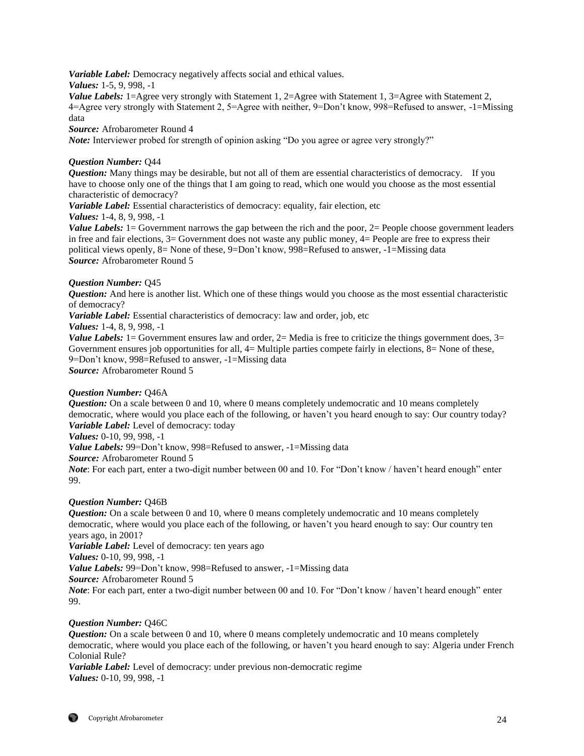***Variable Label:*** Democracy negatively affects social and ethical values.
***Values:*** 1-5, 9, 998, -1
***Value Labels:*** 1=Agree very strongly with Statement 1, 2=Agree with Statement 1, 3=Agree with Statement 2, 4=Agree very strongly with Statement 2, 5=Agree with neither, 9=Don't know, 998=Refused to answer, -1=Missing data
***Source:*** Afrobarometer Round 4
***Note:*** Interviewer probed for strength of opinion asking "Do you agree or agree very strongly?"

***Question Number:*** Q44
***Question:*** Many things may be desirable, but not all of them are essential characteristics of democracy. If you have to choose only one of the things that I am going to read, which one would you choose as the most essential characteristic of democracy?
***Variable Label:*** Essential characteristics of democracy: equality, fair election, etc
***Values:*** 1-4, 8, 9, 998, -1
***Value Labels:*** 1= Government narrows the gap between the rich and the poor, 2= People choose government leaders in free and fair elections, 3= Government does not waste any public money, 4= People are free to express their political views openly, 8= None of these, 9=Don't know, 998=Refused to answer, -1=Missing data
***Source:*** Afrobarometer Round 5

***Question Number:*** Q45
***Question:*** And here is another list. Which one of these things would you choose as the most essential characteristic of democracy?
***Variable Label:*** Essential characteristics of democracy: law and order, job, etc
***Values:*** 1-4, 8, 9, 998, -1
***Value Labels:*** 1= Government ensures law and order, 2= Media is free to criticize the things government does, 3= Government ensures job opportunities for all, 4= Multiple parties compete fairly in elections, 8= None of these, 9=Don't know, 998=Refused to answer, -1=Missing data
***Source:*** Afrobarometer Round 5

***Question Number:*** Q46A
***Question:*** On a scale between 0 and 10, where 0 means completely undemocratic and 10 means completely democratic, where would you place each of the following, or haven't you heard enough to say: Our country today?
***Variable Label:*** Level of democracy: today
***Values:*** 0-10, 99, 998, -1
***Value Labels:*** 99=Don't know, 998=Refused to answer, -1=Missing data
***Source:*** Afrobarometer Round 5
***Note***: For each part, enter a two-digit number between 00 and 10. For "Don't know / haven't heard enough" enter 99.

***Question Number:*** Q46B
***Question:*** On a scale between 0 and 10, where 0 means completely undemocratic and 10 means completely democratic, where would you place each of the following, or haven't you heard enough to say: Our country ten years ago, in 2001?
***Variable Label:*** Level of democracy: ten years ago
***Values:*** 0-10, 99, 998, -1
***Value Labels:*** 99=Don't know, 998=Refused to answer, -1=Missing data
***Source:*** Afrobarometer Round 5
***Note***: For each part, enter a two-digit number between 00 and 10. For "Don't know / haven't heard enough" enter 99.

***Question Number:*** Q46C
***Question:*** On a scale between 0 and 10, where 0 means completely undemocratic and 10 means completely democratic, where would you place each of the following, or haven't you heard enough to say: Algeria under French Colonial Rule?
***Variable Label:*** Level of democracy: under previous non-democratic regime
***Values:*** 0-10, 99, 998, -1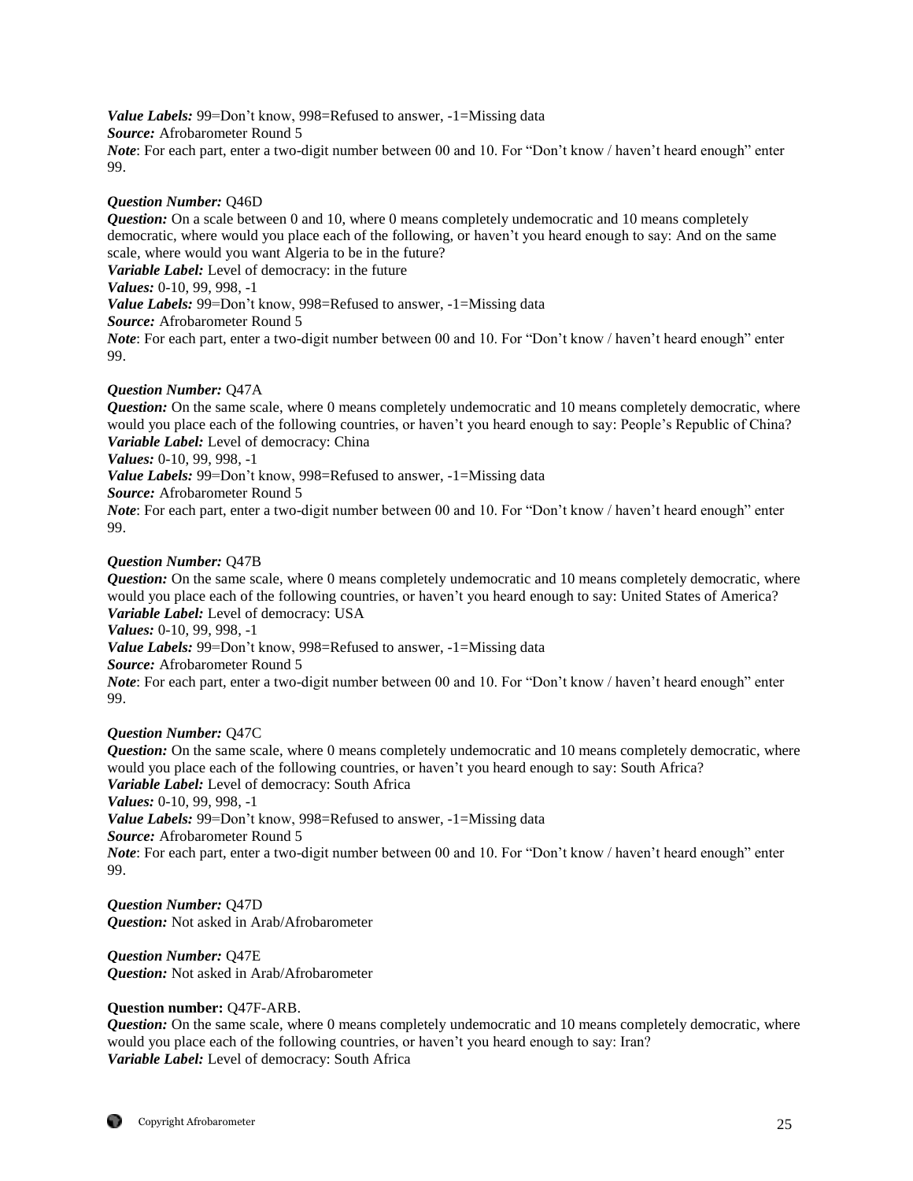***Value Labels:*** 99=Don't know, 998=Refused to answer, -1=Missing data
***Source:*** Afrobarometer Round 5
***Note***: For each part, enter a two-digit number between 00 and 10. For "Don't know / haven't heard enough" enter 99.

***Question Number:*** Q46D
***Question:*** On a scale between 0 and 10, where 0 means completely undemocratic and 10 means completely democratic, where would you place each of the following, or haven't you heard enough to say: And on the same scale, where would you want Algeria to be in the future?
***Variable Label:*** Level of democracy: in the future
***Values:*** 0-10, 99, 998, -1
***Value Labels:*** 99=Don't know, 998=Refused to answer, -1=Missing data
***Source:*** Afrobarometer Round 5
***Note***: For each part, enter a two-digit number between 00 and 10. For "Don't know / haven't heard enough" enter 99.

***Question Number:*** Q47A
***Question:*** On the same scale, where 0 means completely undemocratic and 10 means completely democratic, where would you place each of the following countries, or haven't you heard enough to say: People's Republic of China?
***Variable Label:*** Level of democracy: China
***Values:*** 0-10, 99, 998, -1
***Value Labels:*** 99=Don't know, 998=Refused to answer, -1=Missing data
***Source:*** Afrobarometer Round 5
***Note***: For each part, enter a two-digit number between 00 and 10. For "Don't know / haven't heard enough" enter 99.

***Question Number:*** Q47B
***Question:*** On the same scale, where 0 means completely undemocratic and 10 means completely democratic, where would you place each of the following countries, or haven't you heard enough to say: United States of America?
***Variable Label:*** Level of democracy: USA
***Values:*** 0-10, 99, 998, -1
***Value Labels:*** 99=Don't know, 998=Refused to answer, -1=Missing data
***Source:*** Afrobarometer Round 5
***Note***: For each part, enter a two-digit number between 00 and 10. For "Don't know / haven't heard enough" enter 99.

***Question Number:*** Q47C
***Question:*** On the same scale, where 0 means completely undemocratic and 10 means completely democratic, where would you place each of the following countries, or haven't you heard enough to say: South Africa?
***Variable Label:*** Level of democracy: South Africa
***Values:*** 0-10, 99, 998, -1
***Value Labels:*** 99=Don't know, 998=Refused to answer, -1=Missing data
***Source:*** Afrobarometer Round 5
***Note***: For each part, enter a two-digit number between 00 and 10. For "Don't know / haven't heard enough" enter 99.

***Question Number:*** Q47D
***Question:*** Not asked in Arab/Afrobarometer

***Question Number:*** Q47E
***Question:*** Not asked in Arab/Afrobarometer

**Question number:** Q47F-ARB.
***Question:*** On the same scale, where 0 means completely undemocratic and 10 means completely democratic, where would you place each of the following countries, or haven't you heard enough to say: Iran?
***Variable Label:*** Level of democracy: South Africa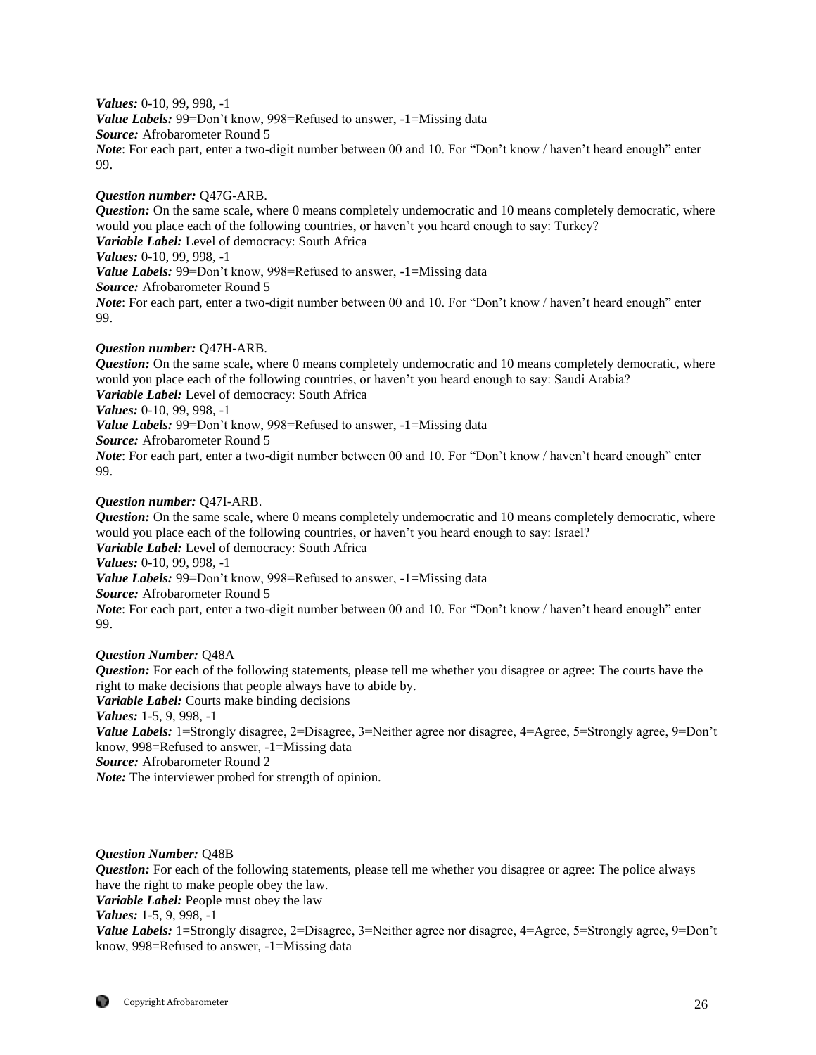***Values:*** 0-10, 99, 998, -1
***Value Labels:*** 99=Don't know, 998=Refused to answer, -1=Missing data
***Source:*** Afrobarometer Round 5
***Note***: For each part, enter a two-digit number between 00 and 10. For "Don't know / haven't heard enough" enter 99.

***Question number:*** Q47G-ARB.
***Question:*** On the same scale, where 0 means completely undemocratic and 10 means completely democratic, where would you place each of the following countries, or haven't you heard enough to say: Turkey?
***Variable Label:*** Level of democracy: South Africa
***Values:*** 0-10, 99, 998, -1
***Value Labels:*** 99=Don't know, 998=Refused to answer, -1=Missing data
***Source:*** Afrobarometer Round 5
***Note***: For each part, enter a two-digit number between 00 and 10. For "Don't know / haven't heard enough" enter 99.

***Question number:*** Q47H-ARB.
***Question:*** On the same scale, where 0 means completely undemocratic and 10 means completely democratic, where would you place each of the following countries, or haven't you heard enough to say: Saudi Arabia?
***Variable Label:*** Level of democracy: South Africa
***Values:*** 0-10, 99, 998, -1
***Value Labels:*** 99=Don't know, 998=Refused to answer, -1=Missing data
***Source:*** Afrobarometer Round 5
***Note***: For each part, enter a two-digit number between 00 and 10. For "Don't know / haven't heard enough" enter 99.

***Question number:*** Q47I-ARB.
***Question:*** On the same scale, where 0 means completely undemocratic and 10 means completely democratic, where would you place each of the following countries, or haven't you heard enough to say: Israel?
***Variable Label:*** Level of democracy: South Africa
***Values:*** 0-10, 99, 998, -1
***Value Labels:*** 99=Don't know, 998=Refused to answer, -1=Missing data
***Source:*** Afrobarometer Round 5
***Note***: For each part, enter a two-digit number between 00 and 10. For "Don't know / haven't heard enough" enter 99.

***Question Number:*** Q48A
***Question:*** For each of the following statements, please tell me whether you disagree or agree: The courts have the right to make decisions that people always have to abide by.
***Variable Label:*** Courts make binding decisions
***Values:*** 1-5, 9, 998, -1
***Value Labels:*** 1=Strongly disagree, 2=Disagree, 3=Neither agree nor disagree, 4=Agree, 5=Strongly agree, 9=Don't know, 998=Refused to answer, -1=Missing data
***Source:*** Afrobarometer Round 2
***Note:*** The interviewer probed for strength of opinion.

***Question Number:*** Q48B
***Question:*** For each of the following statements, please tell me whether you disagree or agree: The police always have the right to make people obey the law.
***Variable Label:*** People must obey the law
***Values:*** 1-5, 9, 998, -1
***Value Labels:*** 1=Strongly disagree, 2=Disagree, 3=Neither agree nor disagree, 4=Agree, 5=Strongly agree, 9=Don't know, 998=Refused to answer, -1=Missing data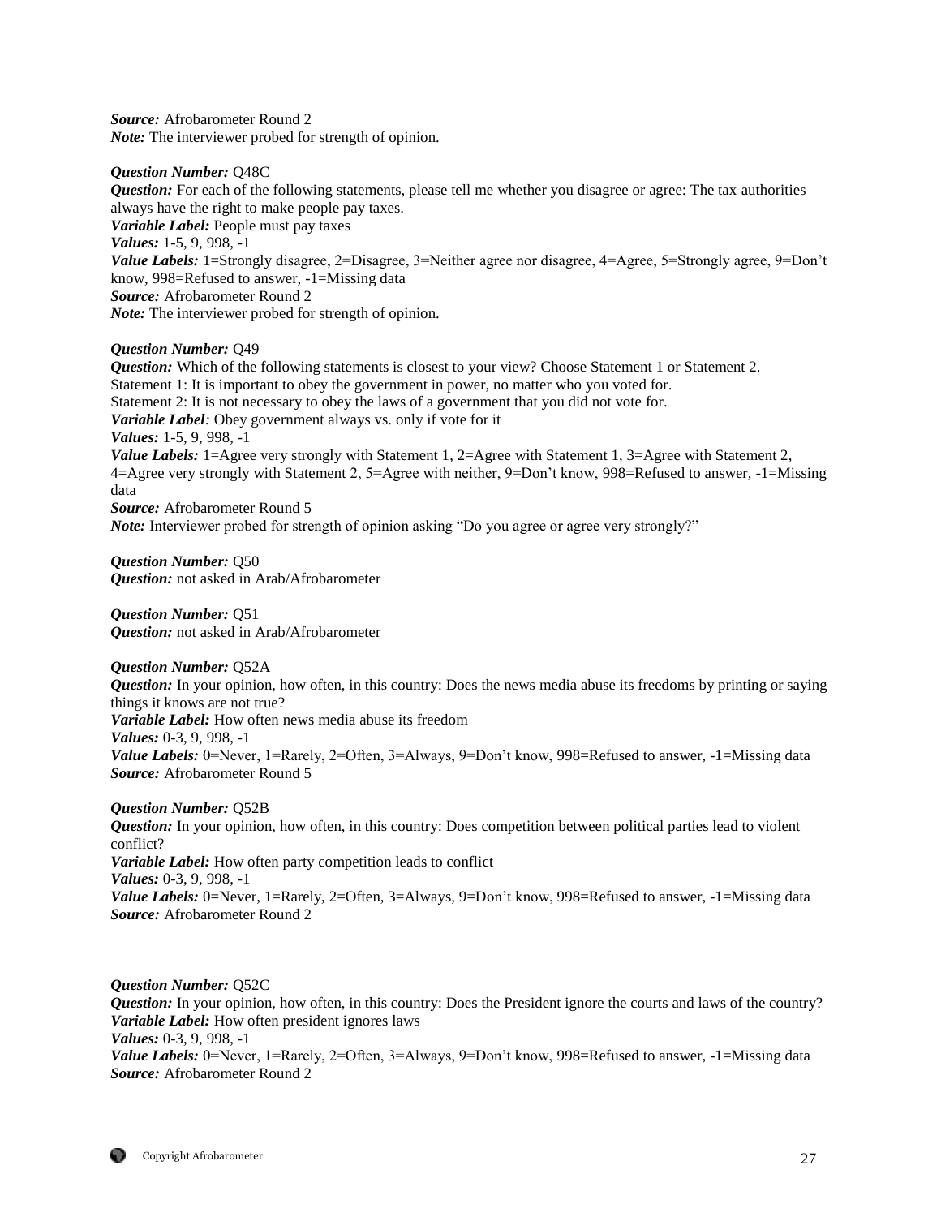***Source:*** Afrobarometer Round 2
***Note:*** The interviewer probed for strength of opinion.

***Question Number:*** Q48C
***Question:*** For each of the following statements, please tell me whether you disagree or agree: The tax authorities always have the right to make people pay taxes.
***Variable Label:*** People must pay taxes
***Values:*** 1-5, 9, 998, -1
***Value Labels:*** 1=Strongly disagree, 2=Disagree, 3=Neither agree nor disagree, 4=Agree, 5=Strongly agree, 9=Don't know, 998=Refused to answer, -1=Missing data
***Source:*** Afrobarometer Round 2
***Note:*** The interviewer probed for strength of opinion.

***Question Number:*** Q49
***Question:*** Which of the following statements is closest to your view? Choose Statement 1 or Statement 2.
Statement 1: It is important to obey the government in power, no matter who you voted for.
Statement 2: It is not necessary to obey the laws of a government that you did not vote for.
***Variable Label:*** Obey government always vs. only if vote for it
***Values:*** 1-5, 9, 998, -1
***Value Labels:*** 1=Agree very strongly with Statement 1, 2=Agree with Statement 1, 3=Agree with Statement 2, 4=Agree very strongly with Statement 2, 5=Agree with neither, 9=Don't know, 998=Refused to answer, -1=Missing data
***Source:*** Afrobarometer Round 5
***Note:*** Interviewer probed for strength of opinion asking "Do you agree or agree very strongly?"

***Question Number:*** Q50
***Question:*** not asked in Arab/Afrobarometer

***Question Number:*** Q51
***Question:*** not asked in Arab/Afrobarometer

***Question Number:*** Q52A
***Question:*** In your opinion, how often, in this country: Does the news media abuse its freedoms by printing or saying things it knows are not true?
***Variable Label:*** How often news media abuse its freedom
***Values:*** 0-3, 9, 998, -1
***Value Labels:*** 0=Never, 1=Rarely, 2=Often, 3=Always, 9=Don't know, 998=Refused to answer, -1=Missing data
***Source:*** Afrobarometer Round 5

***Question Number:*** Q52B
***Question:*** In your opinion, how often, in this country: Does competition between political parties lead to violent conflict?
***Variable Label:*** How often party competition leads to conflict
***Values:*** 0-3, 9, 998, -1
***Value Labels:*** 0=Never, 1=Rarely, 2=Often, 3=Always, 9=Don't know, 998=Refused to answer, -1=Missing data
***Source:*** Afrobarometer Round 2

***Question Number:*** Q52C
***Question:*** In your opinion, how often, in this country: Does the President ignore the courts and laws of the country?
***Variable Label:*** How often president ignores laws
***Values:*** 0-3, 9, 998, -1
***Value Labels:*** 0=Never, 1=Rarely, 2=Often, 3=Always, 9=Don't know, 998=Refused to answer, -1=Missing data
***Source:*** Afrobarometer Round 2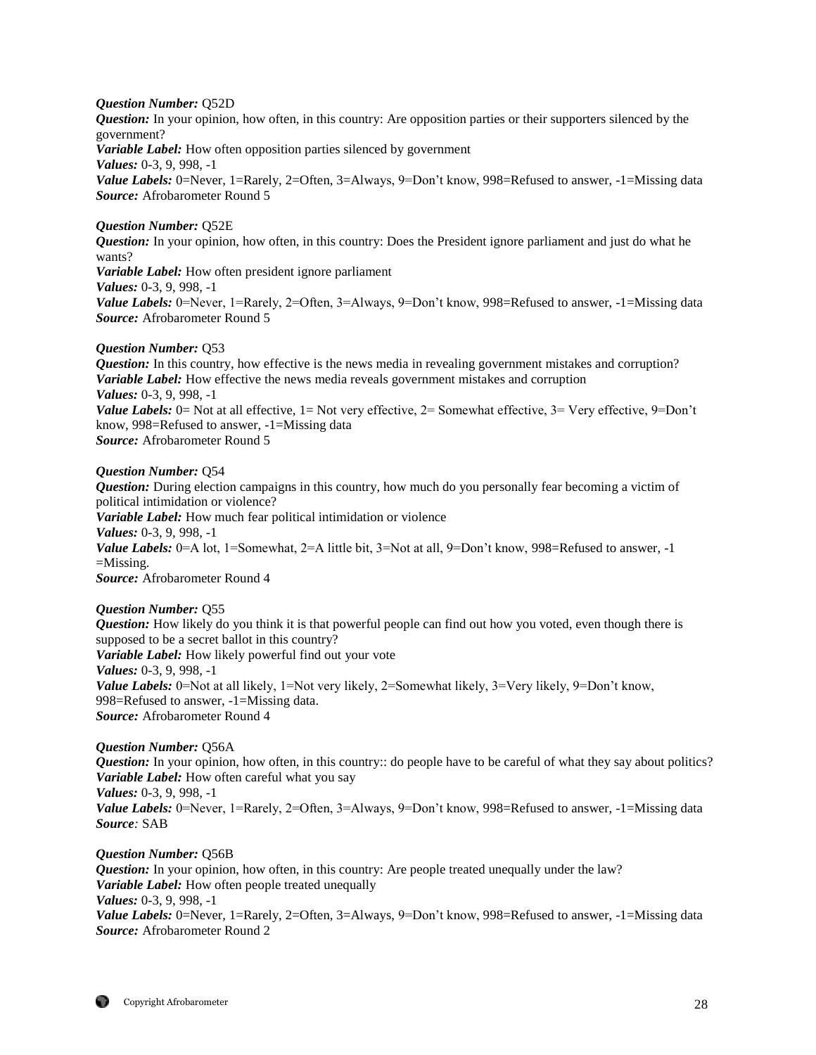***Question Number:*** Q52D
***Question:*** In your opinion, how often, in this country: Are opposition parties or their supporters silenced by the government?
***Variable Label:*** How often opposition parties silenced by government
***Values:*** 0-3, 9, 998, -1
***Value Labels:*** 0=Never, 1=Rarely, 2=Often, 3=Always, 9=Don't know, 998=Refused to answer, -1=Missing data
***Source:*** Afrobarometer Round 5

***Question Number:*** Q52E
***Question:*** In your opinion, how often, in this country: Does the President ignore parliament and just do what he wants?
***Variable Label:*** How often president ignore parliament
***Values:*** 0-3, 9, 998, -1
***Value Labels:*** 0=Never, 1=Rarely, 2=Often, 3=Always, 9=Don't know, 998=Refused to answer, -1=Missing data
***Source:*** Afrobarometer Round 5

***Question Number:*** Q53
***Question:*** In this country, how effective is the news media in revealing government mistakes and corruption?
***Variable Label:*** How effective the news media reveals government mistakes and corruption
***Values:*** 0-3, 9, 998, -1
***Value Labels:*** 0= Not at all effective, 1= Not very effective, 2= Somewhat effective, 3= Very effective, 9=Don't know, 998=Refused to answer, -1=Missing data
***Source:*** Afrobarometer Round 5

***Question Number:*** Q54
***Question:*** During election campaigns in this country, how much do you personally fear becoming a victim of political intimidation or violence?
***Variable Label:*** How much fear political intimidation or violence
***Values:*** 0-3, 9, 998, -1
***Value Labels:*** 0=A lot, 1=Somewhat, 2=A little bit, 3=Not at all, 9=Don't know, 998=Refused to answer, -1 =Missing.
***Source:*** Afrobarometer Round 4

***Question Number:*** Q55
***Question:*** How likely do you think it is that powerful people can find out how you voted, even though there is supposed to be a secret ballot in this country?
***Variable Label:*** How likely powerful find out your vote
***Values:*** 0-3, 9, 998, -1
***Value Labels:*** 0=Not at all likely, 1=Not very likely, 2=Somewhat likely, 3=Very likely, 9=Don't know, 998=Refused to answer, -1=Missing data.
***Source:*** Afrobarometer Round 4

***Question Number:*** Q56A
***Question:*** In your opinion, how often, in this country:: do people have to be careful of what they say about politics?
***Variable Label:*** How often careful what you say
***Values:*** 0-3, 9, 998, -1
***Value Labels:*** 0=Never, 1=Rarely, 2=Often, 3=Always, 9=Don't know, 998=Refused to answer, -1=Missing data
***Source****:* SAB

***Question Number:*** Q56B
***Question:*** In your opinion, how often, in this country: Are people treated unequally under the law?
***Variable Label:*** How often people treated unequally
***Values:*** 0-3, 9, 998, -1
***Value Labels:*** 0=Never, 1=Rarely, 2=Often, 3=Always, 9=Don't know, 998=Refused to answer, -1=Missing data
***Source:*** Afrobarometer Round 2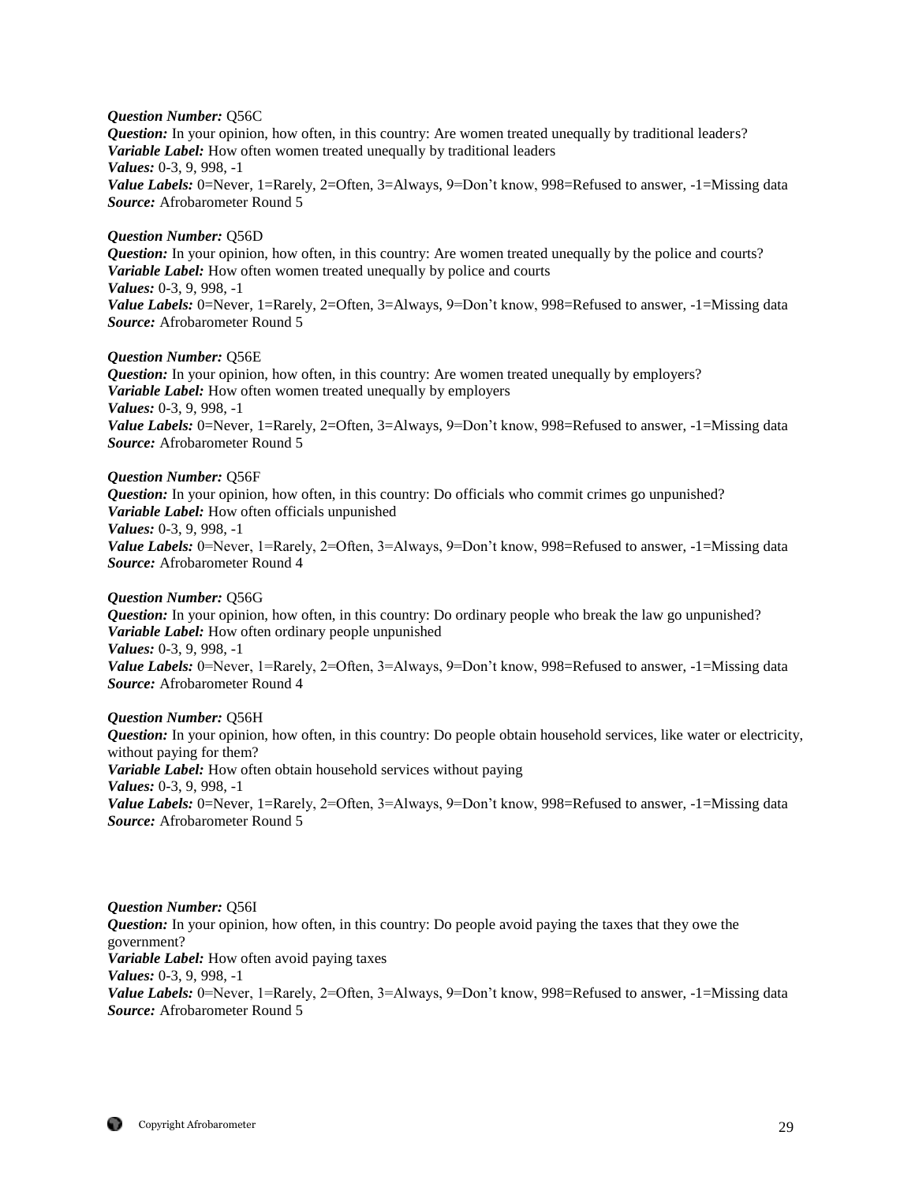***Question Number:*** Q56C
***Question:*** In your opinion, how often, in this country: Are women treated unequally by traditional leaders?
***Variable Label:*** How often women treated unequally by traditional leaders
***Values:*** 0-3, 9, 998, -1
***Value Labels:*** 0=Never, 1=Rarely, 2=Often, 3=Always, 9=Don't know, 998=Refused to answer, -1=Missing data
***Source:*** Afrobarometer Round 5

***Question Number:*** Q56D
***Question:*** In your opinion, how often, in this country: Are women treated unequally by the police and courts?
***Variable Label:*** How often women treated unequally by police and courts
***Values:*** 0-3, 9, 998, -1
***Value Labels:*** 0=Never, 1=Rarely, 2=Often, 3=Always, 9=Don't know, 998=Refused to answer, -1=Missing data
***Source:*** Afrobarometer Round 5

***Question Number:*** Q56E
***Question:*** In your opinion, how often, in this country: Are women treated unequally by employers?
***Variable Label:*** How often women treated unequally by employers
***Values:*** 0-3, 9, 998, -1
***Value Labels:*** 0=Never, 1=Rarely, 2=Often, 3=Always, 9=Don't know, 998=Refused to answer, -1=Missing data
***Source:*** Afrobarometer Round 5

***Question Number:*** Q56F
***Question:*** In your opinion, how often, in this country: Do officials who commit crimes go unpunished?
***Variable Label:*** How often officials unpunished
***Values:*** 0-3, 9, 998, -1
***Value Labels:*** 0=Never, 1=Rarely, 2=Often, 3=Always, 9=Don't know, 998=Refused to answer, -1=Missing data
***Source:*** Afrobarometer Round 4

***Question Number:*** Q56G
***Question:*** In your opinion, how often, in this country: Do ordinary people who break the law go unpunished?
***Variable Label:*** How often ordinary people unpunished
***Values:*** 0-3, 9, 998, -1
***Value Labels:*** 0=Never, 1=Rarely, 2=Often, 3=Always, 9=Don't know, 998=Refused to answer, -1=Missing data
***Source:*** Afrobarometer Round 4

***Question Number:*** Q56H
***Question:*** In your opinion, how often, in this country: Do people obtain household services, like water or electricity, without paying for them?
***Variable Label:*** How often obtain household services without paying
***Values:*** 0-3, 9, 998, -1
***Value Labels:*** 0=Never, 1=Rarely, 2=Often, 3=Always, 9=Don't know, 998=Refused to answer, -1=Missing data
***Source:*** Afrobarometer Round 5

***Question Number:*** Q56I
***Question:*** In your opinion, how often, in this country: Do people avoid paying the taxes that they owe the government?
***Variable Label:*** How often avoid paying taxes
***Values:*** 0-3, 9, 998, -1
***Value Labels:*** 0=Never, 1=Rarely, 2=Often, 3=Always, 9=Don't know, 998=Refused to answer, -1=Missing data
***Source:*** Afrobarometer Round 5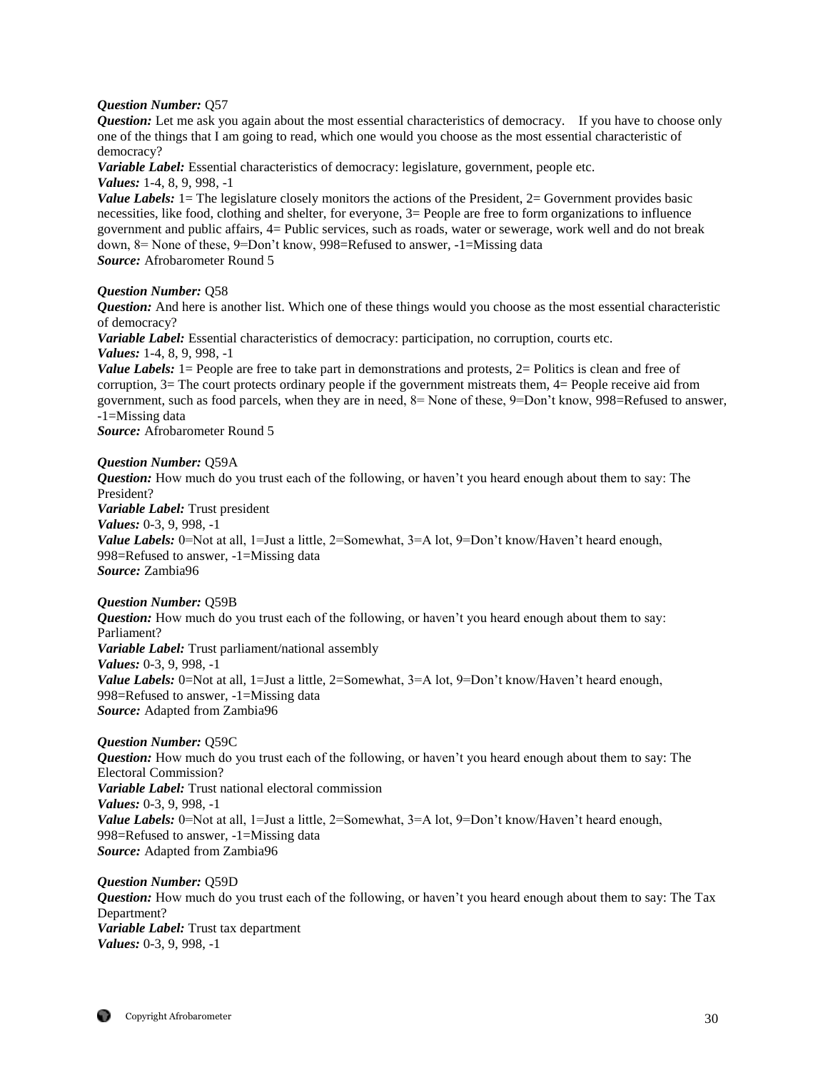***Question Number:*** Q57
***Question:*** Let me ask you again about the most essential characteristics of democracy. If you have to choose only one of the things that I am going to read, which one would you choose as the most essential characteristic of democracy?
***Variable Label:*** Essential characteristics of democracy: legislature, government, people etc.
***Values:*** 1-4, 8, 9, 998, -1
***Value Labels:*** 1= The legislature closely monitors the actions of the President, 2= Government provides basic necessities, like food, clothing and shelter, for everyone, 3= People are free to form organizations to influence government and public affairs, 4= Public services, such as roads, water or sewerage, work well and do not break down, 8= None of these, 9=Don't know, 998=Refused to answer, -1=Missing data
***Source:*** Afrobarometer Round 5

***Question Number:*** Q58
***Question:*** And here is another list. Which one of these things would you choose as the most essential characteristic of democracy?
***Variable Label:*** Essential characteristics of democracy: participation, no corruption, courts etc.
***Values:*** 1-4, 8, 9, 998, -1
***Value Labels:*** 1= People are free to take part in demonstrations and protests, 2= Politics is clean and free of corruption, 3= The court protects ordinary people if the government mistreats them, 4= People receive aid from government, such as food parcels, when they are in need, 8= None of these, 9=Don't know, 998=Refused to answer, -1=Missing data
***Source:*** Afrobarometer Round 5

***Question Number:*** Q59A
***Question:*** How much do you trust each of the following, or haven't you heard enough about them to say: The President?
***Variable Label:*** Trust president
***Values:*** 0-3, 9, 998, -1
***Value Labels:*** 0=Not at all, 1=Just a little, 2=Somewhat, 3=A lot, 9=Don't know/Haven't heard enough, 998=Refused to answer, -1=Missing data
***Source:*** Zambia96

***Question Number:*** Q59B
***Question:*** How much do you trust each of the following, or haven't you heard enough about them to say: Parliament?
***Variable Label:*** Trust parliament/national assembly
***Values:*** 0-3, 9, 998, -1
***Value Labels:*** 0=Not at all, 1=Just a little, 2=Somewhat, 3=A lot, 9=Don't know/Haven't heard enough, 998=Refused to answer, -1=Missing data
***Source:*** Adapted from Zambia96

***Question Number:*** Q59C
***Question:*** How much do you trust each of the following, or haven't you heard enough about them to say: The Electoral Commission?
***Variable Label:*** Trust national electoral commission
***Values:*** 0-3, 9, 998, -1
***Value Labels:*** 0=Not at all, 1=Just a little, 2=Somewhat, 3=A lot, 9=Don't know/Haven't heard enough, 998=Refused to answer, -1=Missing data
***Source:*** Adapted from Zambia96

***Question Number:*** Q59D
***Question:*** How much do you trust each of the following, or haven't you heard enough about them to say: The Tax Department?
***Variable Label:*** Trust tax department
***Values:*** 0-3, 9, 998, -1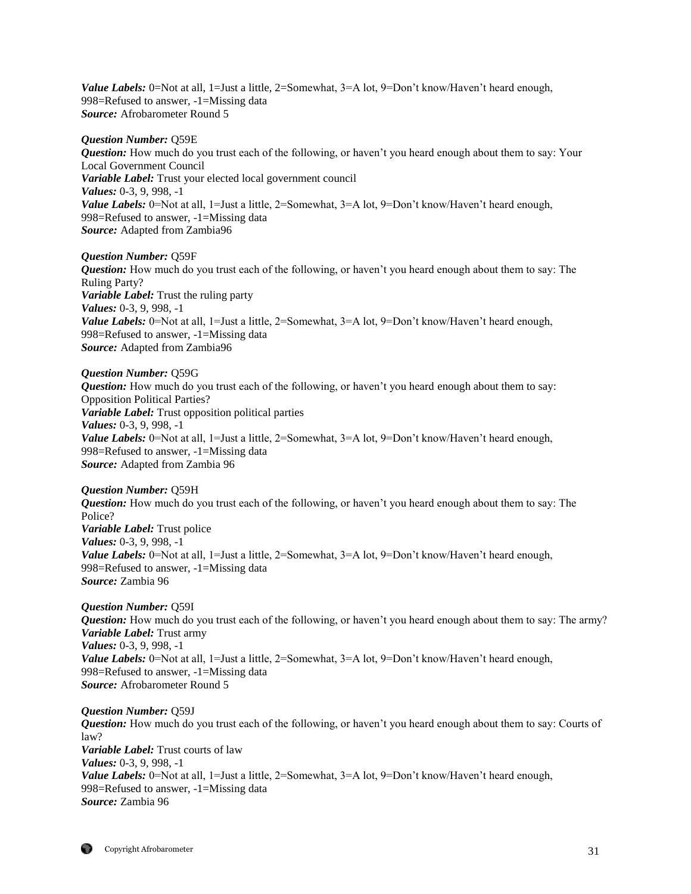***Value Labels:*** 0=Not at all, 1=Just a little, 2=Somewhat, 3=A lot, 9=Don't know/Haven't heard enough, 998=Refused to answer, -1=Missing data
***Source:*** Afrobarometer Round 5

***Question Number:*** Q59E
***Question:*** How much do you trust each of the following, or haven't you heard enough about them to say: Your Local Government Council
***Variable Label:*** Trust your elected local government council
***Values:*** 0-3, 9, 998, -1
***Value Labels:*** 0=Not at all, 1=Just a little, 2=Somewhat, 3=A lot, 9=Don't know/Haven't heard enough, 998=Refused to answer, -1=Missing data
***Source:*** Adapted from Zambia96

***Question Number:*** Q59F
***Question:*** How much do you trust each of the following, or haven't you heard enough about them to say: The Ruling Party?
***Variable Label:*** Trust the ruling party
***Values:*** 0-3, 9, 998, -1
***Value Labels:*** 0=Not at all, 1=Just a little, 2=Somewhat, 3=A lot, 9=Don't know/Haven't heard enough, 998=Refused to answer, -1=Missing data
***Source:*** Adapted from Zambia96

***Question Number:*** Q59G
***Question:*** How much do you trust each of the following, or haven't you heard enough about them to say: Opposition Political Parties?
***Variable Label:*** Trust opposition political parties
***Values:*** 0-3, 9, 998, -1
***Value Labels:*** 0=Not at all, 1=Just a little, 2=Somewhat, 3=A lot, 9=Don't know/Haven't heard enough, 998=Refused to answer, -1=Missing data
***Source:*** Adapted from Zambia 96

***Question Number:*** Q59H
***Question:*** How much do you trust each of the following, or haven't you heard enough about them to say: The Police?
***Variable Label:*** Trust police
***Values:*** 0-3, 9, 998, -1
***Value Labels:*** 0=Not at all, 1=Just a little, 2=Somewhat, 3=A lot, 9=Don't know/Haven't heard enough, 998=Refused to answer, -1=Missing data
***Source:*** Zambia 96

***Question Number:*** Q59I
***Question:*** How much do you trust each of the following, or haven't you heard enough about them to say: The army?
***Variable Label:*** Trust army
***Values:*** 0-3, 9, 998, -1
***Value Labels:*** 0=Not at all, 1=Just a little, 2=Somewhat, 3=A lot, 9=Don't know/Haven't heard enough, 998=Refused to answer, -1=Missing data
***Source:*** Afrobarometer Round 5

***Question Number:*** Q59J
***Question:*** How much do you trust each of the following, or haven't you heard enough about them to say: Courts of law?
***Variable Label:*** Trust courts of law
***Values:*** 0-3, 9, 998, -1
***Value Labels:*** 0=Not at all, 1=Just a little, 2=Somewhat, 3=A lot, 9=Don't know/Haven't heard enough, 998=Refused to answer, -1=Missing data
***Source:*** Zambia 96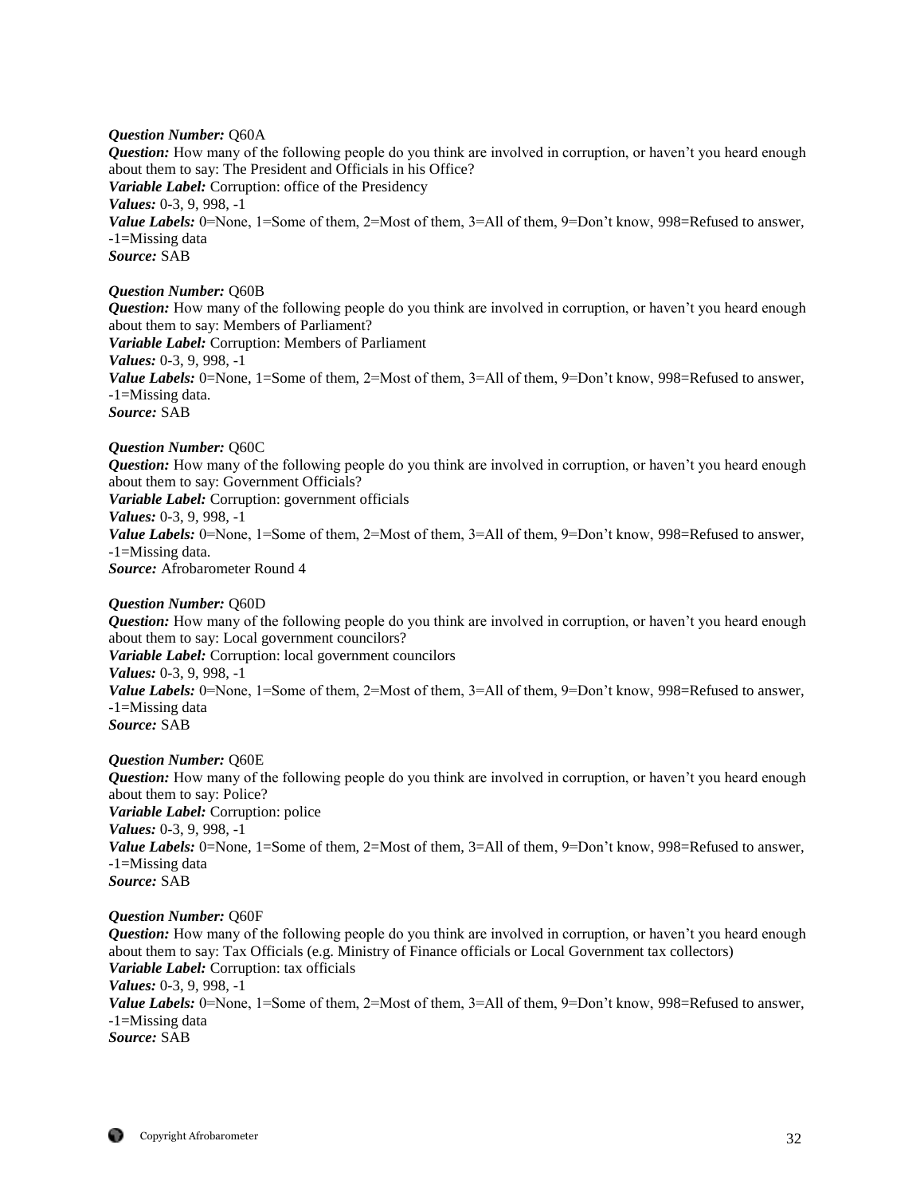***Question Number:*** Q60A
***Question:*** How many of the following people do you think are involved in corruption, or haven't you heard enough about them to say: The President and Officials in his Office?
***Variable Label:*** Corruption: office of the Presidency
***Values:*** 0-3, 9, 998, -1
***Value Labels:*** 0=None, 1=Some of them, 2=Most of them, 3=All of them, 9=Don't know, 998=Refused to answer, -1=Missing data
***Source:*** SAB

***Question Number:*** Q60B
***Question:*** How many of the following people do you think are involved in corruption, or haven't you heard enough about them to say: Members of Parliament?
***Variable Label:*** Corruption: Members of Parliament
***Values:*** 0-3, 9, 998, -1
***Value Labels:*** 0=None, 1=Some of them, 2=Most of them, 3=All of them, 9=Don't know, 998=Refused to answer, -1=Missing data.
***Source:*** SAB

***Question Number:*** Q60C
***Question:*** How many of the following people do you think are involved in corruption, or haven't you heard enough about them to say: Government Officials?
***Variable Label:*** Corruption: government officials
***Values:*** 0-3, 9, 998, -1
***Value Labels:*** 0=None, 1=Some of them, 2=Most of them, 3=All of them, 9=Don't know, 998=Refused to answer, -1=Missing data.
***Source:*** Afrobarometer Round 4

***Question Number:*** Q60D
***Question:*** How many of the following people do you think are involved in corruption, or haven't you heard enough about them to say: Local government councilors?
***Variable Label:*** Corruption: local government councilors
***Values:*** 0-3, 9, 998, -1
***Value Labels:*** 0=None, 1=Some of them, 2=Most of them, 3=All of them, 9=Don't know, 998=Refused to answer, -1=Missing data
***Source:*** SAB

***Question Number:*** Q60E
***Question:*** How many of the following people do you think are involved in corruption, or haven't you heard enough about them to say: Police?
***Variable Label:*** Corruption: police
***Values:*** 0-3, 9, 998, -1
***Value Labels:*** 0=None, 1=Some of them, 2=Most of them, 3=All of them, 9=Don't know, 998=Refused to answer, -1=Missing data
***Source:*** SAB

***Question Number:*** Q60F
***Question:*** How many of the following people do you think are involved in corruption, or haven't you heard enough about them to say: Tax Officials (e.g. Ministry of Finance officials or Local Government tax collectors)
***Variable Label:*** Corruption: tax officials
***Values:*** 0-3, 9, 998, -1
***Value Labels:*** 0=None, 1=Some of them, 2=Most of them, 3=All of them, 9=Don't know, 998=Refused to answer, -1=Missing data
***Source:*** SAB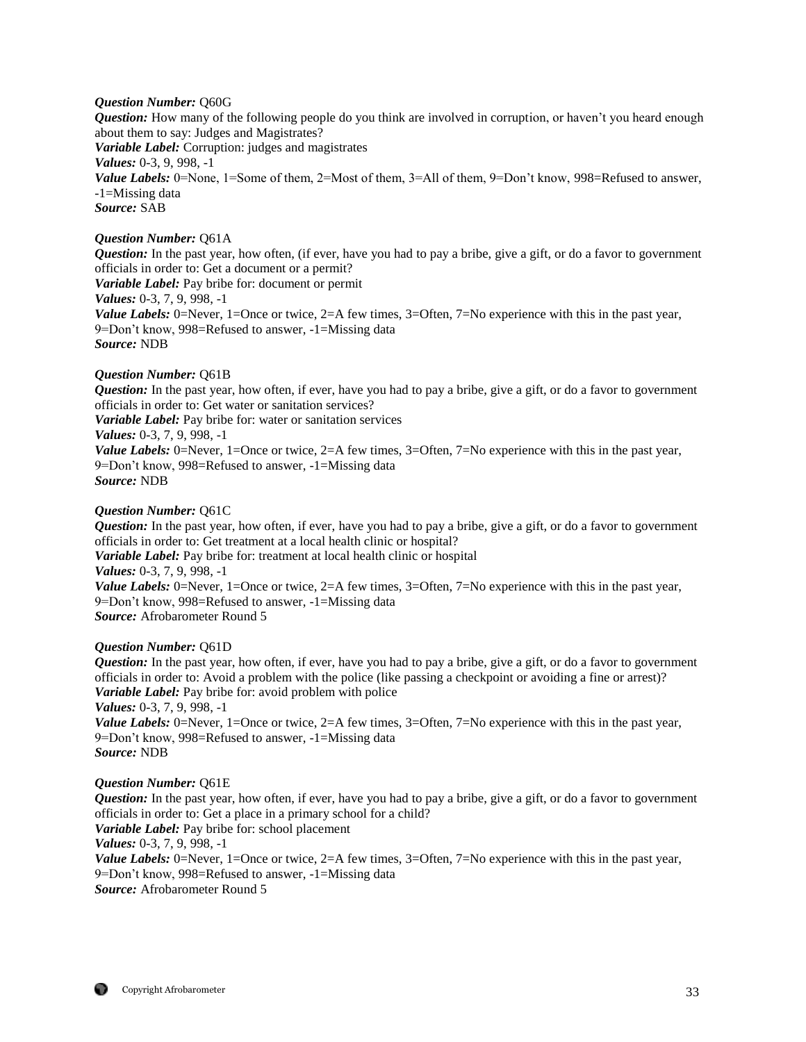***Question Number:*** Q60G
***Question:*** How many of the following people do you think are involved in corruption, or haven't you heard enough about them to say: Judges and Magistrates?
***Variable Label:*** Corruption: judges and magistrates
***Values:*** 0-3, 9, 998, -1
***Value Labels:*** 0=None, 1=Some of them, 2=Most of them, 3=All of them, 9=Don't know, 998=Refused to answer, -1=Missing data
***Source:*** SAB

***Question Number:*** Q61A
***Question:*** In the past year, how often, (if ever, have you had to pay a bribe, give a gift, or do a favor to government officials in order to: Get a document or a permit?
***Variable Label:*** Pay bribe for: document or permit
***Values:*** 0-3, 7, 9, 998, -1
***Value Labels:*** 0=Never, 1=Once or twice, 2=A few times, 3=Often, 7=No experience with this in the past year, 9=Don't know, 998=Refused to answer, -1=Missing data
***Source:*** NDB

***Question Number:*** Q61B
***Question:*** In the past year, how often, if ever, have you had to pay a bribe, give a gift, or do a favor to government officials in order to: Get water or sanitation services?
***Variable Label:*** Pay bribe for: water or sanitation services
***Values:*** 0-3, 7, 9, 998, -1
***Value Labels:*** 0=Never, 1=Once or twice, 2=A few times, 3=Often, 7=No experience with this in the past year, 9=Don't know, 998=Refused to answer, -1=Missing data
***Source:*** NDB

***Question Number:*** Q61C
***Question:*** In the past year, how often, if ever, have you had to pay a bribe, give a gift, or do a favor to government officials in order to: Get treatment at a local health clinic or hospital?
***Variable Label:*** Pay bribe for: treatment at local health clinic or hospital
***Values:*** 0-3, 7, 9, 998, -1
***Value Labels:*** 0=Never, 1=Once or twice, 2=A few times, 3=Often, 7=No experience with this in the past year, 9=Don't know, 998=Refused to answer, -1=Missing data
***Source:*** Afrobarometer Round 5

***Question Number:*** Q61D
***Question:*** In the past year, how often, if ever, have you had to pay a bribe, give a gift, or do a favor to government officials in order to: Avoid a problem with the police (like passing a checkpoint or avoiding a fine or arrest)?
***Variable Label:*** Pay bribe for: avoid problem with police
***Values:*** 0-3, 7, 9, 998, -1
***Value Labels:*** 0=Never, 1=Once or twice, 2=A few times, 3=Often, 7=No experience with this in the past year, 9=Don't know, 998=Refused to answer, -1=Missing data
***Source:*** NDB

***Question Number:*** Q61E
***Question:*** In the past year, how often, if ever, have you had to pay a bribe, give a gift, or do a favor to government officials in order to: Get a place in a primary school for a child?
***Variable Label:*** Pay bribe for: school placement
***Values:*** 0-3, 7, 9, 998, -1
***Value Labels:*** 0=Never, 1=Once or twice, 2=A few times, 3=Often, 7=No experience with this in the past year, 9=Don't know, 998=Refused to answer, -1=Missing data
***Source:*** Afrobarometer Round 5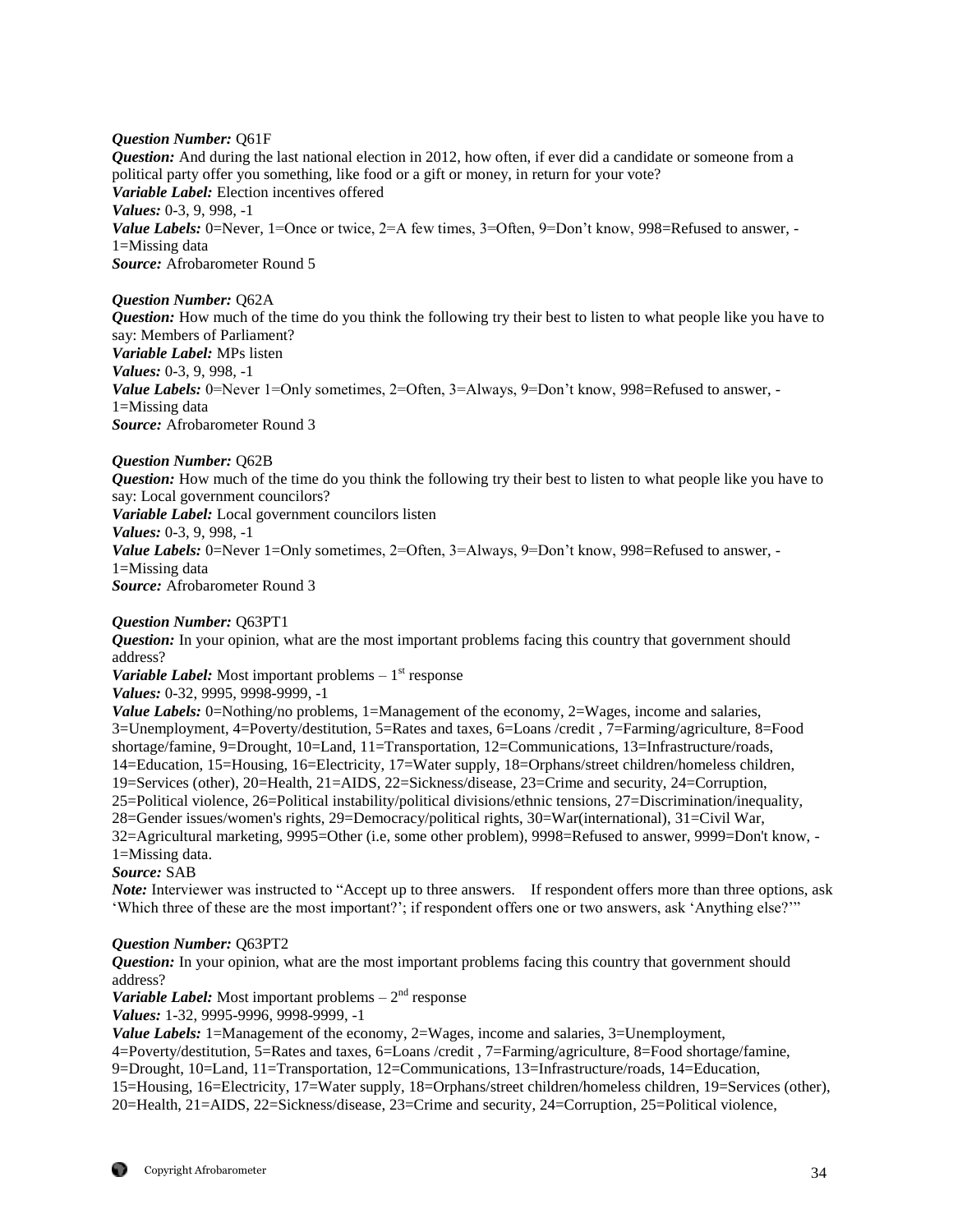***Question Number:*** Q61F
***Question:*** And during the last national election in 2012, how often, if ever did a candidate or someone from a political party offer you something, like food or a gift or money, in return for your vote?
***Variable Label:*** Election incentives offered
***Values:*** 0-3, 9, 998, -1
***Value Labels:*** 0=Never, 1=Once or twice, 2=A few times, 3=Often, 9=Don't know, 998=Refused to answer, -1=Missing data
***Source:*** Afrobarometer Round 5

***Question Number:*** Q62A
***Question:*** How much of the time do you think the following try their best to listen to what people like you have to say: Members of Parliament?
***Variable Label:*** MPs listen
***Values:*** 0-3, 9, 998, -1
***Value Labels:*** 0=Never 1=Only sometimes, 2=Often, 3=Always, 9=Don't know, 998=Refused to answer, -1=Missing data
***Source:*** Afrobarometer Round 3

***Question Number:*** Q62B
***Question:*** How much of the time do you think the following try their best to listen to what people like you have to say: Local government councilors?
***Variable Label:*** Local government councilors listen
***Values:*** 0-3, 9, 998, -1
***Value Labels:*** 0=Never 1=Only sometimes, 2=Often, 3=Always, 9=Don't know, 998=Refused to answer, -1=Missing data
***Source:*** Afrobarometer Round 3

***Question Number:*** Q63PT1
***Question:*** In your opinion, what are the most important problems facing this country that government should address?
***Variable Label:*** Most important problems – 1st response
***Values:*** 0-32, 9995, 9998-9999, -1
***Value Labels:*** 0=Nothing/no problems, 1=Management of the economy, 2=Wages, income and salaries, 3=Unemployment, 4=Poverty/destitution, 5=Rates and taxes, 6=Loans /credit , 7=Farming/agriculture, 8=Food shortage/famine, 9=Drought, 10=Land, 11=Transportation, 12=Communications, 13=Infrastructure/roads, 14=Education, 15=Housing, 16=Electricity, 17=Water supply, 18=Orphans/street children/homeless children, 19=Services (other), 20=Health, 21=AIDS, 22=Sickness/disease, 23=Crime and security, 24=Corruption, 25=Political violence, 26=Political instability/political divisions/ethnic tensions, 27=Discrimination/inequality, 28=Gender issues/women's rights, 29=Democracy/political rights, 30=War(international), 31=Civil War, 32=Agricultural marketing, 9995=Other (i.e, some other problem), 9998=Refused to answer, 9999=Don't know, -1=Missing data.
***Source:*** SAB
***Note:*** Interviewer was instructed to "Accept up to three answers. If respondent offers more than three options, ask 'Which three of these are the most important?'; if respondent offers one or two answers, ask 'Anything else?'"

***Question Number:*** Q63PT2
***Question:*** In your opinion, what are the most important problems facing this country that government should address?
***Variable Label:*** Most important problems – 2nd response
***Values:*** 1-32, 9995-9996, 9998-9999, -1
***Value Labels:*** 1=Management of the economy, 2=Wages, income and salaries, 3=Unemployment, 4=Poverty/destitution, 5=Rates and taxes, 6=Loans /credit , 7=Farming/agriculture, 8=Food shortage/famine, 9=Drought, 10=Land, 11=Transportation, 12=Communications, 13=Infrastructure/roads, 14=Education, 15=Housing, 16=Electricity, 17=Water supply, 18=Orphans/street children/homeless children, 19=Services (other), 20=Health, 21=AIDS, 22=Sickness/disease, 23=Crime and security, 24=Corruption, 25=Political violence,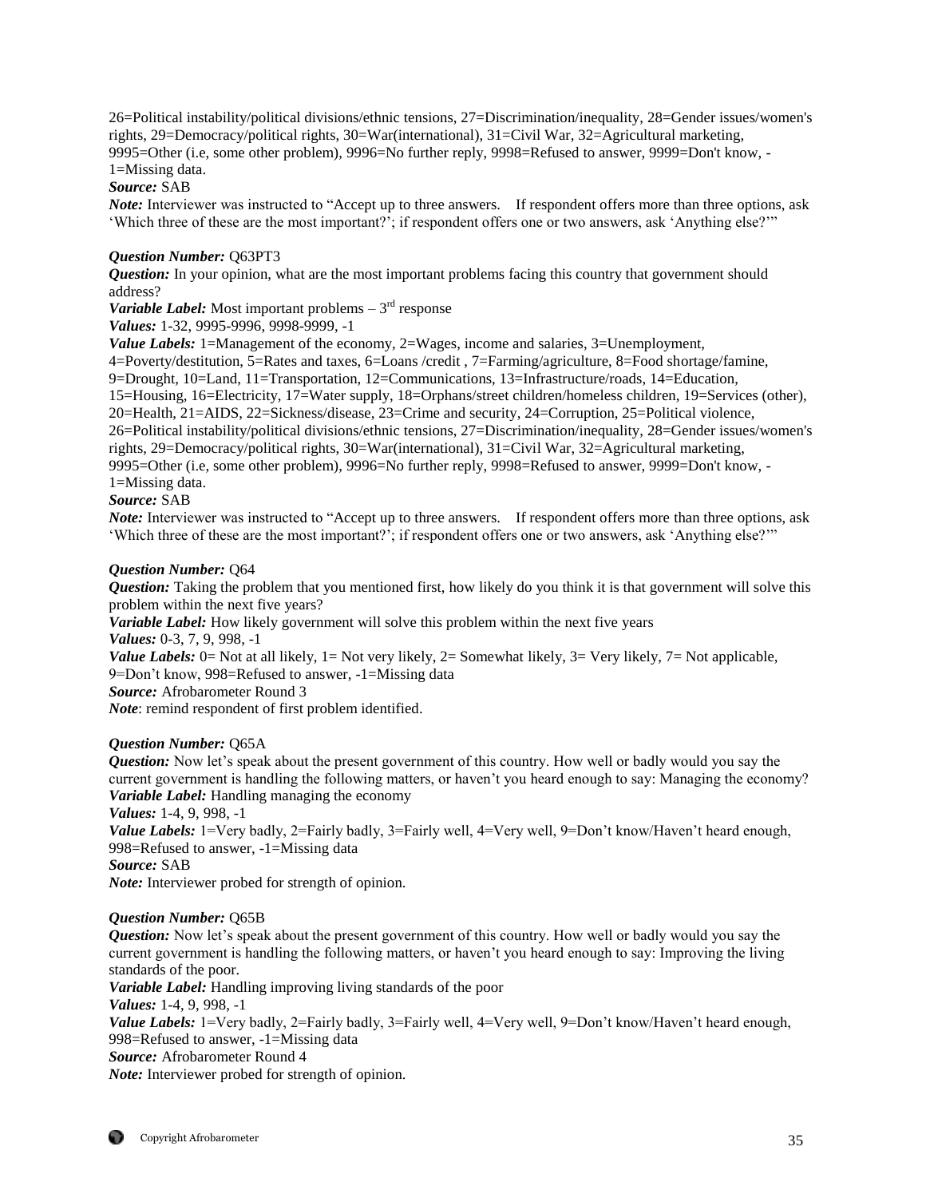26=Political instability/political divisions/ethnic tensions, 27=Discrimination/inequality, 28=Gender issues/women's rights, 29=Democracy/political rights, 30=War(international), 31=Civil War, 32=Agricultural marketing, 9995=Other (i.e, some other problem), 9996=No further reply, 9998=Refused to answer, 9999=Don't know, -1=Missing data.

***Source:*** SAB

***Note:*** Interviewer was instructed to "Accept up to three answers. If respondent offers more than three options, ask 'Which three of these are the most important?'; if respondent offers one or two answers, ask 'Anything else?'"

***Question Number:*** Q63PT3

***Question:*** In your opinion, what are the most important problems facing this country that government should address?

***Variable Label:*** Most important problems – 3rd response

***Values:*** 1-32, 9995-9996, 9998-9999, -1

***Value Labels:*** 1=Management of the economy, 2=Wages, income and salaries, 3=Unemployment, 4=Poverty/destitution, 5=Rates and taxes, 6=Loans /credit , 7=Farming/agriculture, 8=Food shortage/famine, 9=Drought, 10=Land, 11=Transportation, 12=Communications, 13=Infrastructure/roads, 14=Education, 15=Housing, 16=Electricity, 17=Water supply, 18=Orphans/street children/homeless children, 19=Services (other), 20=Health, 21=AIDS, 22=Sickness/disease, 23=Crime and security, 24=Corruption, 25=Political violence, 26=Political instability/political divisions/ethnic tensions, 27=Discrimination/inequality, 28=Gender issues/women's rights, 29=Democracy/political rights, 30=War(international), 31=Civil War, 32=Agricultural marketing, 9995=Other (i.e, some other problem), 9996=No further reply, 9998=Refused to answer, 9999=Don't know, -1=Missing data.

***Source:*** SAB

***Note:*** Interviewer was instructed to "Accept up to three answers. If respondent offers more than three options, ask 'Which three of these are the most important?'; if respondent offers one or two answers, ask 'Anything else?'"

***Question Number:*** Q64

***Question:*** Taking the problem that you mentioned first, how likely do you think it is that government will solve this problem within the next five years?

***Variable Label:*** How likely government will solve this problem within the next five years

***Values:*** 0-3, 7, 9, 998, -1

***Value Labels:*** 0= Not at all likely, 1= Not very likely, 2= Somewhat likely, 3= Very likely, 7= Not applicable, 9=Don't know, 998=Refused to answer, -1=Missing data

***Source:*** Afrobarometer Round 3

***Note***: remind respondent of first problem identified.

***Question Number:*** Q65A

***Question:*** Now let's speak about the present government of this country. How well or badly would you say the current government is handling the following matters, or haven't you heard enough to say: Managing the economy?

***Variable Label:*** Handling managing the economy

***Values:*** 1-4, 9, 998, -1

***Value Labels:*** 1=Very badly, 2=Fairly badly, 3=Fairly well, 4=Very well, 9=Don't know/Haven't heard enough, 998=Refused to answer, -1=Missing data

***Source:*** SAB

***Note:*** Interviewer probed for strength of opinion.

***Question Number:*** Q65B

***Question:*** Now let's speak about the present government of this country. How well or badly would you say the current government is handling the following matters, or haven't you heard enough to say: Improving the living standards of the poor.

***Variable Label:*** Handling improving living standards of the poor

***Values:*** 1-4, 9, 998, -1

***Value Labels:*** 1=Very badly, 2=Fairly badly, 3=Fairly well, 4=Very well, 9=Don't know/Haven't heard enough, 998=Refused to answer, -1=Missing data

***Source:*** Afrobarometer Round 4

***Note:*** Interviewer probed for strength of opinion.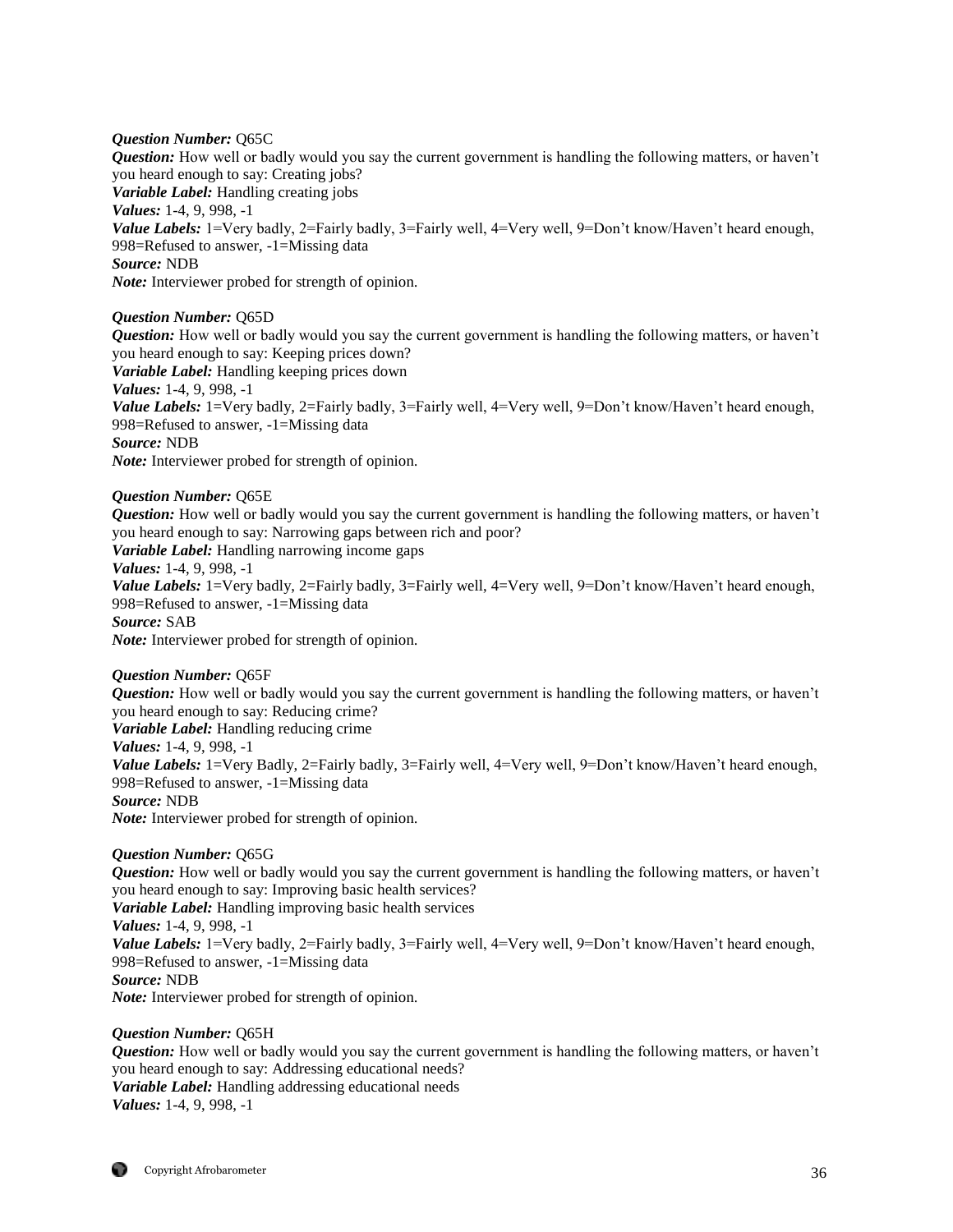***Question Number:*** Q65C
***Question:*** How well or badly would you say the current government is handling the following matters, or haven't you heard enough to say: Creating jobs?
***Variable Label:*** Handling creating jobs
***Values:*** 1-4, 9, 998, -1
***Value Labels:*** 1=Very badly, 2=Fairly badly, 3=Fairly well, 4=Very well, 9=Don't know/Haven't heard enough, 998=Refused to answer, -1=Missing data
***Source:*** NDB
***Note:*** Interviewer probed for strength of opinion.

***Question Number:*** Q65D
***Question:*** How well or badly would you say the current government is handling the following matters, or haven't you heard enough to say: Keeping prices down?
***Variable Label:*** Handling keeping prices down
***Values:*** 1-4, 9, 998, -1
***Value Labels:*** 1=Very badly, 2=Fairly badly, 3=Fairly well, 4=Very well, 9=Don't know/Haven't heard enough, 998=Refused to answer, -1=Missing data
***Source:*** NDB
***Note:*** Interviewer probed for strength of opinion.

***Question Number:*** Q65E
***Question:*** How well or badly would you say the current government is handling the following matters, or haven't you heard enough to say: Narrowing gaps between rich and poor?
***Variable Label:*** Handling narrowing income gaps
***Values:*** 1-4, 9, 998, -1
***Value Labels:*** 1=Very badly, 2=Fairly badly, 3=Fairly well, 4=Very well, 9=Don't know/Haven't heard enough, 998=Refused to answer, -1=Missing data
***Source:*** SAB
***Note:*** Interviewer probed for strength of opinion.

***Question Number:*** Q65F
***Question:*** How well or badly would you say the current government is handling the following matters, or haven't you heard enough to say: Reducing crime?
***Variable Label:*** Handling reducing crime
***Values:*** 1-4, 9, 998, -1
***Value Labels:*** 1=Very Badly, 2=Fairly badly, 3=Fairly well, 4=Very well, 9=Don't know/Haven't heard enough, 998=Refused to answer, -1=Missing data
***Source:*** NDB
***Note:*** Interviewer probed for strength of opinion.

***Question Number:*** Q65G
***Question:*** How well or badly would you say the current government is handling the following matters, or haven't you heard enough to say: Improving basic health services?
***Variable Label:*** Handling improving basic health services
***Values:*** 1-4, 9, 998, -1
***Value Labels:*** 1=Very badly, 2=Fairly badly, 3=Fairly well, 4=Very well, 9=Don't know/Haven't heard enough, 998=Refused to answer, -1=Missing data
***Source:*** NDB
***Note:*** Interviewer probed for strength of opinion.

***Question Number:*** Q65H
***Question:*** How well or badly would you say the current government is handling the following matters, or haven't you heard enough to say: Addressing educational needs?
***Variable Label:*** Handling addressing educational needs
***Values:*** 1-4, 9, 998, -1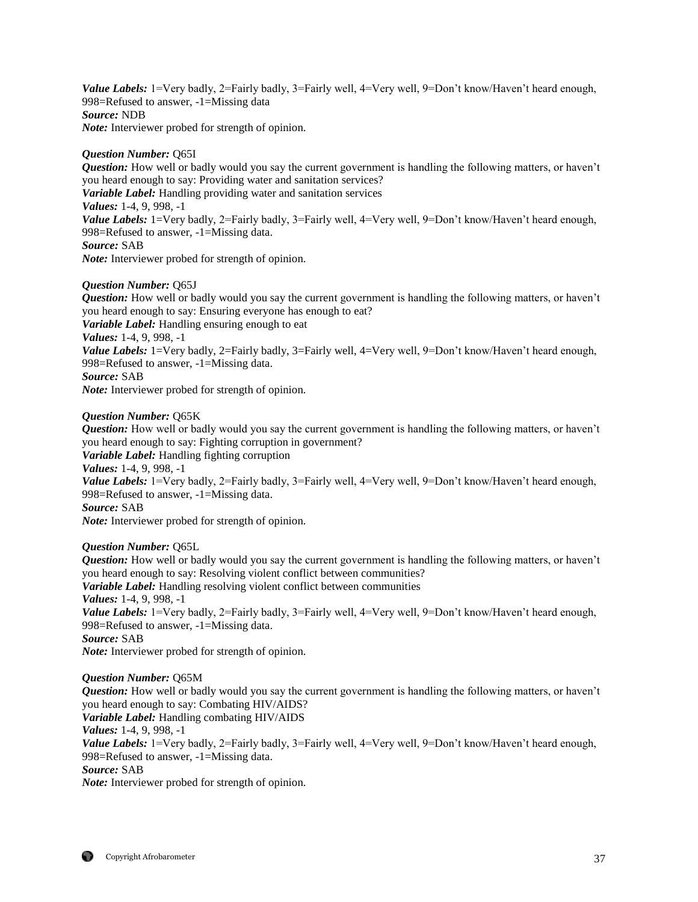***Value Labels:*** 1=Very badly, 2=Fairly badly, 3=Fairly well, 4=Very well, 9=Don't know/Haven't heard enough, 998=Refused to answer, -1=Missing data
***Source:*** NDB
***Note:*** Interviewer probed for strength of opinion.

***Question Number:*** Q65I
***Question:*** How well or badly would you say the current government is handling the following matters, or haven't you heard enough to say: Providing water and sanitation services?
***Variable Label:*** Handling providing water and sanitation services
***Values:*** 1-4, 9, 998, -1
***Value Labels:*** 1=Very badly, 2=Fairly badly, 3=Fairly well, 4=Very well, 9=Don't know/Haven't heard enough, 998=Refused to answer, -1=Missing data.
***Source:*** SAB
***Note:*** Interviewer probed for strength of opinion.

***Question Number:*** Q65J
***Question:*** How well or badly would you say the current government is handling the following matters, or haven't you heard enough to say: Ensuring everyone has enough to eat?
***Variable Label:*** Handling ensuring enough to eat
***Values:*** 1-4, 9, 998, -1
***Value Labels:*** 1=Very badly, 2=Fairly badly, 3=Fairly well, 4=Very well, 9=Don't know/Haven't heard enough, 998=Refused to answer, -1=Missing data.
***Source:*** SAB
***Note:*** Interviewer probed for strength of opinion.

***Question Number:*** Q65K
***Question:*** How well or badly would you say the current government is handling the following matters, or haven't you heard enough to say: Fighting corruption in government?
***Variable Label:*** Handling fighting corruption
***Values:*** 1-4, 9, 998, -1
***Value Labels:*** 1=Very badly, 2=Fairly badly, 3=Fairly well, 4=Very well, 9=Don't know/Haven't heard enough, 998=Refused to answer, -1=Missing data.
***Source:*** SAB
***Note:*** Interviewer probed for strength of opinion.

***Question Number:*** Q65L
***Question:*** How well or badly would you say the current government is handling the following matters, or haven't you heard enough to say: Resolving violent conflict between communities?
***Variable Label:*** Handling resolving violent conflict between communities
***Values:*** 1-4, 9, 998, -1
***Value Labels:*** 1=Very badly, 2=Fairly badly, 3=Fairly well, 4=Very well, 9=Don't know/Haven't heard enough, 998=Refused to answer, -1=Missing data.
***Source:*** SAB
***Note:*** Interviewer probed for strength of opinion.

***Question Number:*** Q65M
***Question:*** How well or badly would you say the current government is handling the following matters, or haven't you heard enough to say: Combating HIV/AIDS?
***Variable Label:*** Handling combating HIV/AIDS
***Values:*** 1-4, 9, 998, -1
***Value Labels:*** 1=Very badly, 2=Fairly badly, 3=Fairly well, 4=Very well, 9=Don't know/Haven't heard enough, 998=Refused to answer, -1=Missing data.
***Source:*** SAB
***Note:*** Interviewer probed for strength of opinion.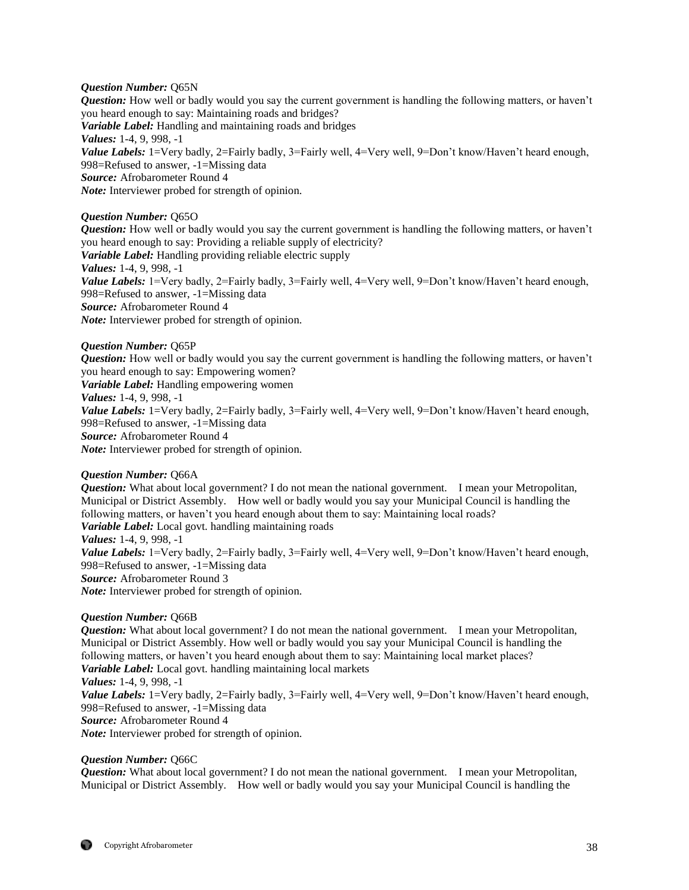***Question Number:*** Q65N
***Question:*** How well or badly would you say the current government is handling the following matters, or haven't you heard enough to say: Maintaining roads and bridges?
***Variable Label:*** Handling and maintaining roads and bridges
***Values:*** 1-4, 9, 998, -1
***Value Labels:*** 1=Very badly, 2=Fairly badly, 3=Fairly well, 4=Very well, 9=Don't know/Haven't heard enough, 998=Refused to answer, -1=Missing data
***Source:*** Afrobarometer Round 4
***Note:*** Interviewer probed for strength of opinion.

***Question Number:*** Q65O
***Question:*** How well or badly would you say the current government is handling the following matters, or haven't you heard enough to say: Providing a reliable supply of electricity?
***Variable Label:*** Handling providing reliable electric supply
***Values:*** 1-4, 9, 998, -1
***Value Labels:*** 1=Very badly, 2=Fairly badly, 3=Fairly well, 4=Very well, 9=Don't know/Haven't heard enough, 998=Refused to answer, -1=Missing data
***Source:*** Afrobarometer Round 4
***Note:*** Interviewer probed for strength of opinion.

***Question Number:*** Q65P
***Question:*** How well or badly would you say the current government is handling the following matters, or haven't you heard enough to say: Empowering women?
***Variable Label:*** Handling empowering women
***Values:*** 1-4, 9, 998, -1
***Value Labels:*** 1=Very badly, 2=Fairly badly, 3=Fairly well, 4=Very well, 9=Don't know/Haven't heard enough, 998=Refused to answer, -1=Missing data
***Source:*** Afrobarometer Round 4
***Note:*** Interviewer probed for strength of opinion.

***Question Number:*** Q66A
***Question:*** What about local government? I do not mean the national government. I mean your Metropolitan, Municipal or District Assembly. How well or badly would you say your Municipal Council is handling the following matters, or haven't you heard enough about them to say: Maintaining local roads?
***Variable Label:*** Local govt. handling maintaining roads
***Values:*** 1-4, 9, 998, -1
***Value Labels:*** 1=Very badly, 2=Fairly badly, 3=Fairly well, 4=Very well, 9=Don't know/Haven't heard enough, 998=Refused to answer, -1=Missing data
***Source:*** Afrobarometer Round 3
***Note:*** Interviewer probed for strength of opinion.

***Question Number:*** Q66B
***Question:*** What about local government? I do not mean the national government. I mean your Metropolitan, Municipal or District Assembly. How well or badly would you say your Municipal Council is handling the following matters, or haven't you heard enough about them to say: Maintaining local market places?
***Variable Label:*** Local govt. handling maintaining local markets
***Values:*** 1-4, 9, 998, -1
***Value Labels:*** 1=Very badly, 2=Fairly badly, 3=Fairly well, 4=Very well, 9=Don't know/Haven't heard enough, 998=Refused to answer, -1=Missing data
***Source:*** Afrobarometer Round 4
***Note:*** Interviewer probed for strength of opinion.

***Question Number:*** Q66C
***Question:*** What about local government? I do not mean the national government. I mean your Metropolitan, Municipal or District Assembly. How well or badly would you say your Municipal Council is handling the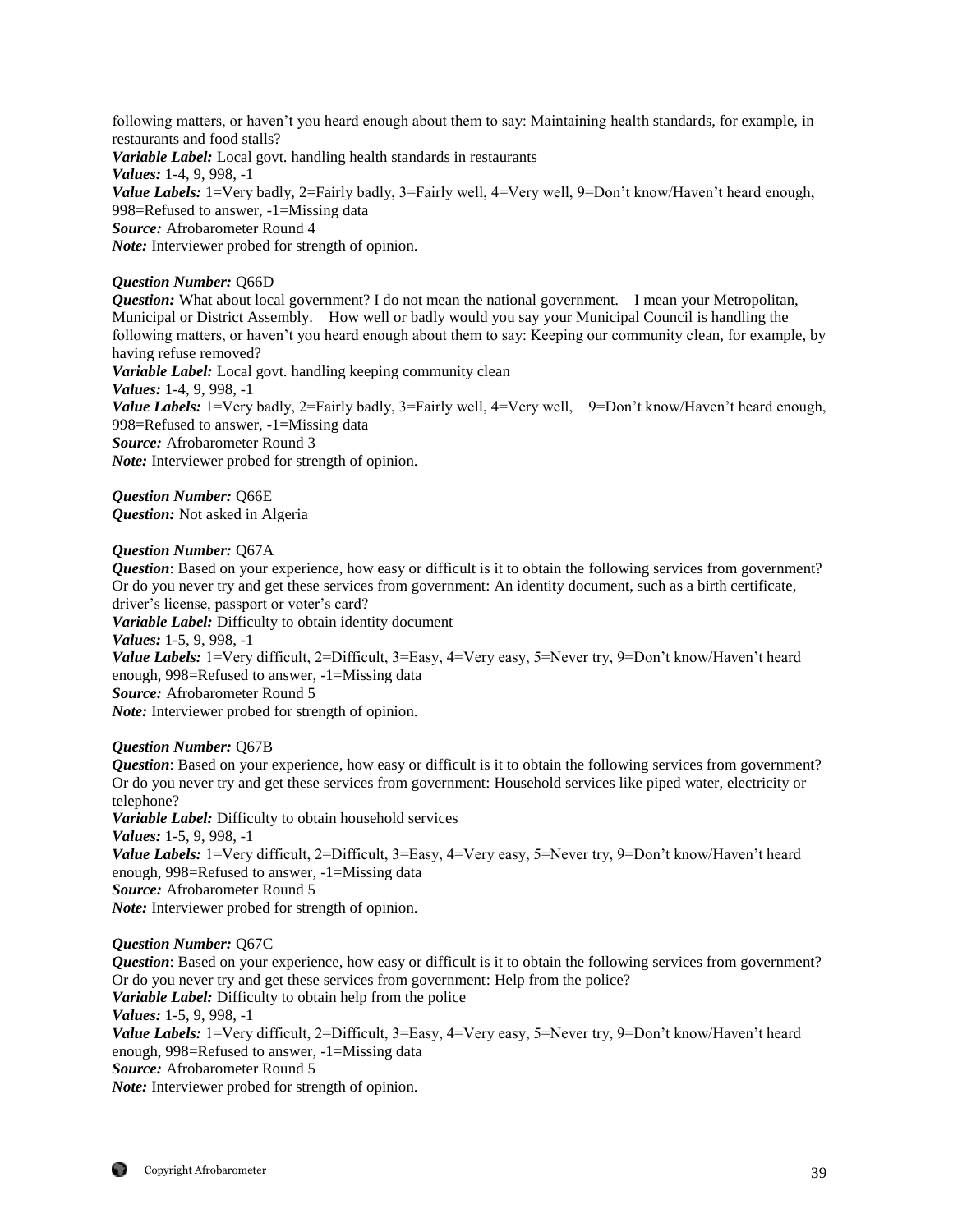following matters, or haven't you heard enough about them to say: Maintaining health standards, for example, in restaurants and food stalls?
***Variable Label:*** Local govt. handling health standards in restaurants
***Values:*** 1-4, 9, 998, -1
***Value Labels:*** 1=Very badly, 2=Fairly badly, 3=Fairly well, 4=Very well, 9=Don't know/Haven't heard enough, 998=Refused to answer, -1=Missing data
***Source:*** Afrobarometer Round 4
***Note:*** Interviewer probed for strength of opinion.

***Question Number:*** Q66D
***Question:*** What about local government? I do not mean the national government. I mean your Metropolitan, Municipal or District Assembly. How well or badly would you say your Municipal Council is handling the following matters, or haven't you heard enough about them to say: Keeping our community clean, for example, by having refuse removed?
***Variable Label:*** Local govt. handling keeping community clean
***Values:*** 1-4, 9, 998, -1
***Value Labels:*** 1=Very badly, 2=Fairly badly, 3=Fairly well, 4=Very well, 9=Don't know/Haven't heard enough, 998=Refused to answer, -1=Missing data
***Source:*** Afrobarometer Round 3
***Note:*** Interviewer probed for strength of opinion.

***Question Number:*** Q66E
***Question:*** Not asked in Algeria

***Question Number:*** Q67A
***Question***: Based on your experience, how easy or difficult is it to obtain the following services from government? Or do you never try and get these services from government: An identity document, such as a birth certificate, driver's license, passport or voter's card?
***Variable Label:*** Difficulty to obtain identity document
***Values:*** 1-5, 9, 998, -1
***Value Labels:*** 1=Very difficult, 2=Difficult, 3=Easy, 4=Very easy, 5=Never try, 9=Don't know/Haven't heard enough, 998=Refused to answer, -1=Missing data
***Source:*** Afrobarometer Round 5
***Note:*** Interviewer probed for strength of opinion.

***Question Number:*** Q67B
***Question***: Based on your experience, how easy or difficult is it to obtain the following services from government? Or do you never try and get these services from government: Household services like piped water, electricity or telephone?
***Variable Label:*** Difficulty to obtain household services
***Values:*** 1-5, 9, 998, -1
***Value Labels:*** 1=Very difficult, 2=Difficult, 3=Easy, 4=Very easy, 5=Never try, 9=Don't know/Haven't heard enough, 998=Refused to answer, -1=Missing data
***Source:*** Afrobarometer Round 5
***Note:*** Interviewer probed for strength of opinion.

***Question Number:*** Q67C
***Question***: Based on your experience, how easy or difficult is it to obtain the following services from government? Or do you never try and get these services from government: Help from the police?
***Variable Label:*** Difficulty to obtain help from the police
***Values:*** 1-5, 9, 998, -1
***Value Labels:*** 1=Very difficult, 2=Difficult, 3=Easy, 4=Very easy, 5=Never try, 9=Don't know/Haven't heard enough, 998=Refused to answer, -1=Missing data
***Source:*** Afrobarometer Round 5
***Note:*** Interviewer probed for strength of opinion.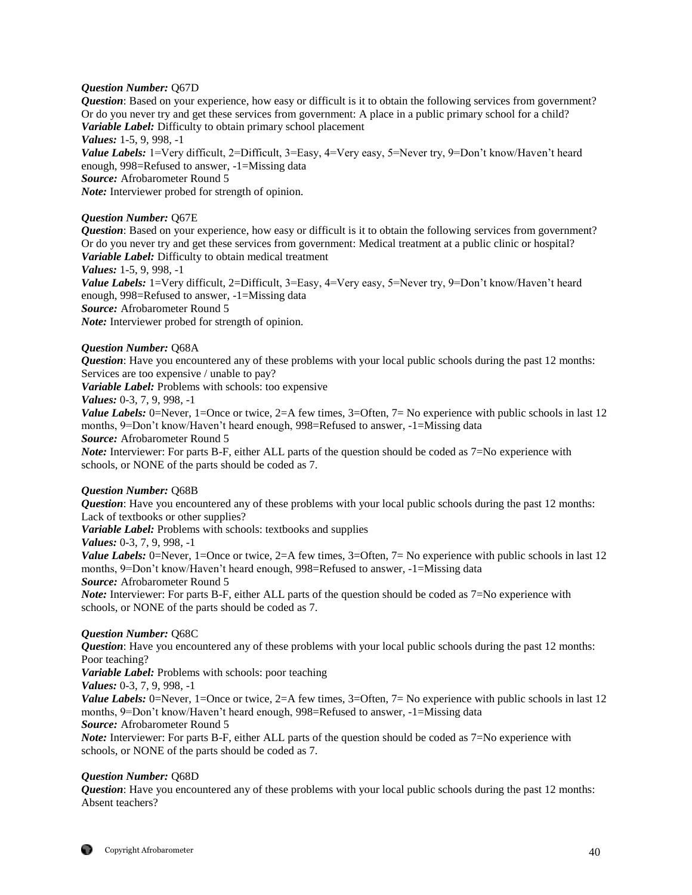***Question Number:*** Q67D
***Question***: Based on your experience, how easy or difficult is it to obtain the following services from government? Or do you never try and get these services from government: A place in a public primary school for a child?
***Variable Label:*** Difficulty to obtain primary school placement
***Values:*** 1-5, 9, 998, -1
***Value Labels:*** 1=Very difficult, 2=Difficult, 3=Easy, 4=Very easy, 5=Never try, 9=Don't know/Haven't heard enough, 998=Refused to answer, -1=Missing data
***Source:*** Afrobarometer Round 5
***Note:*** Interviewer probed for strength of opinion.

***Question Number:*** Q67E
***Question***: Based on your experience, how easy or difficult is it to obtain the following services from government? Or do you never try and get these services from government: Medical treatment at a public clinic or hospital?
***Variable Label:*** Difficulty to obtain medical treatment
***Values:*** 1-5, 9, 998, -1
***Value Labels:*** 1=Very difficult, 2=Difficult, 3=Easy, 4=Very easy, 5=Never try, 9=Don't know/Haven't heard enough, 998=Refused to answer, -1=Missing data
***Source:*** Afrobarometer Round 5
***Note:*** Interviewer probed for strength of opinion.

***Question Number:*** Q68A
***Question***: Have you encountered any of these problems with your local public schools during the past 12 months: Services are too expensive / unable to pay?
***Variable Label:*** Problems with schools: too expensive
***Values:*** 0-3, 7, 9, 998, -1
***Value Labels:*** 0=Never, 1=Once or twice, 2=A few times, 3=Often, 7= No experience with public schools in last 12 months, 9=Don't know/Haven't heard enough, 998=Refused to answer, -1=Missing data
***Source:*** Afrobarometer Round 5
***Note:*** Interviewer: For parts B-F, either ALL parts of the question should be coded as 7=No experience with schools, or NONE of the parts should be coded as 7.

***Question Number:*** Q68B
***Question***: Have you encountered any of these problems with your local public schools during the past 12 months: Lack of textbooks or other supplies?
***Variable Label:*** Problems with schools: textbooks and supplies
***Values:*** 0-3, 7, 9, 998, -1
***Value Labels:*** 0=Never, 1=Once or twice, 2=A few times, 3=Often, 7= No experience with public schools in last 12 months, 9=Don't know/Haven't heard enough, 998=Refused to answer, -1=Missing data
***Source:*** Afrobarometer Round 5
***Note:*** Interviewer: For parts B-F, either ALL parts of the question should be coded as 7=No experience with schools, or NONE of the parts should be coded as 7.

***Question Number:*** Q68C
***Question***: Have you encountered any of these problems with your local public schools during the past 12 months: Poor teaching?
***Variable Label:*** Problems with schools: poor teaching
***Values:*** 0-3, 7, 9, 998, -1
***Value Labels:*** 0=Never, 1=Once or twice, 2=A few times, 3=Often, 7= No experience with public schools in last 12 months, 9=Don't know/Haven't heard enough, 998=Refused to answer, -1=Missing data
***Source:*** Afrobarometer Round 5
***Note:*** Interviewer: For parts B-F, either ALL parts of the question should be coded as 7=No experience with schools, or NONE of the parts should be coded as 7.

***Question Number:*** Q68D
***Question***: Have you encountered any of these problems with your local public schools during the past 12 months: Absent teachers?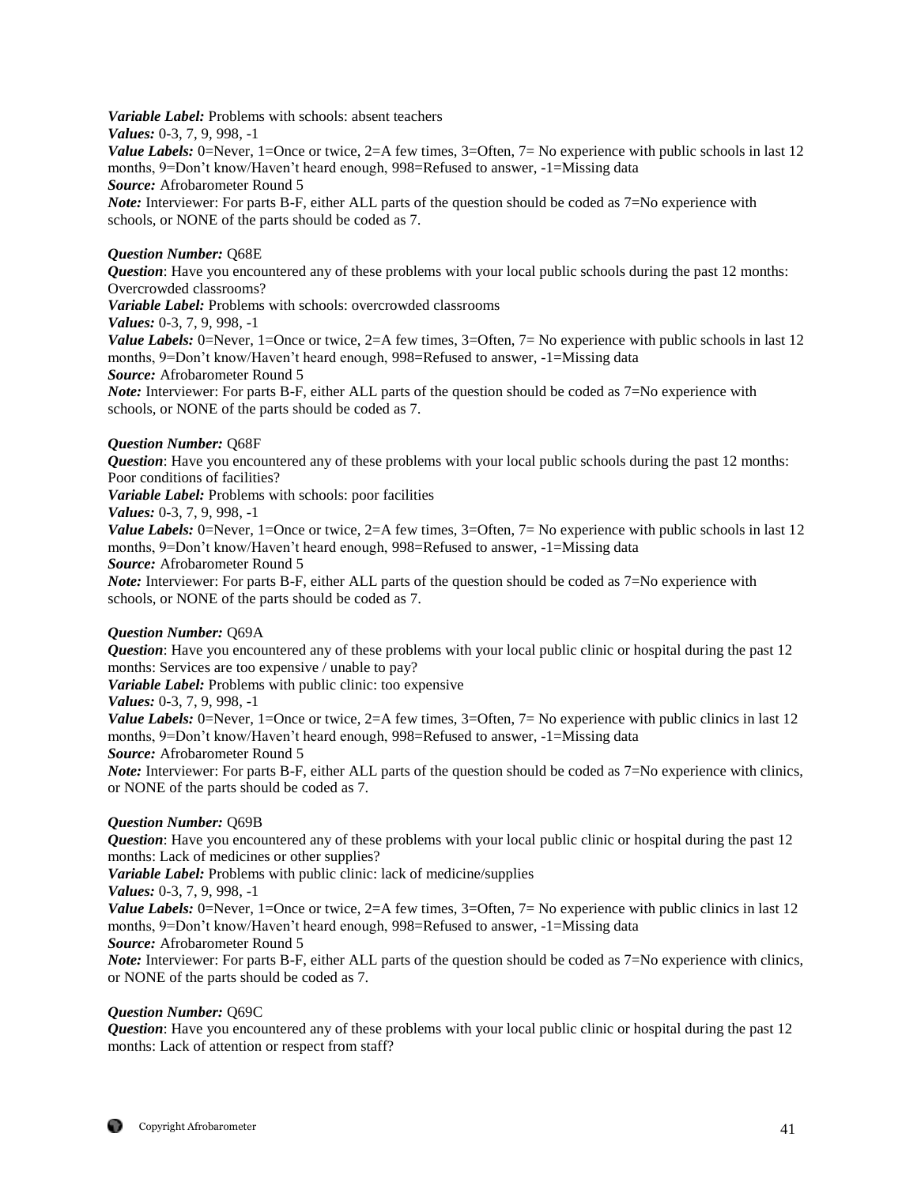***Variable Label:*** Problems with schools: absent teachers
***Values:*** 0-3, 7, 9, 998, -1
***Value Labels:*** 0=Never, 1=Once or twice, 2=A few times, 3=Often, 7= No experience with public schools in last 12 months, 9=Don't know/Haven't heard enough, 998=Refused to answer, -1=Missing data
***Source:*** Afrobarometer Round 5
***Note:*** Interviewer: For parts B-F, either ALL parts of the question should be coded as 7=No experience with schools, or NONE of the parts should be coded as 7.

***Question Number:*** Q68E
***Question***: Have you encountered any of these problems with your local public schools during the past 12 months: Overcrowded classrooms?
***Variable Label:*** Problems with schools: overcrowded classrooms
***Values:*** 0-3, 7, 9, 998, -1
***Value Labels:*** 0=Never, 1=Once or twice, 2=A few times, 3=Often, 7= No experience with public schools in last 12 months, 9=Don't know/Haven't heard enough, 998=Refused to answer, -1=Missing data
***Source:*** Afrobarometer Round 5
***Note:*** Interviewer: For parts B-F, either ALL parts of the question should be coded as 7=No experience with schools, or NONE of the parts should be coded as 7.

***Question Number:*** Q68F
***Question***: Have you encountered any of these problems with your local public schools during the past 12 months: Poor conditions of facilities?
***Variable Label:*** Problems with schools: poor facilities
***Values:*** 0-3, 7, 9, 998, -1
***Value Labels:*** 0=Never, 1=Once or twice, 2=A few times, 3=Often, 7= No experience with public schools in last 12 months, 9=Don't know/Haven't heard enough, 998=Refused to answer, -1=Missing data
***Source:*** Afrobarometer Round 5
***Note:*** Interviewer: For parts B-F, either ALL parts of the question should be coded as 7=No experience with schools, or NONE of the parts should be coded as 7.

***Question Number:*** Q69A
***Question***: Have you encountered any of these problems with your local public clinic or hospital during the past 12 months: Services are too expensive / unable to pay?
***Variable Label:*** Problems with public clinic: too expensive
***Values:*** 0-3, 7, 9, 998, -1
***Value Labels:*** 0=Never, 1=Once or twice, 2=A few times, 3=Often, 7= No experience with public clinics in last 12 months, 9=Don't know/Haven't heard enough, 998=Refused to answer, -1=Missing data
***Source:*** Afrobarometer Round 5
***Note:*** Interviewer: For parts B-F, either ALL parts of the question should be coded as 7=No experience with clinics, or NONE of the parts should be coded as 7.

***Question Number:*** Q69B
***Question***: Have you encountered any of these problems with your local public clinic or hospital during the past 12 months: Lack of medicines or other supplies?
***Variable Label:*** Problems with public clinic: lack of medicine/supplies
***Values:*** 0-3, 7, 9, 998, -1
***Value Labels:*** 0=Never, 1=Once or twice, 2=A few times, 3=Often, 7= No experience with public clinics in last 12 months, 9=Don't know/Haven't heard enough, 998=Refused to answer, -1=Missing data
***Source:*** Afrobarometer Round 5
***Note:*** Interviewer: For parts B-F, either ALL parts of the question should be coded as 7=No experience with clinics, or NONE of the parts should be coded as 7.

***Question Number:*** Q69C
***Question***: Have you encountered any of these problems with your local public clinic or hospital during the past 12 months: Lack of attention or respect from staff?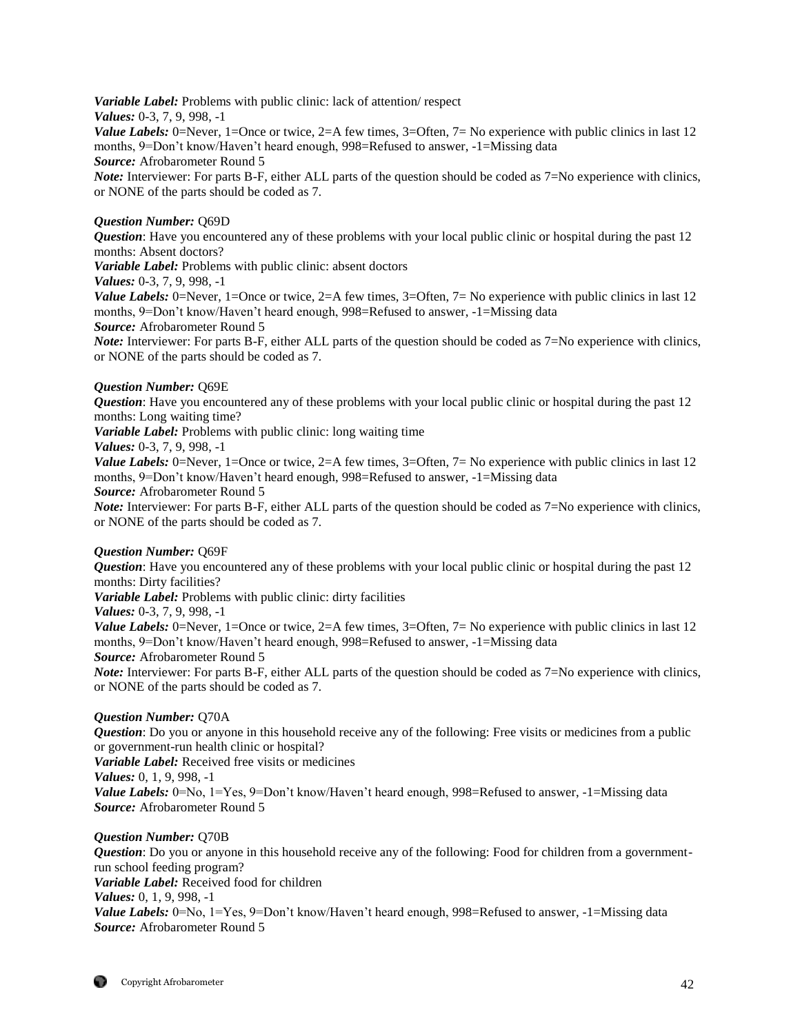***Variable Label:*** Problems with public clinic: lack of attention/ respect
***Values:*** 0-3, 7, 9, 998, -1
***Value Labels:*** 0=Never, 1=Once or twice, 2=A few times, 3=Often, 7= No experience with public clinics in last 12 months, 9=Don't know/Haven't heard enough, 998=Refused to answer, -1=Missing data
***Source:*** Afrobarometer Round 5
***Note:*** Interviewer: For parts B-F, either ALL parts of the question should be coded as 7=No experience with clinics, or NONE of the parts should be coded as 7.

***Question Number:*** Q69D
***Question***: Have you encountered any of these problems with your local public clinic or hospital during the past 12 months: Absent doctors?
***Variable Label:*** Problems with public clinic: absent doctors
***Values:*** 0-3, 7, 9, 998, -1
***Value Labels:*** 0=Never, 1=Once or twice, 2=A few times, 3=Often, 7= No experience with public clinics in last 12 months, 9=Don't know/Haven't heard enough, 998=Refused to answer, -1=Missing data
***Source:*** Afrobarometer Round 5
***Note:*** Interviewer: For parts B-F, either ALL parts of the question should be coded as 7=No experience with clinics, or NONE of the parts should be coded as 7.

***Question Number:*** Q69E
***Question***: Have you encountered any of these problems with your local public clinic or hospital during the past 12 months: Long waiting time?
***Variable Label:*** Problems with public clinic: long waiting time
***Values:*** 0-3, 7, 9, 998, -1
***Value Labels:*** 0=Never, 1=Once or twice, 2=A few times, 3=Often, 7= No experience with public clinics in last 12 months, 9=Don't know/Haven't heard enough, 998=Refused to answer, -1=Missing data
***Source:*** Afrobarometer Round 5
***Note:*** Interviewer: For parts B-F, either ALL parts of the question should be coded as 7=No experience with clinics, or NONE of the parts should be coded as 7.

***Question Number:*** Q69F
***Question***: Have you encountered any of these problems with your local public clinic or hospital during the past 12 months: Dirty facilities?
***Variable Label:*** Problems with public clinic: dirty facilities
***Values:*** 0-3, 7, 9, 998, -1
***Value Labels:*** 0=Never, 1=Once or twice, 2=A few times, 3=Often, 7= No experience with public clinics in last 12 months, 9=Don't know/Haven't heard enough, 998=Refused to answer, -1=Missing data
***Source:*** Afrobarometer Round 5
***Note:*** Interviewer: For parts B-F, either ALL parts of the question should be coded as 7=No experience with clinics, or NONE of the parts should be coded as 7.

***Question Number:*** Q70A
***Question***: Do you or anyone in this household receive any of the following: Free visits or medicines from a public or government-run health clinic or hospital?
***Variable Label:*** Received free visits or medicines
***Values:*** 0, 1, 9, 998, -1
***Value Labels:*** 0=No, 1=Yes, 9=Don't know/Haven't heard enough, 998=Refused to answer, -1=Missing data
***Source:*** Afrobarometer Round 5

***Question Number:*** Q70B
***Question***: Do you or anyone in this household receive any of the following: Food for children from a government-run school feeding program?
***Variable Label:*** Received food for children
***Values:*** 0, 1, 9, 998, -1
***Value Labels:*** 0=No, 1=Yes, 9=Don't know/Haven't heard enough, 998=Refused to answer, -1=Missing data
***Source:*** Afrobarometer Round 5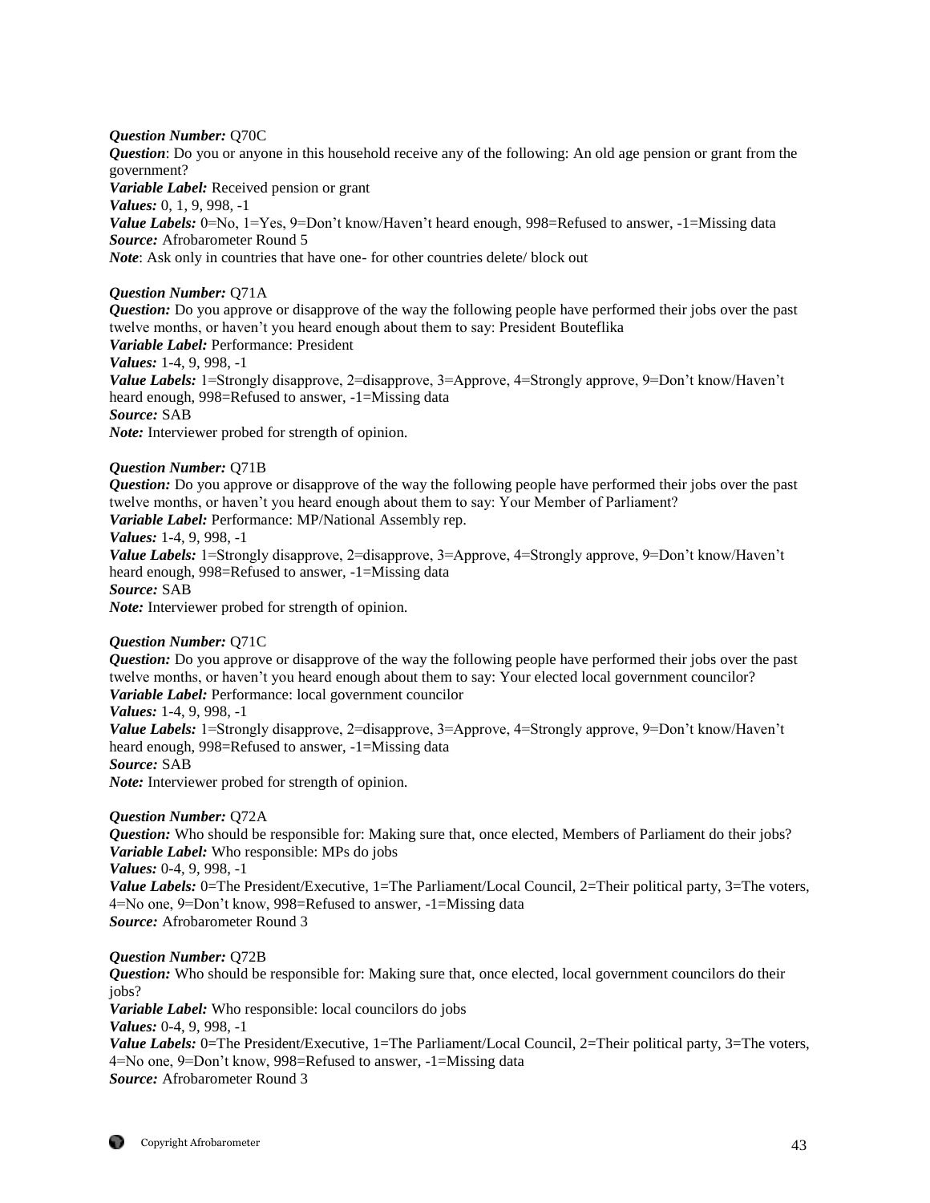***Question Number:*** Q70C
***Question***: Do you or anyone in this household receive any of the following: An old age pension or grant from the government?
***Variable Label:*** Received pension or grant
***Values:*** 0, 1, 9, 998, -1
***Value Labels:*** 0=No, 1=Yes, 9=Don't know/Haven't heard enough, 998=Refused to answer, -1=Missing data
***Source:*** Afrobarometer Round 5
***Note***: Ask only in countries that have one- for other countries delete/ block out

***Question Number:*** Q71A
***Question:*** Do you approve or disapprove of the way the following people have performed their jobs over the past twelve months, or haven't you heard enough about them to say: President Bouteflika
***Variable Label:*** Performance: President
***Values:*** 1-4, 9, 998, -1
***Value Labels:*** 1=Strongly disapprove, 2=disapprove, 3=Approve, 4=Strongly approve, 9=Don't know/Haven't heard enough, 998=Refused to answer, -1=Missing data
***Source:*** SAB
***Note:*** Interviewer probed for strength of opinion.

***Question Number:*** Q71B
***Question:*** Do you approve or disapprove of the way the following people have performed their jobs over the past twelve months, or haven't you heard enough about them to say: Your Member of Parliament?
***Variable Label:*** Performance: MP/National Assembly rep.
***Values:*** 1-4, 9, 998, -1
***Value Labels:*** 1=Strongly disapprove, 2=disapprove, 3=Approve, 4=Strongly approve, 9=Don't know/Haven't heard enough, 998=Refused to answer, -1=Missing data
***Source:*** SAB
***Note:*** Interviewer probed for strength of opinion.

***Question Number:*** Q71C
***Question:*** Do you approve or disapprove of the way the following people have performed their jobs over the past twelve months, or haven't you heard enough about them to say: Your elected local government councilor?
***Variable Label:*** Performance: local government councilor
***Values:*** 1-4, 9, 998, -1
***Value Labels:*** 1=Strongly disapprove, 2=disapprove, 3=Approve, 4=Strongly approve, 9=Don't know/Haven't heard enough, 998=Refused to answer, -1=Missing data
***Source:*** SAB
***Note:*** Interviewer probed for strength of opinion.

***Question Number:*** Q72A
***Question:*** Who should be responsible for: Making sure that, once elected, Members of Parliament do their jobs?
***Variable Label:*** Who responsible: MPs do jobs
***Values:*** 0-4, 9, 998, -1
***Value Labels:*** 0=The President/Executive, 1=The Parliament/Local Council, 2=Their political party, 3=The voters, 4=No one, 9=Don't know, 998=Refused to answer, -1=Missing data
***Source:*** Afrobarometer Round 3

***Question Number:*** Q72B
***Question:*** Who should be responsible for: Making sure that, once elected, local government councilors do their jobs?
***Variable Label:*** Who responsible: local councilors do jobs
***Values:*** 0-4, 9, 998, -1
***Value Labels:*** 0=The President/Executive, 1=The Parliament/Local Council, 2=Their political party, 3=The voters, 4=No one, 9=Don't know, 998=Refused to answer, -1=Missing data
***Source:*** Afrobarometer Round 3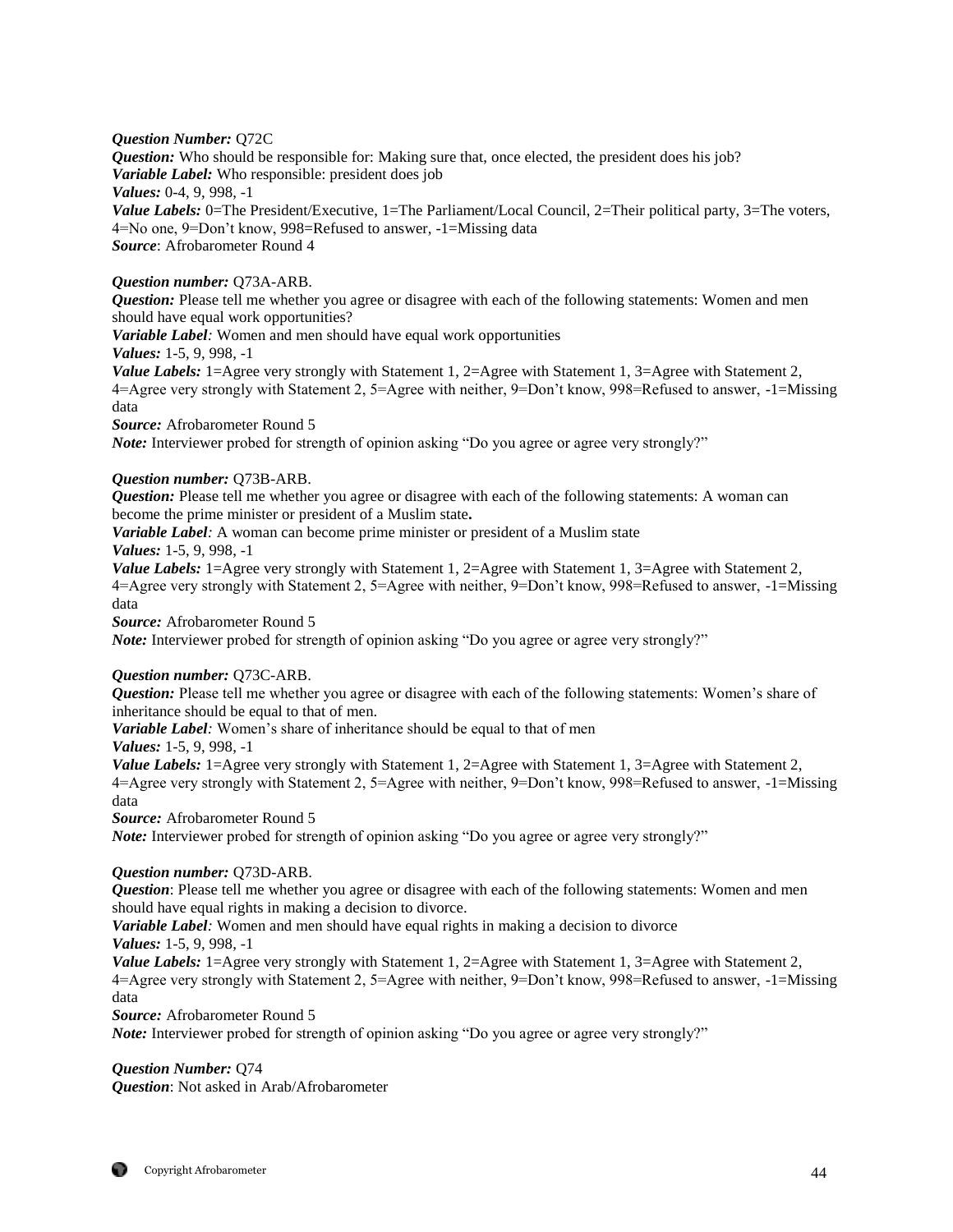***Question Number:*** Q72C
***Question:*** Who should be responsible for: Making sure that, once elected, the president does his job?
***Variable Label:*** Who responsible: president does job
***Values:*** 0-4, 9, 998, -1
***Value Labels:*** 0=The President/Executive, 1=The Parliament/Local Council, 2=Their political party, 3=The voters, 4=No one, 9=Don't know, 998=Refused to answer, -1=Missing data
***Source***: Afrobarometer Round 4

***Question number:*** Q73A-ARB.
***Question:*** Please tell me whether you agree or disagree with each of the following statements: Women and men should have equal work opportunities?
***Variable Label****:* Women and men should have equal work opportunities
***Values:*** 1-5, 9, 998, -1
***Value Labels:*** 1=Agree very strongly with Statement 1, 2=Agree with Statement 1, 3=Agree with Statement 2, 4=Agree very strongly with Statement 2, 5=Agree with neither, 9=Don't know, 998=Refused to answer, -1=Missing data
***Source:*** Afrobarometer Round 5
***Note:*** Interviewer probed for strength of opinion asking "Do you agree or agree very strongly?"

***Question number:*** Q73B-ARB.
***Question:*** Please tell me whether you agree or disagree with each of the following statements: A woman can become the prime minister or president of a Muslim state**.**
***Variable Label****:* A woman can become prime minister or president of a Muslim state
***Values:*** 1-5, 9, 998, -1
***Value Labels:*** 1=Agree very strongly with Statement 1, 2=Agree with Statement 1, 3=Agree with Statement 2, 4=Agree very strongly with Statement 2, 5=Agree with neither, 9=Don't know, 998=Refused to answer, -1=Missing data
***Source:*** Afrobarometer Round 5
***Note:*** Interviewer probed for strength of opinion asking "Do you agree or agree very strongly?"

***Question number:*** Q73C-ARB.
***Question:*** Please tell me whether you agree or disagree with each of the following statements: Women's share of inheritance should be equal to that of men.
***Variable Label****:* Women's share of inheritance should be equal to that of men
***Values:*** 1-5, 9, 998, -1
***Value Labels:*** 1=Agree very strongly with Statement 1, 2=Agree with Statement 1, 3=Agree with Statement 2, 4=Agree very strongly with Statement 2, 5=Agree with neither, 9=Don't know, 998=Refused to answer, -1=Missing data
***Source:*** Afrobarometer Round 5
***Note:*** Interviewer probed for strength of opinion asking "Do you agree or agree very strongly?"

***Question number:*** Q73D-ARB.
***Question***: Please tell me whether you agree or disagree with each of the following statements: Women and men should have equal rights in making a decision to divorce.
***Variable Label****:* Women and men should have equal rights in making a decision to divorce
***Values:*** 1-5, 9, 998, -1
***Value Labels:*** 1=Agree very strongly with Statement 1, 2=Agree with Statement 1, 3=Agree with Statement 2, 4=Agree very strongly with Statement 2, 5=Agree with neither, 9=Don't know, 998=Refused to answer, -1=Missing data
***Source:*** Afrobarometer Round 5
***Note:*** Interviewer probed for strength of opinion asking "Do you agree or agree very strongly?"

***Question Number:*** Q74
***Question***: Not asked in Arab/Afrobarometer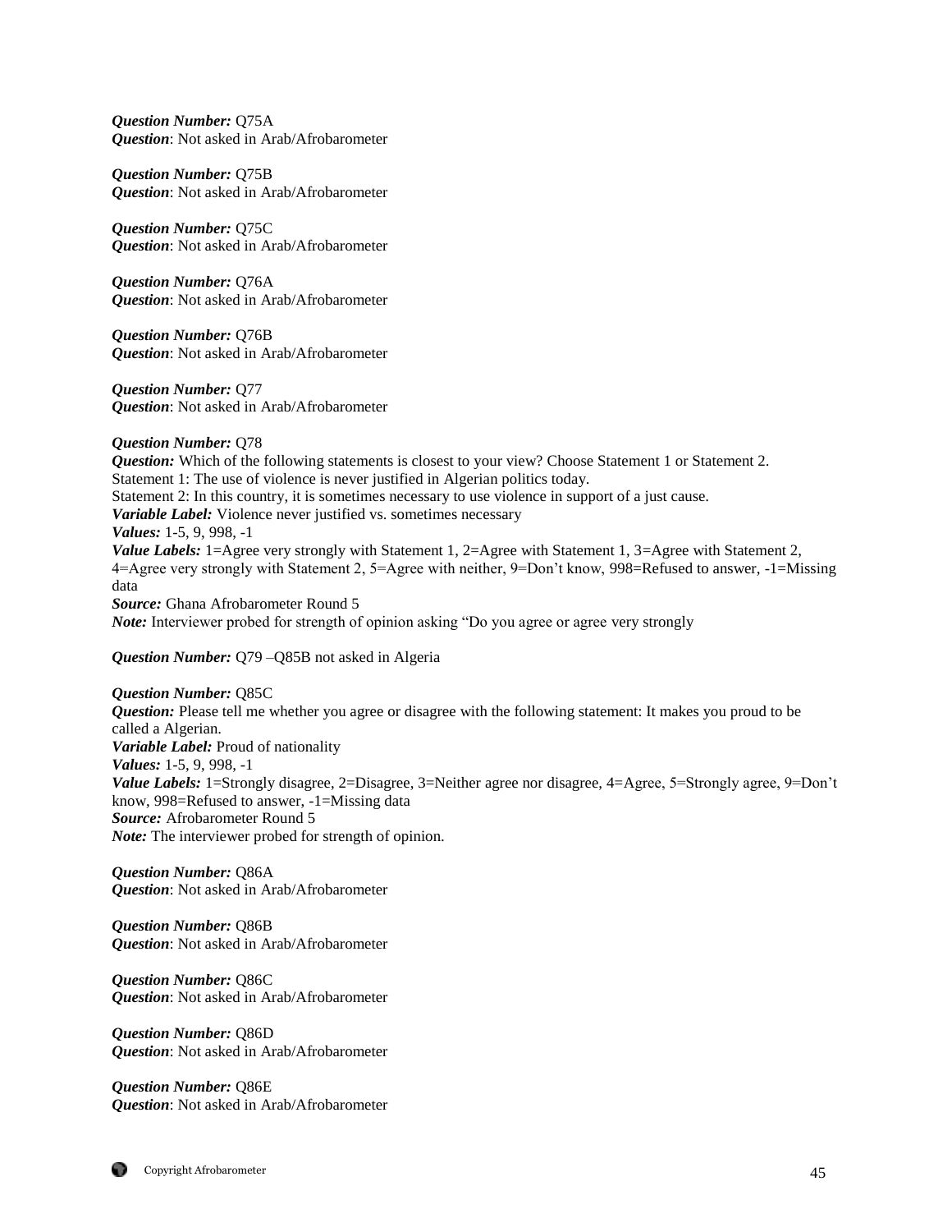***Question Number:*** Q75A
***Question***: Not asked in Arab/Afrobarometer

***Question Number:*** Q75B
***Question***: Not asked in Arab/Afrobarometer

***Question Number:*** Q75C
***Question***: Not asked in Arab/Afrobarometer

***Question Number:*** Q76A
***Question***: Not asked in Arab/Afrobarometer

***Question Number:*** Q76B
***Question***: Not asked in Arab/Afrobarometer

***Question Number:*** Q77
***Question***: Not asked in Arab/Afrobarometer

***Question Number:*** Q78
***Question:*** Which of the following statements is closest to your view? Choose Statement 1 or Statement 2.
Statement 1: The use of violence is never justified in Algerian politics today.
Statement 2: In this country, it is sometimes necessary to use violence in support of a just cause.
***Variable Label:*** Violence never justified vs. sometimes necessary
***Values:*** 1-5, 9, 998, -1
***Value Labels:*** 1=Agree very strongly with Statement 1, 2=Agree with Statement 1, 3=Agree with Statement 2, 4=Agree very strongly with Statement 2, 5=Agree with neither, 9=Don't know, 998=Refused to answer, -1=Missing data
***Source:*** Ghana Afrobarometer Round 5
***Note:*** Interviewer probed for strength of opinion asking "Do you agree or agree very strongly

***Question Number:*** Q79 –Q85B not asked in Algeria

***Question Number:*** Q85C
***Question:*** Please tell me whether you agree or disagree with the following statement: It makes you proud to be called a Algerian.
***Variable Label:*** Proud of nationality
***Values:*** 1-5, 9, 998, -1
***Value Labels:*** 1=Strongly disagree, 2=Disagree, 3=Neither agree nor disagree, 4=Agree, 5=Strongly agree, 9=Don't know, 998=Refused to answer, -1=Missing data
***Source:*** Afrobarometer Round 5
***Note:*** The interviewer probed for strength of opinion.

***Question Number:*** Q86A
***Question***: Not asked in Arab/Afrobarometer

***Question Number:*** Q86B
***Question***: Not asked in Arab/Afrobarometer

***Question Number:*** Q86C
***Question***: Not asked in Arab/Afrobarometer

***Question Number:*** Q86D
***Question***: Not asked in Arab/Afrobarometer

***Question Number:*** Q86E
***Question***: Not asked in Arab/Afrobarometer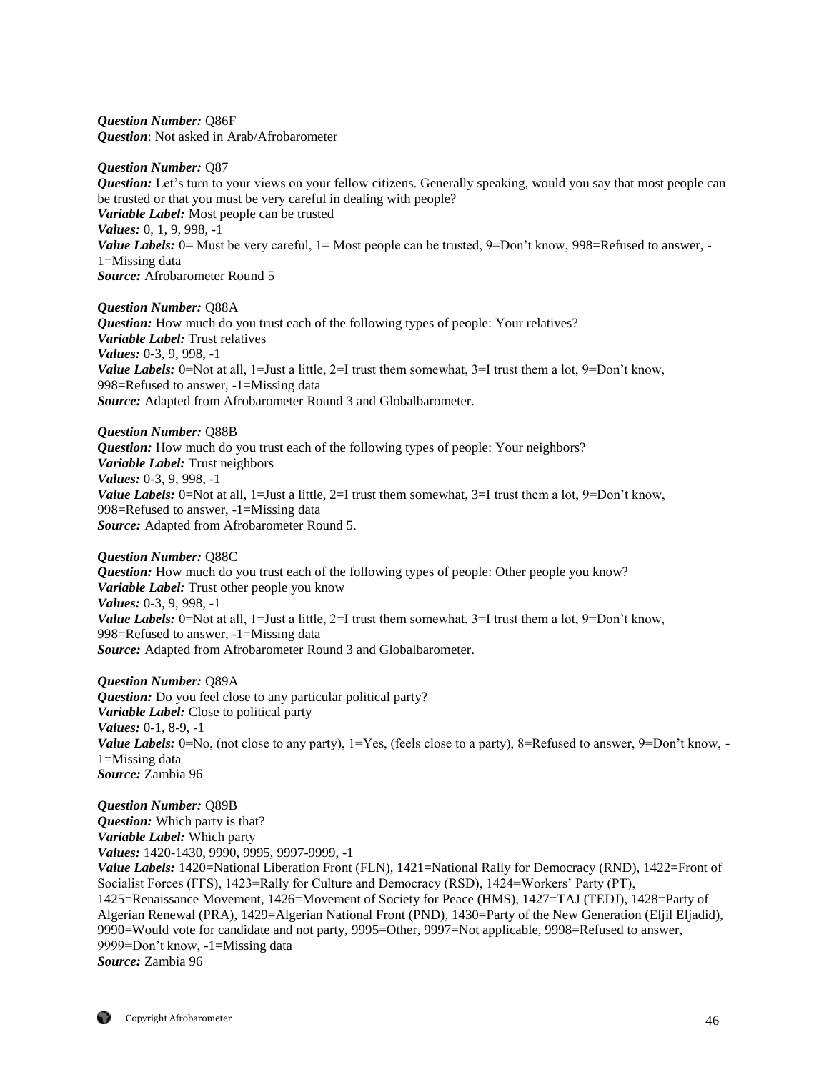***Question Number:*** Q86F
***Question***: Not asked in Arab/Afrobarometer

***Question Number:*** Q87
***Question:*** Let's turn to your views on your fellow citizens. Generally speaking, would you say that most people can be trusted or that you must be very careful in dealing with people?
***Variable Label:*** Most people can be trusted
***Values:*** 0, 1, 9, 998, -1
***Value Labels:*** 0= Must be very careful, 1= Most people can be trusted, 9=Don't know, 998=Refused to answer, -1=Missing data
***Source:*** Afrobarometer Round 5

***Question Number:*** Q88A
***Question:*** How much do you trust each of the following types of people: Your relatives?
***Variable Label:*** Trust relatives
***Values:*** 0-3, 9, 998, -1
***Value Labels:*** 0=Not at all, 1=Just a little, 2=I trust them somewhat, 3=I trust them a lot, 9=Don't know, 998=Refused to answer, -1=Missing data
***Source:*** Adapted from Afrobarometer Round 3 and Globalbarometer.

***Question Number:*** Q88B
***Question:*** How much do you trust each of the following types of people: Your neighbors?
***Variable Label:*** Trust neighbors
***Values:*** 0-3, 9, 998, -1
***Value Labels:*** 0=Not at all, 1=Just a little, 2=I trust them somewhat, 3=I trust them a lot, 9=Don't know, 998=Refused to answer, -1=Missing data
***Source:*** Adapted from Afrobarometer Round 5.

***Question Number:*** Q88C
***Question:*** How much do you trust each of the following types of people: Other people you know?
***Variable Label:*** Trust other people you know
***Values:*** 0-3, 9, 998, -1
***Value Labels:*** 0=Not at all, 1=Just a little, 2=I trust them somewhat, 3=I trust them a lot, 9=Don't know, 998=Refused to answer, -1=Missing data
***Source:*** Adapted from Afrobarometer Round 3 and Globalbarometer.

***Question Number:*** Q89A
***Question:*** Do you feel close to any particular political party?
***Variable Label:*** Close to political party
***Values:*** 0-1, 8-9, -1
***Value Labels:*** 0=No, (not close to any party), 1=Yes, (feels close to a party), 8=Refused to answer, 9=Don't know, -1=Missing data
***Source:*** Zambia 96

***Question Number:*** Q89B
***Question:*** Which party is that?
***Variable Label:*** Which party
***Values:*** 1420-1430, 9990, 9995, 9997-9999, -1
***Value Labels:*** 1420=National Liberation Front (FLN), 1421=National Rally for Democracy (RND), 1422=Front of Socialist Forces (FFS), 1423=Rally for Culture and Democracy (RSD), 1424=Workers' Party (PT), 1425=Renaissance Movement, 1426=Movement of Society for Peace (HMS), 1427=TAJ (TEDJ), 1428=Party of Algerian Renewal (PRA), 1429=Algerian National Front (PND), 1430=Party of the New Generation (Eljil Eljadid), 9990=Would vote for candidate and not party, 9995=Other, 9997=Not applicable, 9998=Refused to answer, 9999=Don't know, -1=Missing data
***Source:*** Zambia 96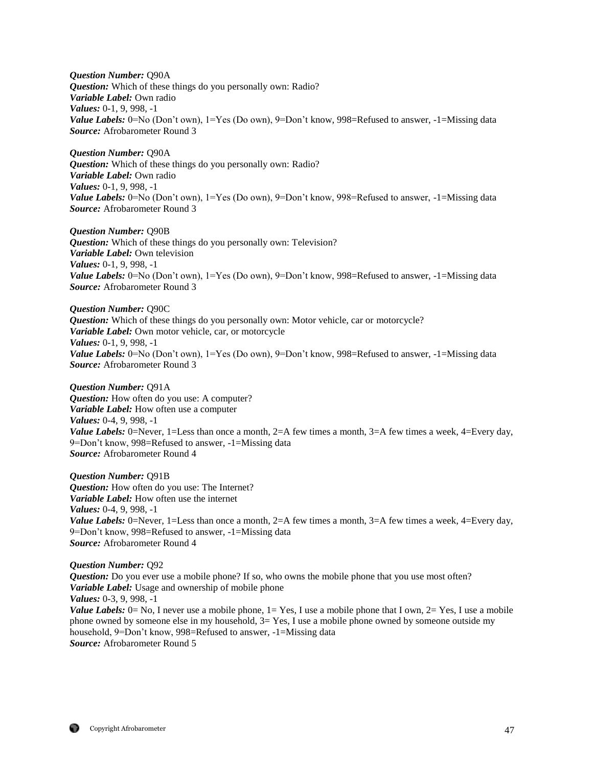***Question Number:*** Q90A
***Question:*** Which of these things do you personally own: Radio?
***Variable Label:*** Own radio
***Values:*** 0-1, 9, 998, -1
***Value Labels:*** 0=No (Don't own), 1=Yes (Do own), 9=Don't know, 998=Refused to answer, -1=Missing data
***Source:*** Afrobarometer Round 3

***Question Number:*** Q90A
***Question:*** Which of these things do you personally own: Radio?
***Variable Label:*** Own radio
***Values:*** 0-1, 9, 998, -1
***Value Labels:*** 0=No (Don't own), 1=Yes (Do own), 9=Don't know, 998=Refused to answer, -1=Missing data
***Source:*** Afrobarometer Round 3

***Question Number:*** Q90B
***Question:*** Which of these things do you personally own: Television?
***Variable Label:*** Own television
***Values:*** 0-1, 9, 998, -1
***Value Labels:*** 0=No (Don't own), 1=Yes (Do own), 9=Don't know, 998=Refused to answer, -1=Missing data
***Source:*** Afrobarometer Round 3

***Question Number:*** Q90C
***Question:*** Which of these things do you personally own: Motor vehicle, car or motorcycle?
***Variable Label:*** Own motor vehicle, car, or motorcycle
***Values:*** 0-1, 9, 998, -1
***Value Labels:*** 0=No (Don't own), 1=Yes (Do own), 9=Don't know, 998=Refused to answer, -1=Missing data
***Source:*** Afrobarometer Round 3

***Question Number:*** Q91A
***Question:*** How often do you use: A computer?
***Variable Label:*** How often use a computer
***Values:*** 0-4, 9, 998, -1
***Value Labels:*** 0=Never, 1=Less than once a month, 2=A few times a month, 3=A few times a week, 4=Every day, 9=Don't know, 998=Refused to answer, -1=Missing data
***Source:*** Afrobarometer Round 4

***Question Number:*** Q91B
***Question:*** How often do you use: The Internet?
***Variable Label:*** How often use the internet
***Values:*** 0-4, 9, 998, -1
***Value Labels:*** 0=Never, 1=Less than once a month, 2=A few times a month, 3=A few times a week, 4=Every day, 9=Don't know, 998=Refused to answer, -1=Missing data
***Source:*** Afrobarometer Round 4

***Question Number:*** Q92
***Question:*** Do you ever use a mobile phone? If so, who owns the mobile phone that you use most often?
***Variable Label:*** Usage and ownership of mobile phone
***Values:*** 0-3, 9, 998, -1
***Value Labels:*** 0= No, I never use a mobile phone, 1= Yes, I use a mobile phone that I own, 2= Yes, I use a mobile phone owned by someone else in my household, 3= Yes, I use a mobile phone owned by someone outside my household, 9=Don't know, 998=Refused to answer, -1=Missing data
***Source:*** Afrobarometer Round 5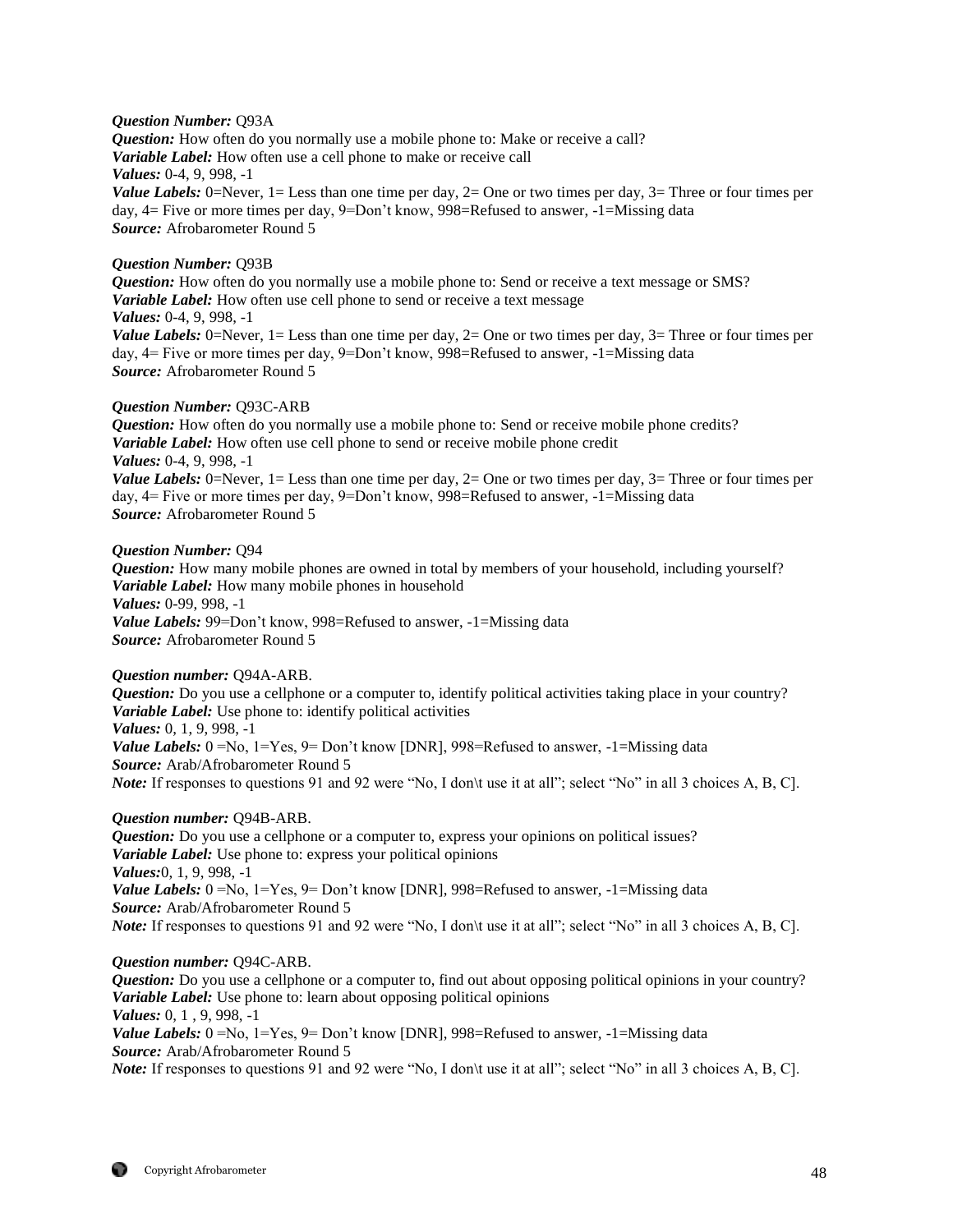***Question Number:*** Q93A
***Question:*** How often do you normally use a mobile phone to: Make or receive a call?
***Variable Label:*** How often use a cell phone to make or receive call
***Values:*** 0-4, 9, 998, -1
***Value Labels:*** 0=Never, 1= Less than one time per day, 2= One or two times per day, 3= Three or four times per day, 4= Five or more times per day, 9=Don't know, 998=Refused to answer, -1=Missing data
***Source:*** Afrobarometer Round 5

***Question Number:*** Q93B
***Question:*** How often do you normally use a mobile phone to: Send or receive a text message or SMS?
***Variable Label:*** How often use cell phone to send or receive a text message
***Values:*** 0-4, 9, 998, -1
***Value Labels:*** 0=Never, 1= Less than one time per day, 2= One or two times per day, 3= Three or four times per day, 4= Five or more times per day, 9=Don't know, 998=Refused to answer, -1=Missing data
***Source:*** Afrobarometer Round 5

***Question Number:*** Q93C-ARB
***Question:*** How often do you normally use a mobile phone to: Send or receive mobile phone credits?
***Variable Label:*** How often use cell phone to send or receive mobile phone credit
***Values:*** 0-4, 9, 998, -1
***Value Labels:*** 0=Never, 1= Less than one time per day, 2= One or two times per day, 3= Three or four times per day, 4= Five or more times per day, 9=Don't know, 998=Refused to answer, -1=Missing data
***Source:*** Afrobarometer Round 5

***Question Number:*** Q94
***Question:*** How many mobile phones are owned in total by members of your household, including yourself?
***Variable Label:*** How many mobile phones in household
***Values:*** 0-99, 998, -1
***Value Labels:*** 99=Don't know, 998=Refused to answer, -1=Missing data
***Source:*** Afrobarometer Round 5

***Question number:*** Q94A-ARB.
***Question:*** Do you use a cellphone or a computer to, identify political activities taking place in your country?
***Variable Label:*** Use phone to: identify political activities
***Values:*** 0, 1, 9, 998, -1
***Value Labels:*** 0 =No, 1=Yes, 9= Don't know [DNR], 998=Refused to answer, -1=Missing data
***Source:*** Arab/Afrobarometer Round 5
***Note:*** If responses to questions 91 and 92 were "No, I don\t use it at all"; select "No" in all 3 choices A, B, C].

***Question number:*** Q94B-ARB.
***Question:*** Do you use a cellphone or a computer to, express your opinions on political issues?
***Variable Label:*** Use phone to: express your political opinions
***Values:***0, 1, 9, 998, -1
***Value Labels:*** 0 =No, 1=Yes, 9= Don't know [DNR], 998=Refused to answer, -1=Missing data
***Source:*** Arab/Afrobarometer Round 5
***Note:*** If responses to questions 91 and 92 were "No, I don\t use it at all"; select "No" in all 3 choices A, B, C].

***Question number:*** Q94C-ARB.
***Question:*** Do you use a cellphone or a computer to, find out about opposing political opinions in your country?
***Variable Label:*** Use phone to: learn about opposing political opinions
***Values:*** 0, 1 , 9, 998, -1
***Value Labels:*** 0 =No, 1=Yes, 9= Don't know [DNR], 998=Refused to answer, -1=Missing data
***Source:*** Arab/Afrobarometer Round 5
***Note:*** If responses to questions 91 and 92 were "No, I don\t use it at all"; select "No" in all 3 choices A, B, C].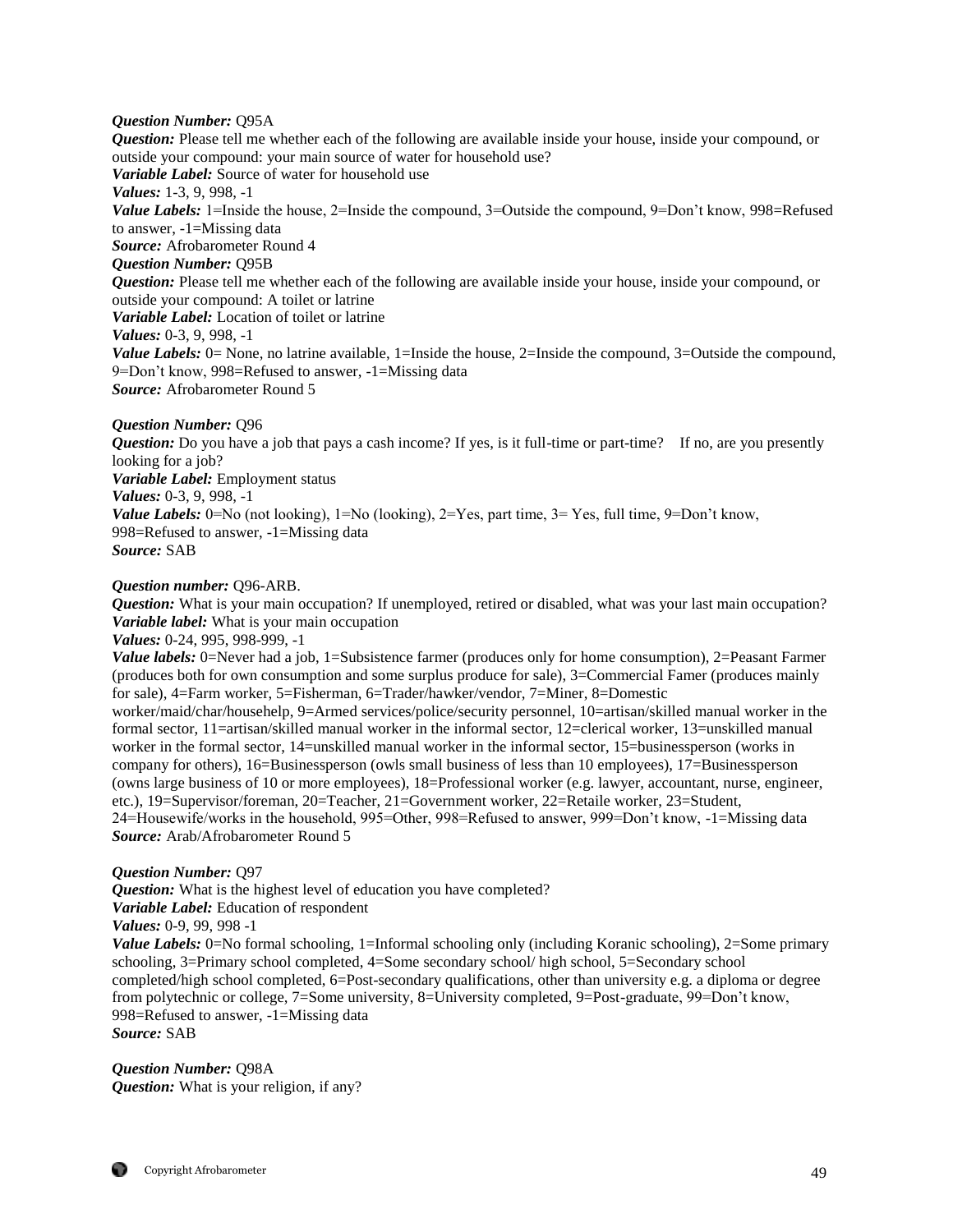***Question Number:*** Q95A
***Question:*** Please tell me whether each of the following are available inside your house, inside your compound, or outside your compound: your main source of water for household use?
***Variable Label:*** Source of water for household use
***Values:*** 1-3, 9, 998, -1
***Value Labels:*** 1=Inside the house, 2=Inside the compound, 3=Outside the compound, 9=Don't know, 998=Refused to answer, -1=Missing data
***Source:*** Afrobarometer Round 4
***Question Number:*** Q95B
***Question:*** Please tell me whether each of the following are available inside your house, inside your compound, or outside your compound: A toilet or latrine
***Variable Label:*** Location of toilet or latrine
***Values:*** 0-3, 9, 998, -1
***Value Labels:*** 0= None, no latrine available, 1=Inside the house, 2=Inside the compound, 3=Outside the compound, 9=Don't know, 998=Refused to answer, -1=Missing data
***Source:*** Afrobarometer Round 5

***Question Number:*** Q96
***Question:*** Do you have a job that pays a cash income? If yes, is it full-time or part-time? If no, are you presently looking for a job?
***Variable Label:*** Employment status
***Values:*** 0-3, 9, 998, -1
***Value Labels:*** 0=No (not looking), 1=No (looking), 2=Yes, part time, 3= Yes, full time, 9=Don't know, 998=Refused to answer, -1=Missing data
***Source:*** SAB

***Question number:*** Q96-ARB.
***Question:*** What is your main occupation? If unemployed, retired or disabled, what was your last main occupation?
***Variable label:*** What is your main occupation
***Values:*** 0-24, 995, 998-999, -1
***Value labels:*** 0=Never had a job, 1=Subsistence farmer (produces only for home consumption), 2=Peasant Farmer (produces both for own consumption and some surplus produce for sale), 3=Commercial Famer (produces mainly for sale), 4=Farm worker, 5=Fisherman, 6=Trader/hawker/vendor, 7=Miner, 8=Domestic worker/maid/char/househelp, 9=Armed services/police/security personnel, 10=artisan/skilled manual worker in the formal sector, 11=artisan/skilled manual worker in the informal sector, 12=clerical worker, 13=unskilled manual worker in the formal sector, 14=unskilled manual worker in the informal sector, 15=businessperson (works in company for others), 16=Businessperson (owls small business of less than 10 employees), 17=Businessperson (owns large business of 10 or more employees), 18=Professional worker (e.g. lawyer, accountant, nurse, engineer, etc.), 19=Supervisor/foreman, 20=Teacher, 21=Government worker, 22=Retaile worker, 23=Student, 24=Housewife/works in the household, 995=Other, 998=Refused to answer, 999=Don't know, -1=Missing data
***Source:*** Arab/Afrobarometer Round 5

***Question Number:*** Q97
***Question:*** What is the highest level of education you have completed?
***Variable Label:*** Education of respondent
***Values:*** 0-9, 99, 998 -1
***Value Labels:*** 0=No formal schooling, 1=Informal schooling only (including Koranic schooling), 2=Some primary schooling, 3=Primary school completed, 4=Some secondary school/ high school, 5=Secondary school completed/high school completed, 6=Post-secondary qualifications, other than university e.g. a diploma or degree from polytechnic or college, 7=Some university, 8=University completed, 9=Post-graduate, 99=Don't know, 998=Refused to answer, -1=Missing data
***Source:*** SAB

***Question Number:*** Q98A
***Question:*** What is your religion, if any?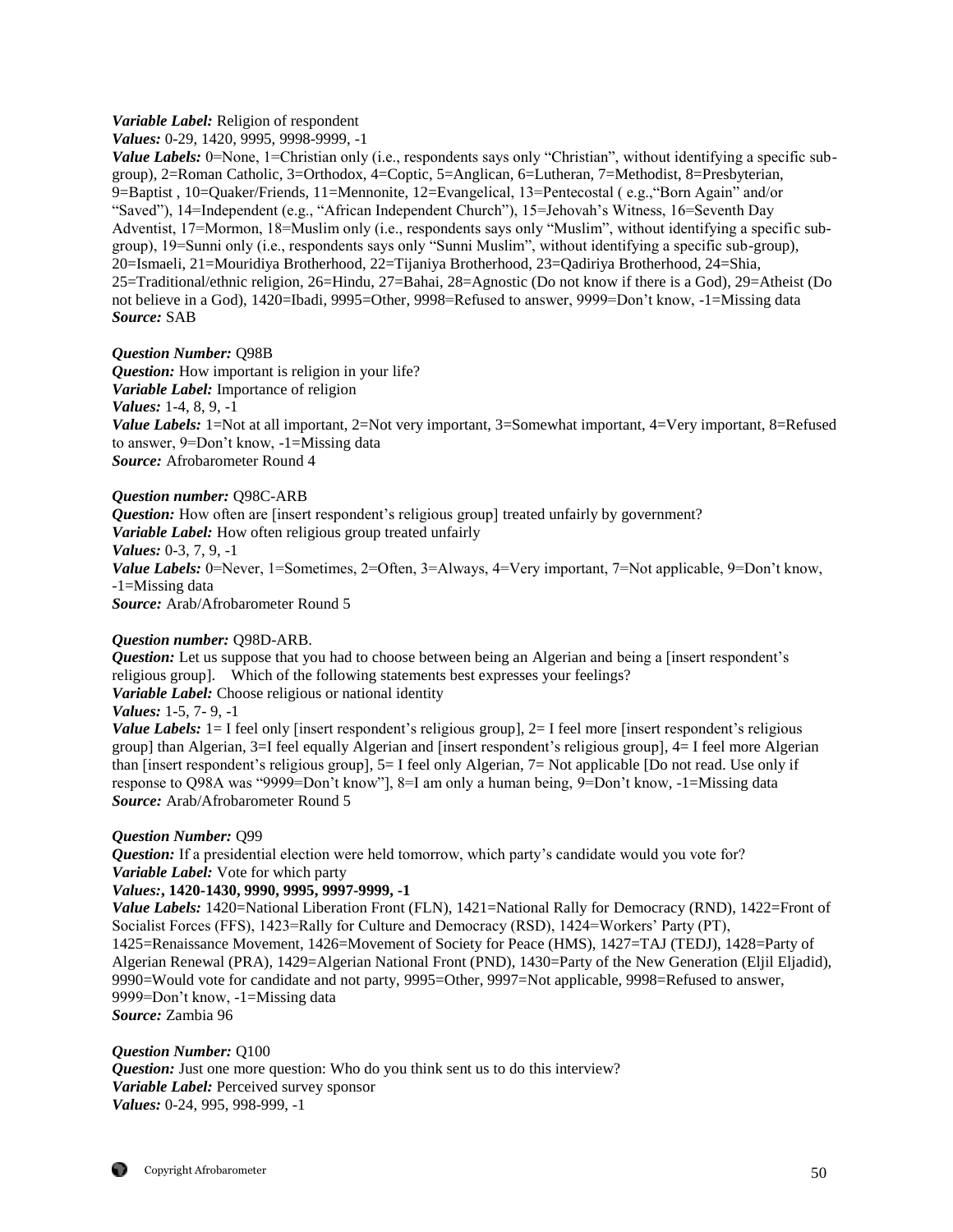***Variable Label:*** Religion of respondent
***Values:*** 0-29, 1420, 9995, 9998-9999, -1
***Value Labels:*** 0=None, 1=Christian only (i.e., respondents says only "Christian", without identifying a specific sub-group), 2=Roman Catholic, 3=Orthodox, 4=Coptic, 5=Anglican, 6=Lutheran, 7=Methodist, 8=Presbyterian, 9=Baptist , 10=Quaker/Friends, 11=Mennonite, 12=Evangelical, 13=Pentecostal ( e.g.,"Born Again" and/or "Saved"), 14=Independent (e.g., "African Independent Church"), 15=Jehovah's Witness, 16=Seventh Day Adventist, 17=Mormon, 18=Muslim only (i.e., respondents says only "Muslim", without identifying a specific sub-group), 19=Sunni only (i.e., respondents says only "Sunni Muslim", without identifying a specific sub-group), 20=Ismaeli, 21=Mouridiya Brotherhood, 22=Tijaniya Brotherhood, 23=Qadiriya Brotherhood, 24=Shia, 25=Traditional/ethnic religion, 26=Hindu, 27=Bahai, 28=Agnostic (Do not know if there is a God), 29=Atheist (Do not believe in a God), 1420=Ibadi, 9995=Other, 9998=Refused to answer, 9999=Don't know, -1=Missing data
***Source:*** SAB

***Question Number:*** Q98B
***Question:*** How important is religion in your life?
***Variable Label:*** Importance of religion
***Values:*** 1-4, 8, 9, -1
***Value Labels:*** 1=Not at all important, 2=Not very important, 3=Somewhat important, 4=Very important, 8=Refused to answer, 9=Don't know, -1=Missing data
***Source:*** Afrobarometer Round 4

***Question number:*** Q98C-ARB
***Question:*** How often are [insert respondent's religious group] treated unfairly by government?
***Variable Label:*** How often religious group treated unfairly
***Values:*** 0-3, 7, 9, -1
***Value Labels:*** 0=Never, 1=Sometimes, 2=Often, 3=Always, 4=Very important, 7=Not applicable, 9=Don't know, -1=Missing data
***Source:*** Arab/Afrobarometer Round 5

***Question number:*** Q98D-ARB.
***Question:*** Let us suppose that you had to choose between being an Algerian and being a [insert respondent's religious group]. Which of the following statements best expresses your feelings?
***Variable Label:*** Choose religious or national identity
***Values:*** 1-5, 7- 9, -1
***Value Labels:*** 1= I feel only [insert respondent's religious group], 2= I feel more [insert respondent's religious group] than Algerian, 3=I feel equally Algerian and [insert respondent's religious group], 4= I feel more Algerian than [insert respondent's religious group], 5= I feel only Algerian, 7= Not applicable [Do not read. Use only if response to Q98A was "9999=Don't know"], 8=I am only a human being, 9=Don't know, -1=Missing data
***Source:*** Arab/Afrobarometer Round 5

***Question Number:*** Q99
***Question:*** If a presidential election were held tomorrow, which party's candidate would you vote for?
***Variable Label:*** Vote for which party
***Values:*, 1420-1430, 9990, 9995, 9997-9999, -1**
***Value Labels:*** 1420=National Liberation Front (FLN), 1421=National Rally for Democracy (RND), 1422=Front of Socialist Forces (FFS), 1423=Rally for Culture and Democracy (RSD), 1424=Workers' Party (PT), 1425=Renaissance Movement, 1426=Movement of Society for Peace (HMS), 1427=TAJ (TEDJ), 1428=Party of Algerian Renewal (PRA), 1429=Algerian National Front (PND), 1430=Party of the New Generation (Eljil Eljadid), 9990=Would vote for candidate and not party, 9995=Other, 9997=Not applicable, 9998=Refused to answer, 9999=Don't know, -1=Missing data
***Source:*** Zambia 96

***Question Number:*** Q100
***Question:*** Just one more question: Who do you think sent us to do this interview?
***Variable Label:*** Perceived survey sponsor
***Values:*** 0-24, 995, 998-999, -1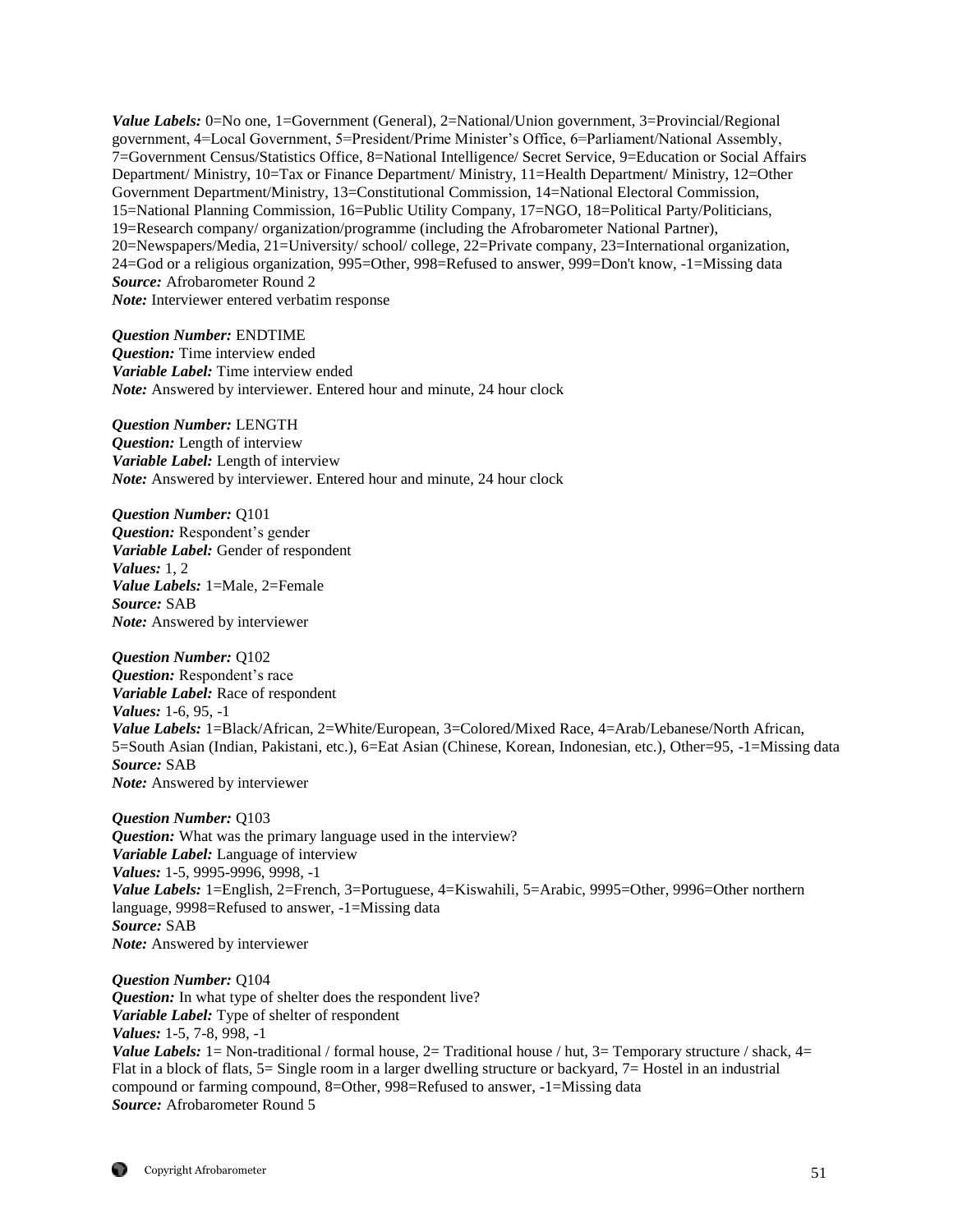***Value Labels:*** 0=No one, 1=Government (General), 2=National/Union government, 3=Provincial/Regional government, 4=Local Government, 5=President/Prime Minister's Office, 6=Parliament/National Assembly, 7=Government Census/Statistics Office, 8=National Intelligence/ Secret Service, 9=Education or Social Affairs Department/ Ministry, 10=Tax or Finance Department/ Ministry, 11=Health Department/ Ministry, 12=Other Government Department/Ministry, 13=Constitutional Commission, 14=National Electoral Commission, 15=National Planning Commission, 16=Public Utility Company, 17=NGO, 18=Political Party/Politicians, 19=Research company/ organization/programme (including the Afrobarometer National Partner), 20=Newspapers/Media, 21=University/ school/ college, 22=Private company, 23=International organization, 24=God or a religious organization, 995=Other, 998=Refused to answer, 999=Don't know, -1=Missing data
***Source:*** Afrobarometer Round 2
***Note:*** Interviewer entered verbatim response

***Question Number:*** ENDTIME
***Question:*** Time interview ended
***Variable Label:*** Time interview ended
***Note:*** Answered by interviewer. Entered hour and minute, 24 hour clock

***Question Number:*** LENGTH
***Question:*** Length of interview
***Variable Label:*** Length of interview
***Note:*** Answered by interviewer. Entered hour and minute, 24 hour clock

***Question Number:*** Q101
***Question:*** Respondent's gender
***Variable Label:*** Gender of respondent
***Values:*** 1, 2
***Value Labels:*** 1=Male, 2=Female
***Source:*** SAB
***Note:*** Answered by interviewer

***Question Number:*** Q102
***Question:*** Respondent's race
***Variable Label:*** Race of respondent
***Values:*** 1-6, 95, -1
***Value Labels:*** 1=Black/African, 2=White/European, 3=Colored/Mixed Race, 4=Arab/Lebanese/North African, 5=South Asian (Indian, Pakistani, etc.), 6=Eat Asian (Chinese, Korean, Indonesian, etc.), Other=95, -1=Missing data
***Source:*** SAB
***Note:*** Answered by interviewer

***Question Number:*** Q103
***Question:*** What was the primary language used in the interview?
***Variable Label:*** Language of interview
***Values:*** 1-5, 9995-9996, 9998, -1
***Value Labels:*** 1=English, 2=French, 3=Portuguese, 4=Kiswahili, 5=Arabic, 9995=Other, 9996=Other northern language, 9998=Refused to answer, -1=Missing data
***Source:*** SAB
***Note:*** Answered by interviewer

***Question Number:*** Q104
***Question:*** In what type of shelter does the respondent live?
***Variable Label:*** Type of shelter of respondent
***Values:*** 1-5, 7-8, 998, -1
***Value Labels:*** 1= Non-traditional / formal house, 2= Traditional house / hut, 3= Temporary structure / shack, 4= Flat in a block of flats, 5= Single room in a larger dwelling structure or backyard, 7= Hostel in an industrial compound or farming compound, 8=Other, 998=Refused to answer, -1=Missing data
***Source:*** Afrobarometer Round 5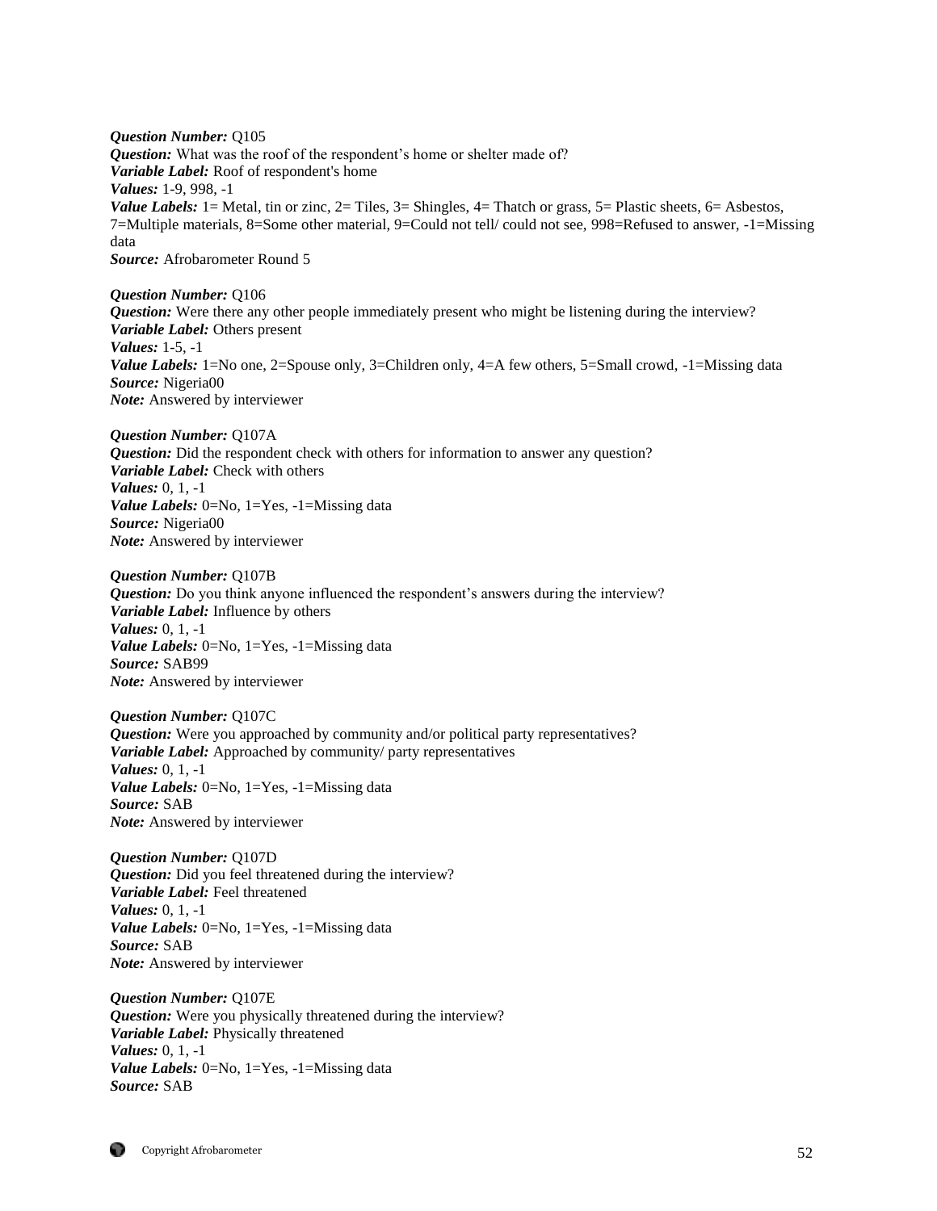***Question Number:*** Q105
***Question:*** What was the roof of the respondent's home or shelter made of?
***Variable Label:*** Roof of respondent's home
***Values:*** 1-9, 998, -1
***Value Labels:*** 1= Metal, tin or zinc, 2= Tiles, 3= Shingles, 4= Thatch or grass, 5= Plastic sheets, 6= Asbestos, 7=Multiple materials, 8=Some other material, 9=Could not tell/ could not see, 998=Refused to answer, -1=Missing data
***Source:*** Afrobarometer Round 5

***Question Number:*** Q106
***Question:*** Were there any other people immediately present who might be listening during the interview?
***Variable Label:*** Others present
***Values:*** 1-5, -1
***Value Labels:*** 1=No one, 2=Spouse only, 3=Children only, 4=A few others, 5=Small crowd, -1=Missing data
***Source:*** Nigeria00
***Note:*** Answered by interviewer

***Question Number:*** Q107A
***Question:*** Did the respondent check with others for information to answer any question?
***Variable Label:*** Check with others
***Values:*** 0, 1, -1
***Value Labels:*** 0=No, 1=Yes, -1=Missing data
***Source:*** Nigeria00
***Note:*** Answered by interviewer

***Question Number:*** Q107B
***Question:*** Do you think anyone influenced the respondent's answers during the interview?
***Variable Label:*** Influence by others
***Values:*** 0, 1, -1
***Value Labels:*** 0=No, 1=Yes, -1=Missing data
***Source:*** SAB99
***Note:*** Answered by interviewer

***Question Number:*** Q107C
***Question:*** Were you approached by community and/or political party representatives?
***Variable Label:*** Approached by community/ party representatives
***Values:*** 0, 1, -1
***Value Labels:*** 0=No, 1=Yes, -1=Missing data
***Source:*** SAB
***Note:*** Answered by interviewer

***Question Number:*** Q107D
***Question:*** Did you feel threatened during the interview?
***Variable Label:*** Feel threatened
***Values:*** 0, 1, -1
***Value Labels:*** 0=No, 1=Yes, -1=Missing data
***Source:*** SAB
***Note:*** Answered by interviewer

***Question Number:*** Q107E
***Question:*** Were you physically threatened during the interview?
***Variable Label:*** Physically threatened
***Values:*** 0, 1, -1
***Value Labels:*** 0=No, 1=Yes, -1=Missing data
***Source:*** SAB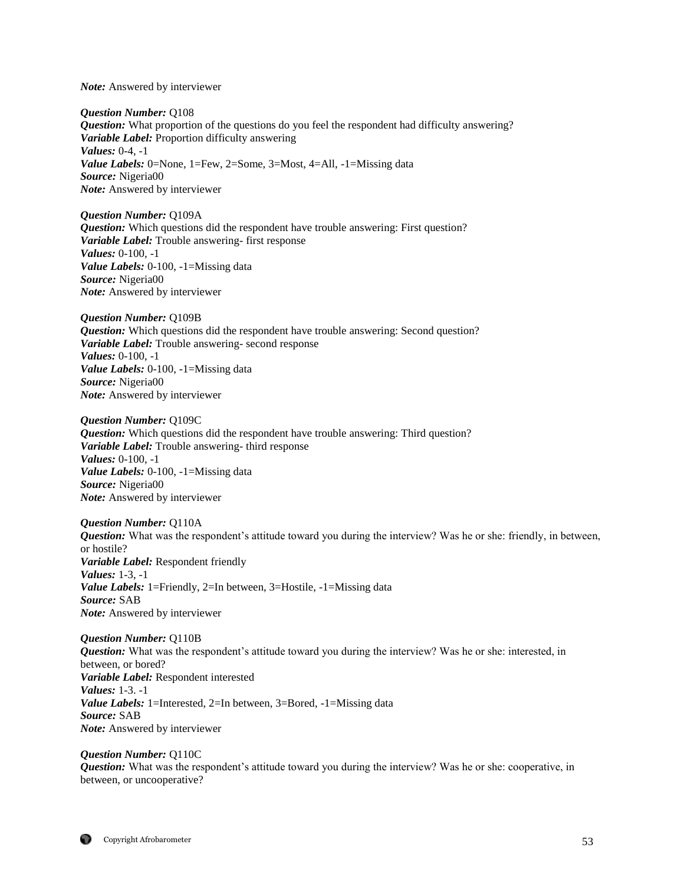*Note:* Answered by interviewer

*Question Number:* Q108
*Question:* What proportion of the questions do you feel the respondent had difficulty answering?
*Variable Label:* Proportion difficulty answering
*Values:* 0-4, -1
*Value Labels:* 0=None, 1=Few, 2=Some, 3=Most, 4=All, -1=Missing data
*Source:* Nigeria00
*Note:* Answered by interviewer

*Question Number:* Q109A
*Question:* Which questions did the respondent have trouble answering: First question?
*Variable Label:* Trouble answering- first response
*Values:* 0-100, -1
*Value Labels:* 0-100, -1=Missing data
*Source:* Nigeria00
*Note:* Answered by interviewer

*Question Number:* Q109B
*Question:* Which questions did the respondent have trouble answering: Second question?
*Variable Label:* Trouble answering- second response
*Values:* 0-100, -1
*Value Labels:* 0-100, -1=Missing data
*Source:* Nigeria00
*Note:* Answered by interviewer

*Question Number:* Q109C
*Question:* Which questions did the respondent have trouble answering: Third question?
*Variable Label:* Trouble answering- third response
*Values:* 0-100, -1
*Value Labels:* 0-100, -1=Missing data
*Source:* Nigeria00
*Note:* Answered by interviewer

*Question Number:* Q110A
*Question:* What was the respondent's attitude toward you during the interview? Was he or she: friendly, in between, or hostile?
*Variable Label:* Respondent friendly
*Values:* 1-3, -1
*Value Labels:* 1=Friendly, 2=In between, 3=Hostile, -1=Missing data
*Source:* SAB
*Note:* Answered by interviewer

*Question Number:* Q110B
*Question:* What was the respondent's attitude toward you during the interview? Was he or she: interested, in between, or bored?
*Variable Label:* Respondent interested
*Values:* 1-3. -1
*Value Labels:* 1=Interested, 2=In between, 3=Bored, -1=Missing data
*Source:* SAB
*Note:* Answered by interviewer

*Question Number:* Q110C
*Question:* What was the respondent's attitude toward you during the interview? Was he or she: cooperative, in between, or uncooperative?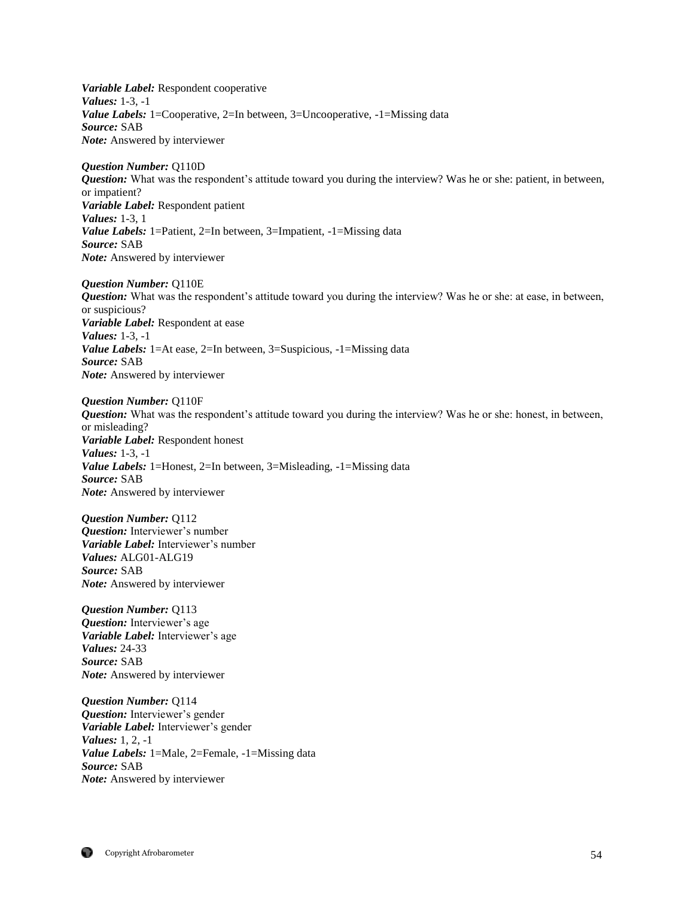***Variable Label:*** Respondent cooperative
***Values:*** 1-3, -1
***Value Labels:*** 1=Cooperative, 2=In between, 3=Uncooperative, -1=Missing data
***Source:*** SAB
***Note:*** Answered by interviewer

***Question Number:*** Q110D
***Question:*** What was the respondent's attitude toward you during the interview? Was he or she: patient, in between, or impatient?
***Variable Label:*** Respondent patient
***Values:*** 1-3, 1
***Value Labels:*** 1=Patient, 2=In between, 3=Impatient, -1=Missing data
***Source:*** SAB
***Note:*** Answered by interviewer

***Question Number:*** Q110E
***Question:*** What was the respondent's attitude toward you during the interview? Was he or she: at ease, in between, or suspicious?
***Variable Label:*** Respondent at ease
***Values:*** 1-3, -1
***Value Labels:*** 1=At ease, 2=In between, 3=Suspicious, -1=Missing data
***Source:*** SAB
***Note:*** Answered by interviewer

***Question Number:*** Q110F
***Question:*** What was the respondent's attitude toward you during the interview? Was he or she: honest, in between, or misleading?
***Variable Label:*** Respondent honest
***Values:*** 1-3, -1
***Value Labels:*** 1=Honest, 2=In between, 3=Misleading, -1=Missing data
***Source:*** SAB
***Note:*** Answered by interviewer

***Question Number:*** Q112
***Question:*** Interviewer's number
***Variable Label:*** Interviewer's number
***Values:*** ALG01-ALG19
***Source:*** SAB
***Note:*** Answered by interviewer

***Question Number:*** Q113
***Question:*** Interviewer's age
***Variable Label:*** Interviewer's age
***Values:*** 24-33
***Source:*** SAB
***Note:*** Answered by interviewer

***Question Number:*** Q114
***Question:*** Interviewer's gender
***Variable Label:*** Interviewer's gender
***Values:*** 1, 2, -1
***Value Labels:*** 1=Male, 2=Female, -1=Missing data
***Source:*** SAB
***Note:*** Answered by interviewer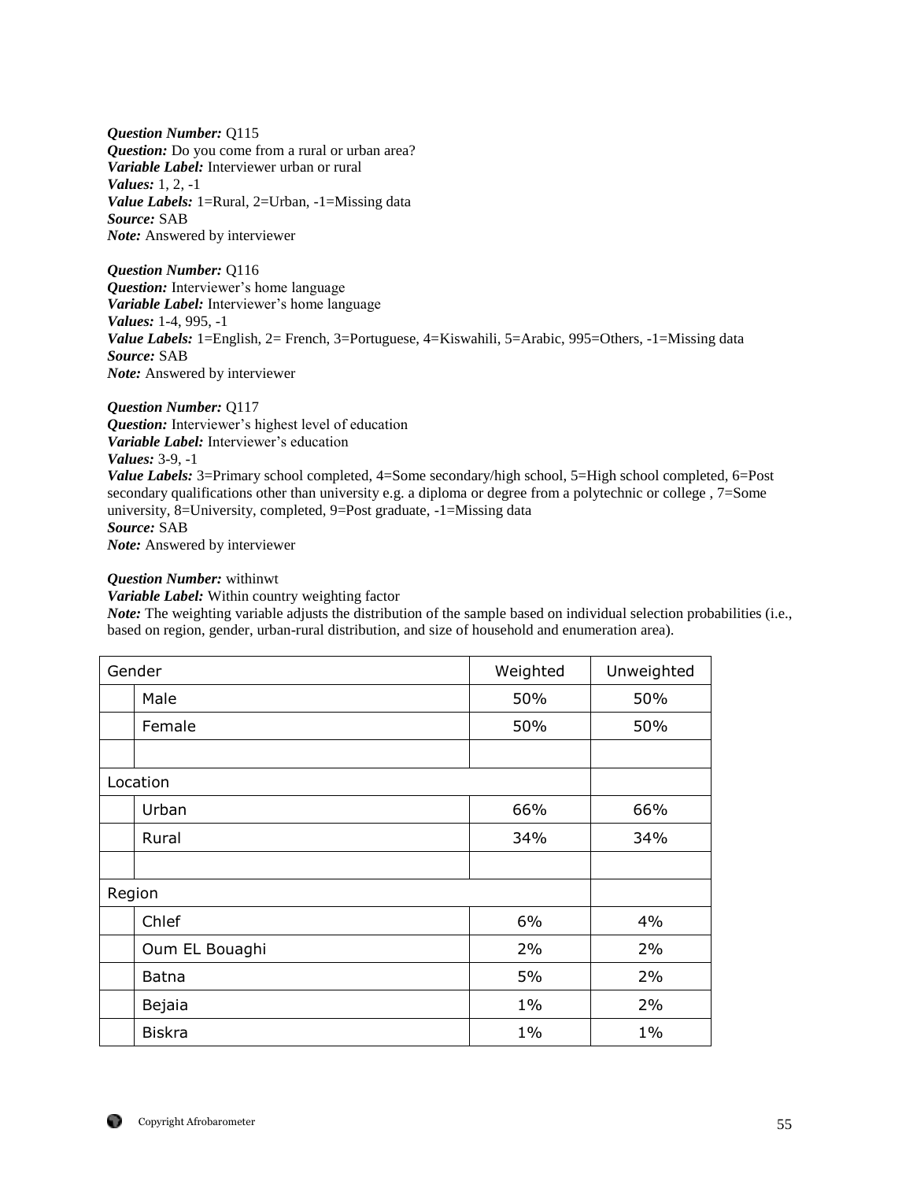***Question Number:*** Q115
***Question:*** Do you come from a rural or urban area?
***Variable Label:*** Interviewer urban or rural
***Values:*** 1, 2, -1
***Value Labels:*** 1=Rural, 2=Urban, -1=Missing data
***Source:*** SAB
***Note:*** Answered by interviewer

***Question Number:*** Q116
***Question:*** Interviewer's home language
***Variable Label:*** Interviewer's home language
***Values:*** 1-4, 995, -1
***Value Labels:*** 1=English, 2= French, 3=Portuguese, 4=Kiswahili, 5=Arabic, 995=Others, -1=Missing data
***Source:*** SAB
***Note:*** Answered by interviewer

***Question Number:*** Q117
***Question:*** Interviewer's highest level of education
***Variable Label:*** Interviewer's education
***Values:*** 3-9, -1
***Value Labels:*** 3=Primary school completed, 4=Some secondary/high school, 5=High school completed, 6=Post secondary qualifications other than university e.g. a diploma or degree from a polytechnic or college , 7=Some university, 8=University, completed, 9=Post graduate, -1=Missing data
***Source:*** SAB
***Note:*** Answered by interviewer

***Question Number:*** withinwt
***Variable Label:*** Within country weighting factor
***Note:*** The weighting variable adjusts the distribution of the sample based on individual selection probabilities (i.e., based on region, gender, urban-rural distribution, and size of household and enumeration area).

| Gender | | Weighted | Unweighted |
|---|---|---|---|
| | Male | 50% | 50% |
| | Female | 50% | 50% |
| | | | |
| Location | | | |
| | Urban | 66% | 66% |
| | Rural | 34% | 34% |
| | | | |
| Region | | | |
| | Chlef | 6% | 4% |
| | Oum EL Bouaghi | 2% | 2% |
| | Batna | 5% | 2% |
| | Bejaia | 1% | 2% |
| | Biskra | 1% | 1% |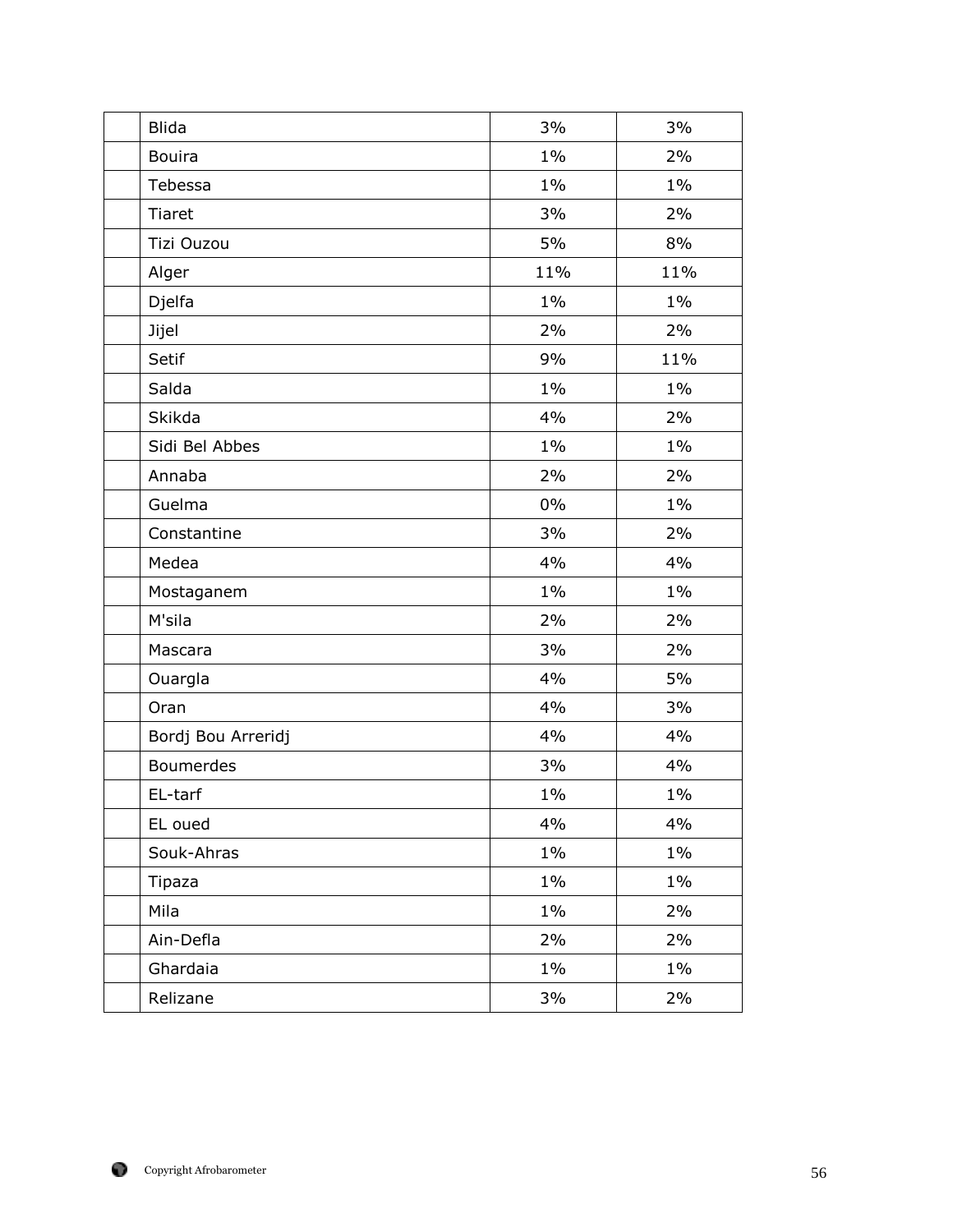| | | | |
|---|---|---|---|
| | Blida | 3% | 3% |
| | Bouira | 1% | 2% |
| | Tebessa | 1% | 1% |
| | Tiaret | 3% | 2% |
| | Tizi Ouzou | 5% | 8% |
| | Alger | 11% | 11% |
| | Djelfa | 1% | 1% |
| | Jijel | 2% | 2% |
| | Setif | 9% | 11% |
| | Salda | 1% | 1% |
| | Skikda | 4% | 2% |
| | Sidi Bel Abbes | 1% | 1% |
| | Annaba | 2% | 2% |
| | Guelma | 0% | 1% |
| | Constantine | 3% | 2% |
| | Medea | 4% | 4% |
| | Mostaganem | 1% | 1% |
| | M'sila | 2% | 2% |
| | Mascara | 3% | 2% |
| | Ouargla | 4% | 5% |
| | Oran | 4% | 3% |
| | Bordj Bou Arreridj | 4% | 4% |
| | Boumerdes | 3% | 4% |
| | EL-tarf | 1% | 1% |
| | EL oued | 4% | 4% |
| | Souk-Ahras | 1% | 1% |
| | Tipaza | 1% | 1% |
| | Mila | 1% | 2% |
| | Ain-Defla | 2% | 2% |
| | Ghardaia | 1% | 1% |
| | Relizane | 3% | 2% |

Copyright Afrobarometer